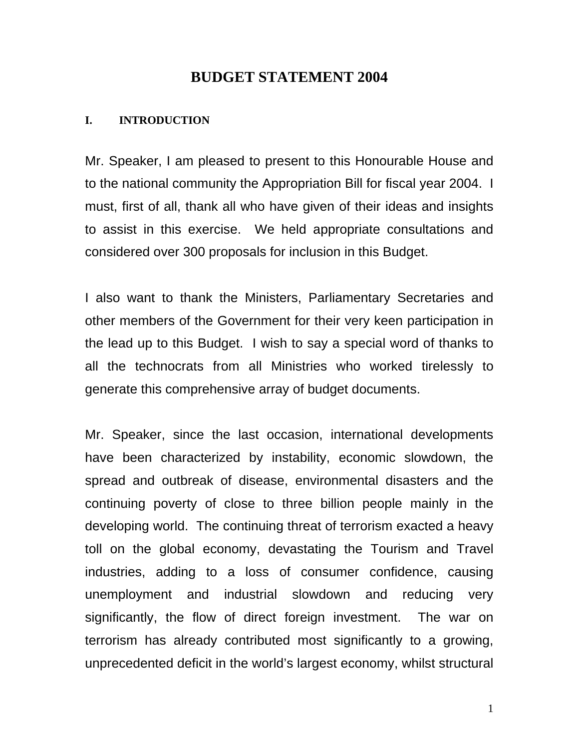# BUDGET STATEMENT 2004

## I. INTRODUCTION

Mr. Speaker, I am pleased to present to this Honourable House and to the national community the Appropriation Bill for fiscal year 2004. I must, first of all, thank all who have given of their ideas and insights to assist in this exercise. We held appropriate consultations and considered over 300 proposals for inclusion in this Budget.

I also want to thank the Ministers, Parliamentary Secretaries and other members of the Government for their very keen participation in the lead up to this Budget. I wish to say a special word of thanks to all the technocrats from all Ministries who worked tirelessly to generate this comprehensive array of budget documents.

Mr. Speaker, since the last occasion, international developments have been characterized by instability, economic slowdown, the spread and outbreak of disease, environmental disasters and the continuing poverty of close to three billion people mainly in the developing world. The continuing threat of terrorism exacted a heavy toll on the global economy, devastating the Tourism and Travel industries, adding to a loss of consumer confidence, causing unemployment and industrial slowdown and reducing very significantly, the flow of direct foreign investment. The war on terrorism has already contributed most significantly to a growing, unprecedented deficit in the world's largest economy, whilst structural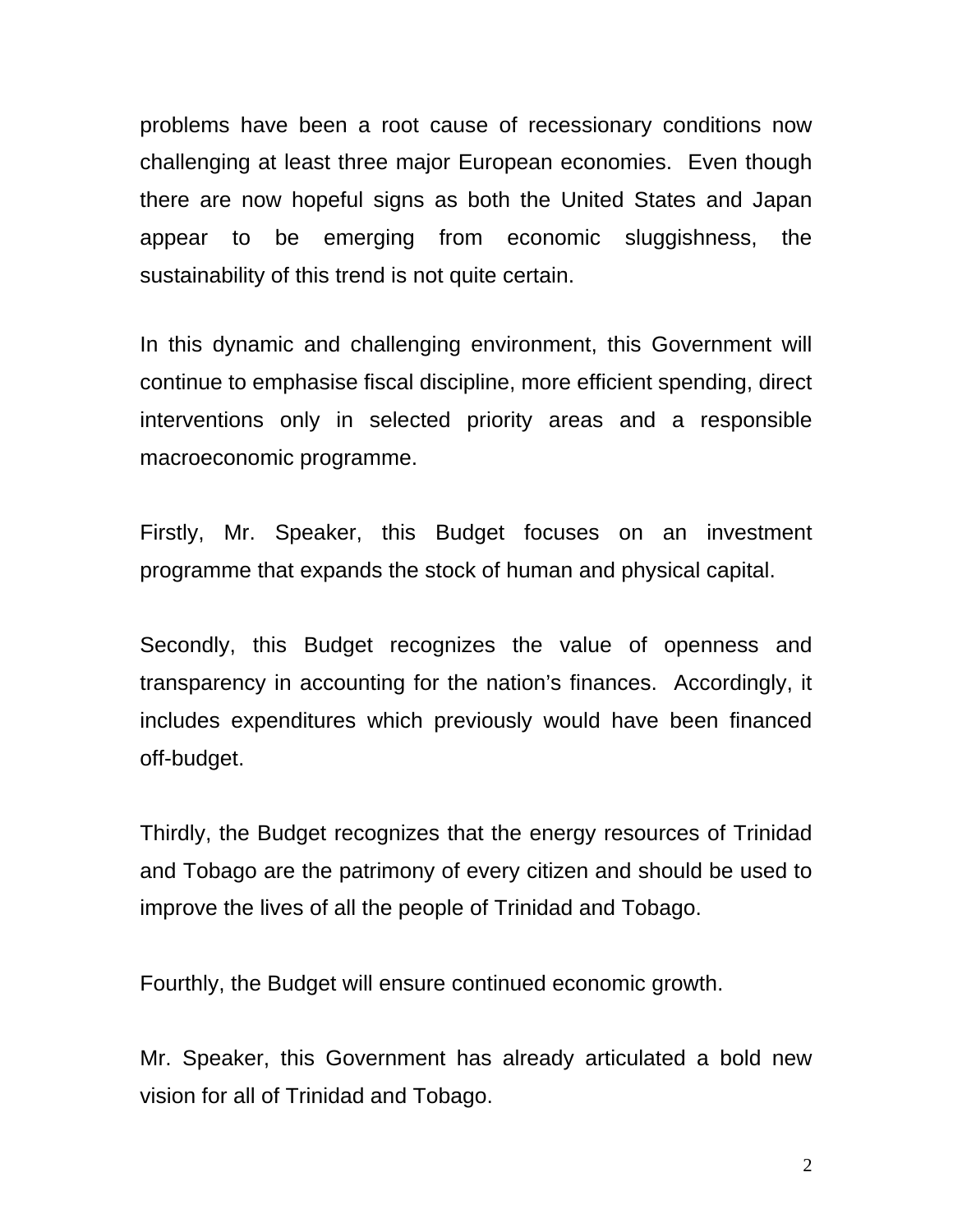problems have been a root cause of recessionary conditions now challenging at least three major European economies. Even though there are now hopeful signs as both the United States and Japan appear to be emerging from economic sluggishness, the sustainability of this trend is not quite certain.

In this dynamic and challenging environment, this Government will continue to emphasise fiscal discipline, more efficient spending, direct interventions only in selected priority areas and a responsible macroeconomic programme.

Firstly, Mr. Speaker, this Budget focuses on an investment programme that expands the stock of human and physical capital.

Secondly, this Budget recognizes the value of openness and transparency in accounting for the nation's finances. Accordingly, it includes expenditures which previously would have been financed off-budget.

Thirdly, the Budget recognizes that the energy resources of Trinidad and Tobago are the patrimony of every citizen and should be used to improve the lives of all the people of Trinidad and Tobago.

Fourthly, the Budget will ensure continued economic growth.

Mr. Speaker, this Government has already articulated a bold new vision for all of Trinidad and Tobago.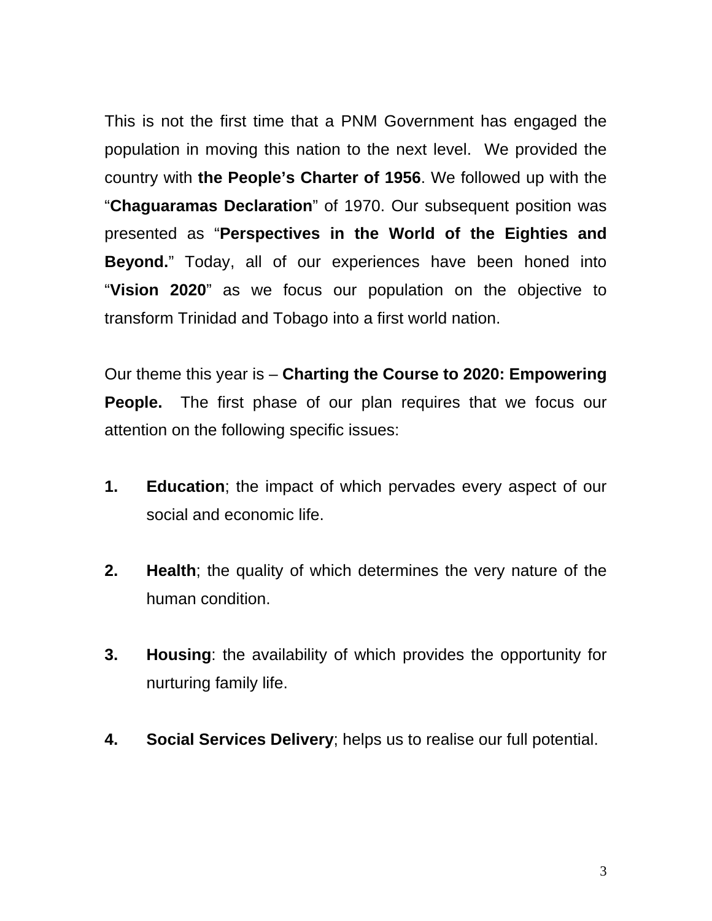This is not the first time that a PNM Government has engaged the population in moving this nation to the next level. We provided the country with **the People's Charter of 1956**. We followed up with the "**Chaguaramas Declaration**" of 1970. Our subsequent position was presented as "**Perspectives in the World of the Eighties and Beyond.**" Today, all of our experiences have been honed into "**Vision 2020**" as we focus our population on the objective to transform Trinidad and Tobago into a first world nation.

Our theme this year is – **Charting the Course to 2020: Empowering People.** The first phase of our plan requires that we focus our attention on the following specific issues:

1. **Education**; the impact of which pervades every aspect of our social and economic life.

2. **Health**; the quality of which determines the very nature of the human condition.

3. **Housing**: the availability of which provides the opportunity for nurturing family life.

4. **Social Services Delivery**; helps us to realise our full potential.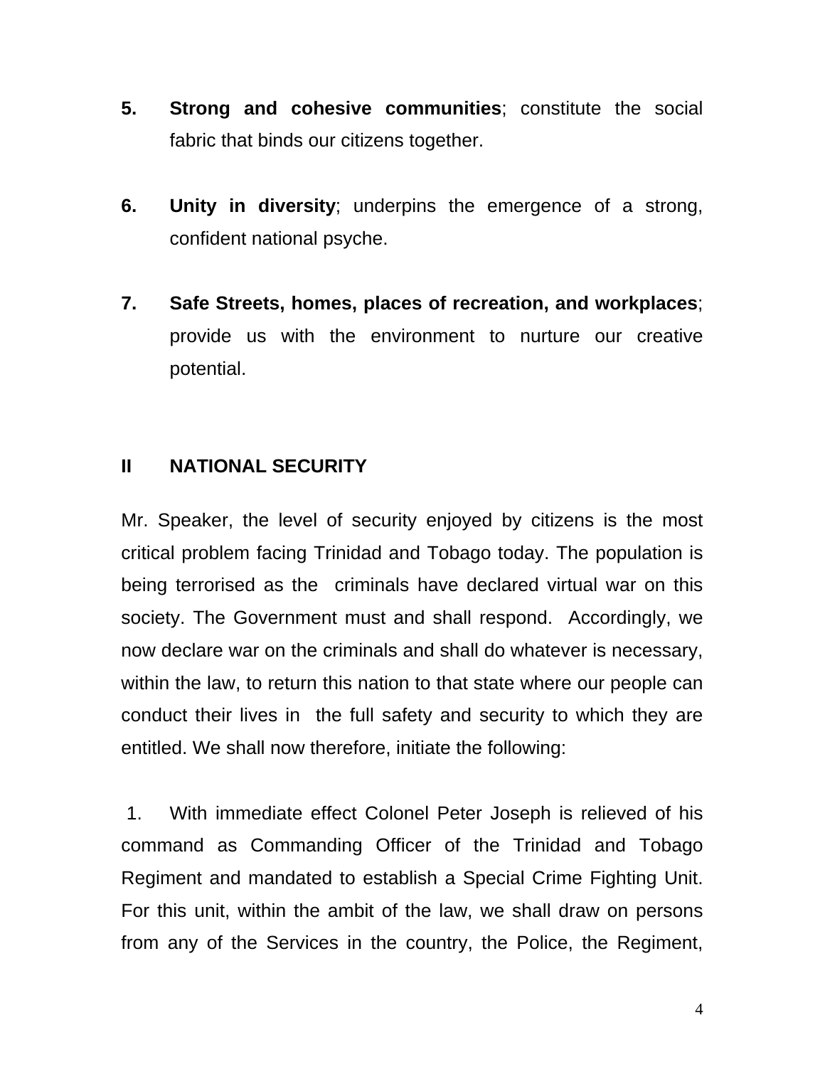5. **Strong and cohesive communities**; constitute the social fabric that binds our citizens together.

6. **Unity in diversity**; underpins the emergence of a strong, confident national psyche.

7. **Safe Streets, homes, places of recreation, and workplaces**; provide us with the environment to nurture our creative potential.

## II NATIONAL SECURITY

Mr. Speaker, the level of security enjoyed by citizens is the most critical problem facing Trinidad and Tobago today. The population is being terrorised as the criminals have declared virtual war on this society. The Government must and shall respond. Accordingly, we now declare war on the criminals and shall do whatever is necessary, within the law, to return this nation to that state where our people can conduct their lives in the full safety and security to which they are entitled. We shall now therefore, initiate the following:

1. With immediate effect Colonel Peter Joseph is relieved of his command as Commanding Officer of the Trinidad and Tobago Regiment and mandated to establish a Special Crime Fighting Unit. For this unit, within the ambit of the law, we shall draw on persons from any of the Services in the country, the Police, the Regiment,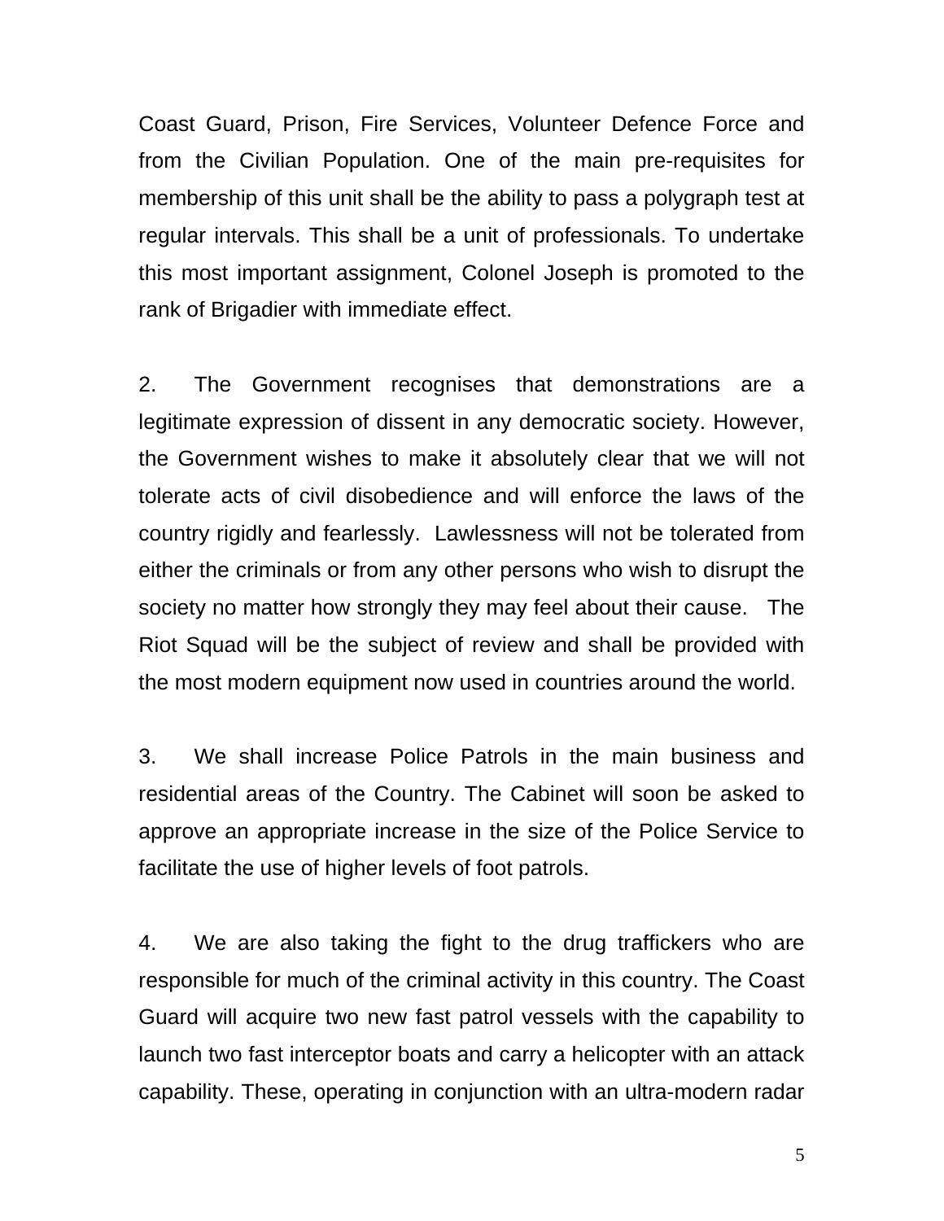Coast Guard, Prison, Fire Services, Volunteer Defence Force and from the Civilian Population. One of the main pre-requisites for membership of this unit shall be the ability to pass a polygraph test at regular intervals. This shall be a unit of professionals. To undertake this most important assignment, Colonel Joseph is promoted to the rank of Brigadier with immediate effect.

2. The Government recognises that demonstrations are a legitimate expression of dissent in any democratic society. However, the Government wishes to make it absolutely clear that we will not tolerate acts of civil disobedience and will enforce the laws of the country rigidly and fearlessly. Lawlessness will not be tolerated from either the criminals or from any other persons who wish to disrupt the society no matter how strongly they may feel about their cause. The Riot Squad will be the subject of review and shall be provided with the most modern equipment now used in countries around the world.

3. We shall increase Police Patrols in the main business and residential areas of the Country. The Cabinet will soon be asked to approve an appropriate increase in the size of the Police Service to facilitate the use of higher levels of foot patrols.

4. We are also taking the fight to the drug traffickers who are responsible for much of the criminal activity in this country. The Coast Guard will acquire two new fast patrol vessels with the capability to launch two fast interceptor boats and carry a helicopter with an attack capability. These, operating in conjunction with an ultra-modern radar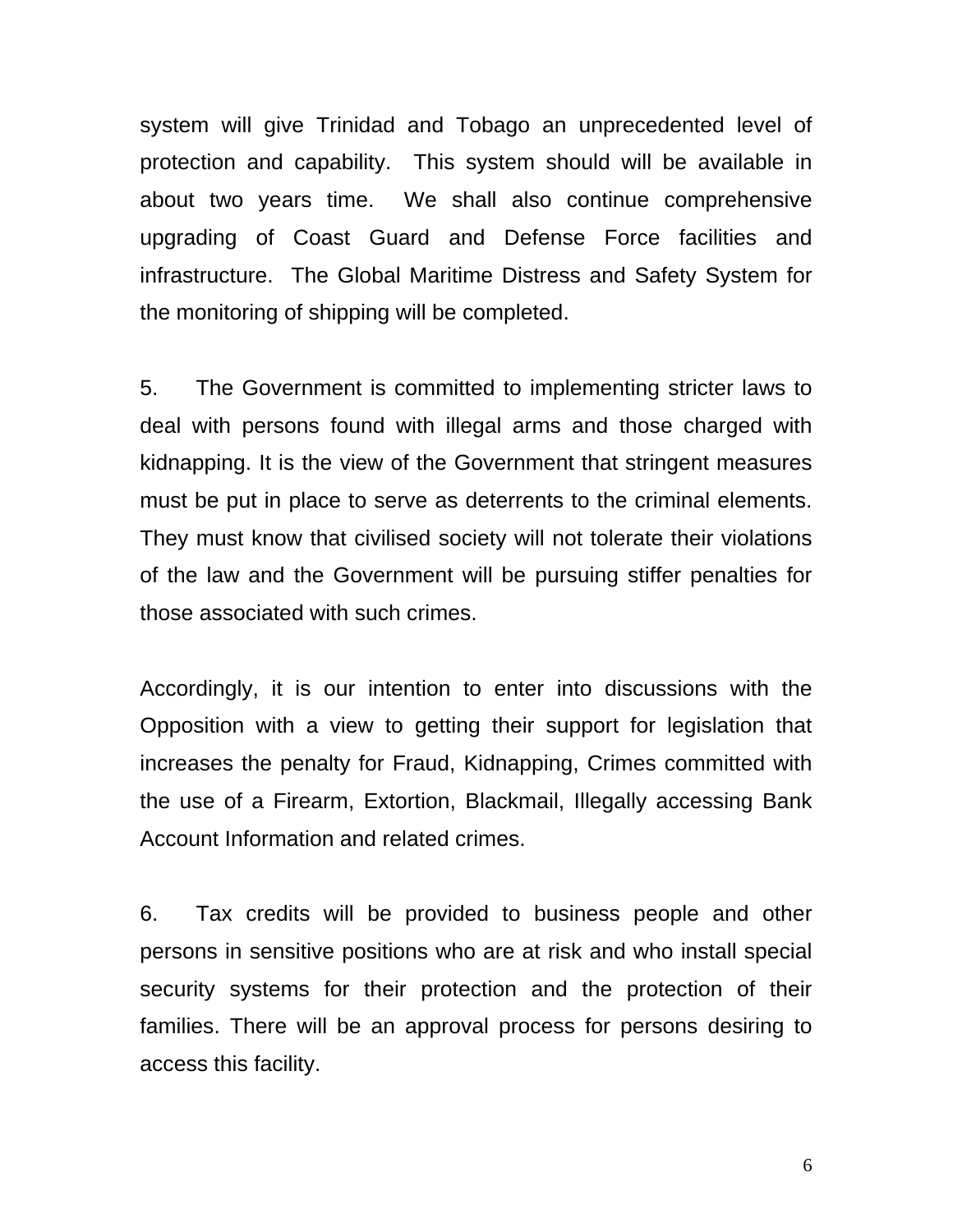system will give Trinidad and Tobago an unprecedented level of protection and capability. This system should will be available in about two years time. We shall also continue comprehensive upgrading of Coast Guard and Defense Force facilities and infrastructure. The Global Maritime Distress and Safety System for the monitoring of shipping will be completed.

5. The Government is committed to implementing stricter laws to deal with persons found with illegal arms and those charged with kidnapping. It is the view of the Government that stringent measures must be put in place to serve as deterrents to the criminal elements. They must know that civilised society will not tolerate their violations of the law and the Government will be pursuing stiffer penalties for those associated with such crimes.

Accordingly, it is our intention to enter into discussions with the Opposition with a view to getting their support for legislation that increases the penalty for Fraud, Kidnapping, Crimes committed with the use of a Firearm, Extortion, Blackmail, Illegally accessing Bank Account Information and related crimes.

6. Tax credits will be provided to business people and other persons in sensitive positions who are at risk and who install special security systems for their protection and the protection of their families. There will be an approval process for persons desiring to access this facility.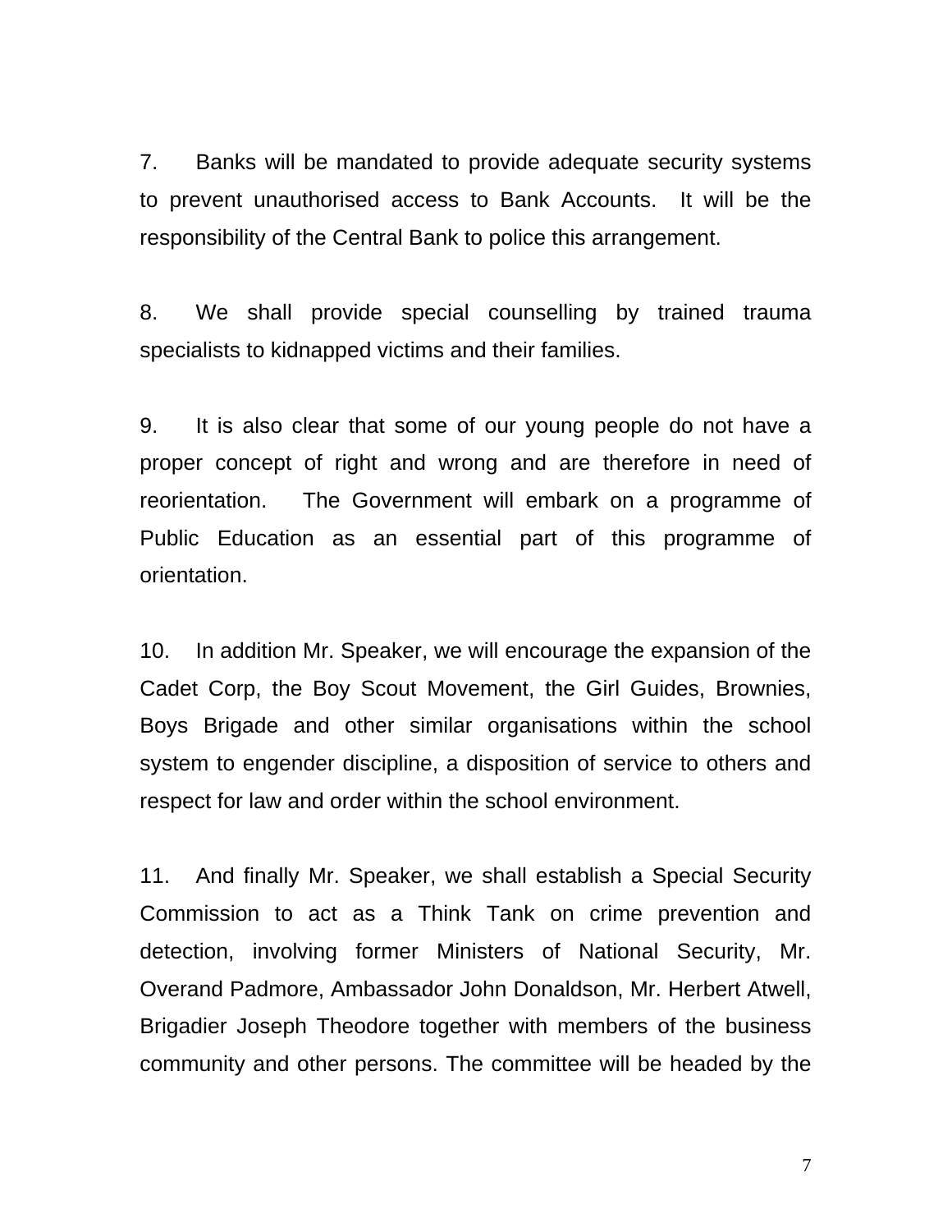7. Banks will be mandated to provide adequate security systems to prevent unauthorised access to Bank Accounts. It will be the responsibility of the Central Bank to police this arrangement.

8. We shall provide special counselling by trained trauma specialists to kidnapped victims and their families.

9. It is also clear that some of our young people do not have a proper concept of right and wrong and are therefore in need of reorientation. The Government will embark on a programme of Public Education as an essential part of this programme of orientation.

10. In addition Mr. Speaker, we will encourage the expansion of the Cadet Corp, the Boy Scout Movement, the Girl Guides, Brownies, Boys Brigade and other similar organisations within the school system to engender discipline, a disposition of service to others and respect for law and order within the school environment.

11. And finally Mr. Speaker, we shall establish a Special Security Commission to act as a Think Tank on crime prevention and detection, involving former Ministers of National Security, Mr. Overand Padmore, Ambassador John Donaldson, Mr. Herbert Atwell, Brigadier Joseph Theodore together with members of the business community and other persons. The committee will be headed by the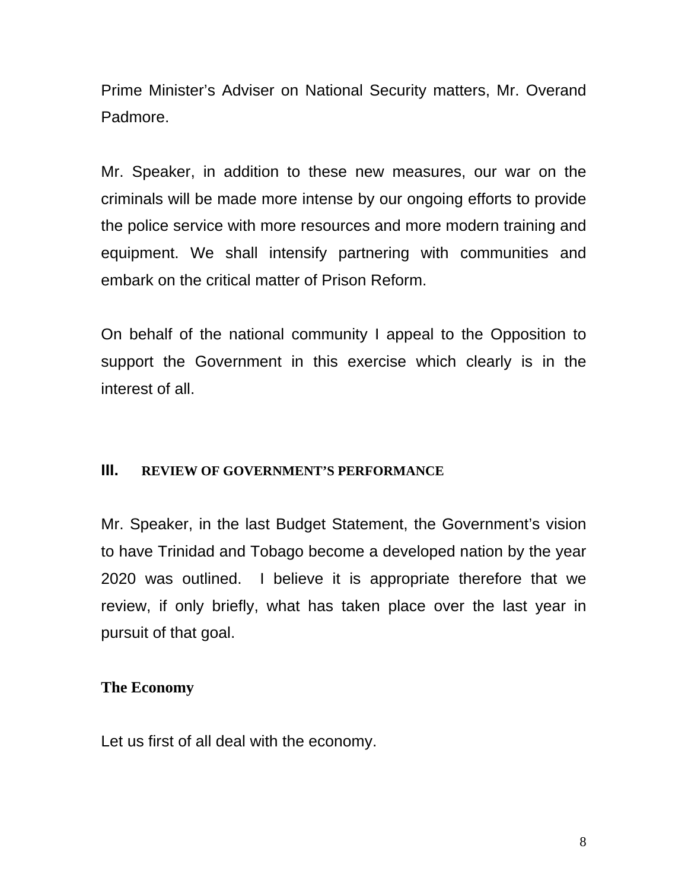Prime Minister's Adviser on National Security matters, Mr. Overand Padmore.

Mr. Speaker, in addition to these new measures, our war on the criminals will be made more intense by our ongoing efforts to provide the police service with more resources and more modern training and equipment. We shall intensify partnering with communities and embark on the critical matter of Prison Reform.

On behalf of the national community I appeal to the Opposition to support the Government in this exercise which clearly is in the interest of all.

## III. REVIEW OF GOVERNMENT'S PERFORMANCE

Mr. Speaker, in the last Budget Statement, the Government's vision to have Trinidad and Tobago become a developed nation by the year 2020 was outlined. I believe it is appropriate therefore that we review, if only briefly, what has taken place over the last year in pursuit of that goal.

### The Economy

Let us first of all deal with the economy.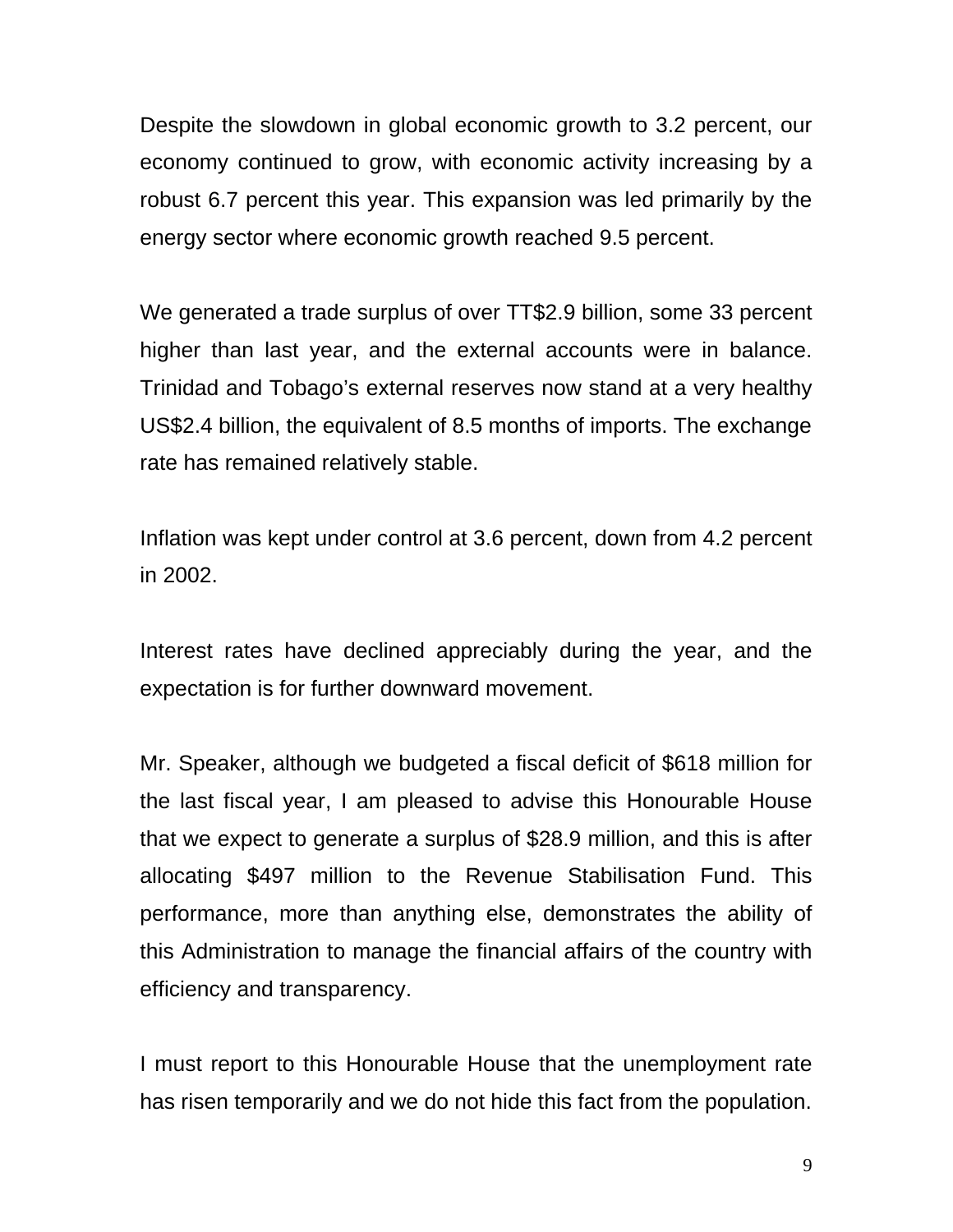Despite the slowdown in global economic growth to 3.2 percent, our economy continued to grow, with economic activity increasing by a robust 6.7 percent this year. This expansion was led primarily by the energy sector where economic growth reached 9.5 percent.

We generated a trade surplus of over TT$2.9 billion, some 33 percent higher than last year, and the external accounts were in balance. Trinidad and Tobago's external reserves now stand at a very healthy US$2.4 billion, the equivalent of 8.5 months of imports. The exchange rate has remained relatively stable.

Inflation was kept under control at 3.6 percent, down from 4.2 percent in 2002.

Interest rates have declined appreciably during the year, and the expectation is for further downward movement.

Mr. Speaker, although we budgeted a fiscal deficit of $618 million for the last fiscal year, I am pleased to advise this Honourable House that we expect to generate a surplus of $28.9 million, and this is after allocating $497 million to the Revenue Stabilisation Fund. This performance, more than anything else, demonstrates the ability of this Administration to manage the financial affairs of the country with efficiency and transparency.

I must report to this Honourable House that the unemployment rate has risen temporarily and we do not hide this fact from the population.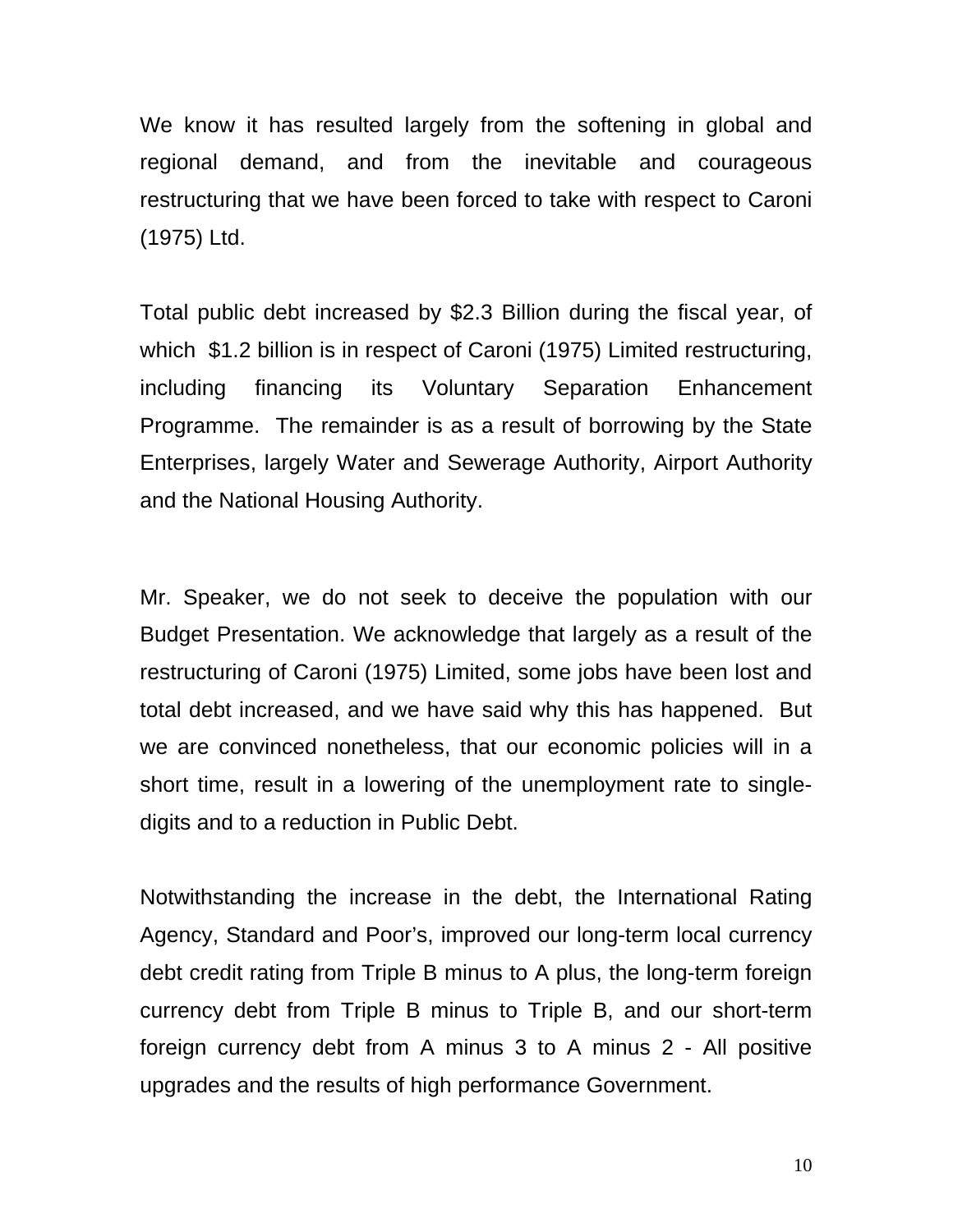We know it has resulted largely from the softening in global and regional demand, and from the inevitable and courageous restructuring that we have been forced to take with respect to Caroni (1975) Ltd.

Total public debt increased by $2.3 Billion during the fiscal year, of which $1.2 billion is in respect of Caroni (1975) Limited restructuring, including financing its Voluntary Separation Enhancement Programme. The remainder is as a result of borrowing by the State Enterprises, largely Water and Sewerage Authority, Airport Authority and the National Housing Authority.

Mr. Speaker, we do not seek to deceive the population with our Budget Presentation. We acknowledge that largely as a result of the restructuring of Caroni (1975) Limited, some jobs have been lost and total debt increased, and we have said why this has happened. But we are convinced nonetheless, that our economic policies will in a short time, result in a lowering of the unemployment rate to single-digits and to a reduction in Public Debt.

Notwithstanding the increase in the debt, the International Rating Agency, Standard and Poor's, improved our long-term local currency debt credit rating from Triple B minus to A plus, the long-term foreign currency debt from Triple B minus to Triple B, and our short-term foreign currency debt from A minus 3 to A minus 2 - All positive upgrades and the results of high performance Government.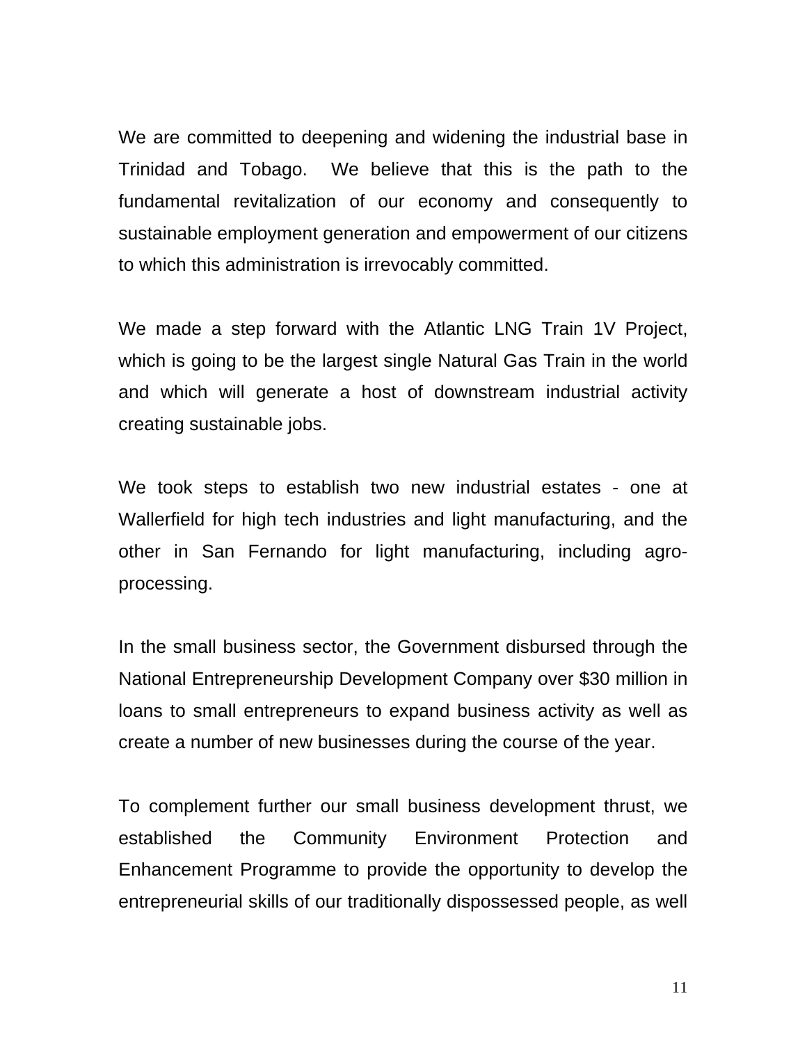We are committed to deepening and widening the industrial base in Trinidad and Tobago. We believe that this is the path to the fundamental revitalization of our economy and consequently to sustainable employment generation and empowerment of our citizens to which this administration is irrevocably committed.

We made a step forward with the Atlantic LNG Train 1V Project, which is going to be the largest single Natural Gas Train in the world and which will generate a host of downstream industrial activity creating sustainable jobs.

We took steps to establish two new industrial estates - one at Wallerfield for high tech industries and light manufacturing, and the other in San Fernando for light manufacturing, including agro-processing.

In the small business sector, the Government disbursed through the National Entrepreneurship Development Company over $30 million in loans to small entrepreneurs to expand business activity as well as create a number of new businesses during the course of the year.

To complement further our small business development thrust, we established the Community Environment Protection and Enhancement Programme to provide the opportunity to develop the entrepreneurial skills of our traditionally dispossessed people, as well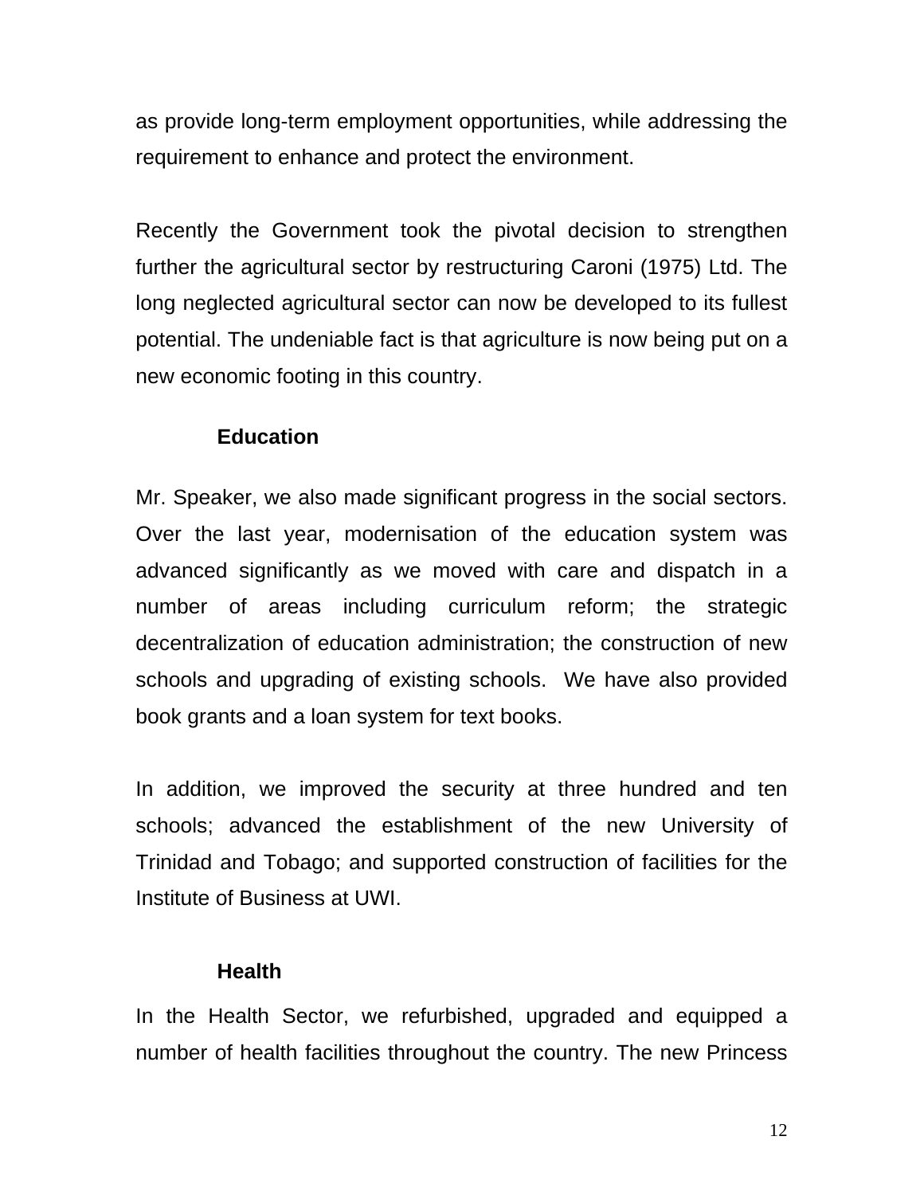as provide long-term employment opportunities, while addressing the requirement to enhance and protect the environment.

Recently the Government took the pivotal decision to strengthen further the agricultural sector by restructuring Caroni (1975) Ltd. The long neglected agricultural sector can now be developed to its fullest potential. The undeniable fact is that agriculture is now being put on a new economic footing in this country.

### Education

Mr. Speaker, we also made significant progress in the social sectors. Over the last year, modernisation of the education system was advanced significantly as we moved with care and dispatch in a number of areas including curriculum reform; the strategic decentralization of education administration; the construction of new schools and upgrading of existing schools. We have also provided book grants and a loan system for text books.

In addition, we improved the security at three hundred and ten schools; advanced the establishment of the new University of Trinidad and Tobago; and supported construction of facilities for the Institute of Business at UWI.

### Health

In the Health Sector, we refurbished, upgraded and equipped a number of health facilities throughout the country. The new Princess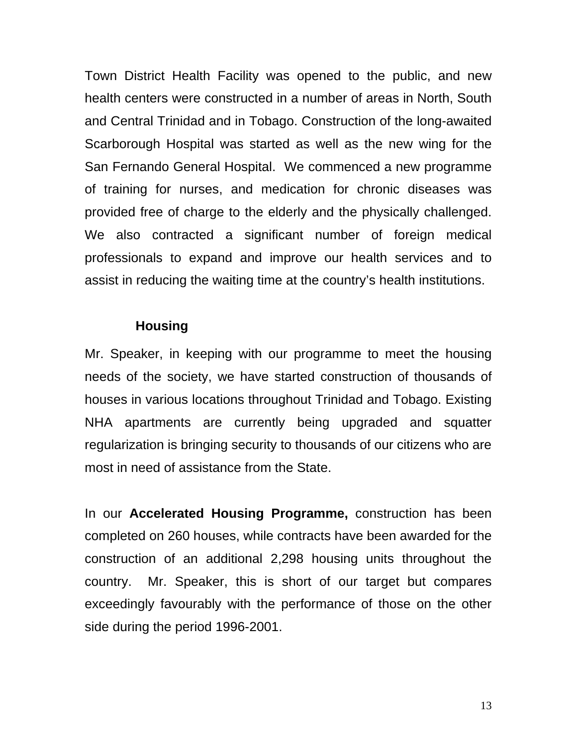Town District Health Facility was opened to the public, and new health centers were constructed in a number of areas in North, South and Central Trinidad and in Tobago. Construction of the long-awaited Scarborough Hospital was started as well as the new wing for the San Fernando General Hospital. We commenced a new programme of training for nurses, and medication for chronic diseases was provided free of charge to the elderly and the physically challenged. We also contracted a significant number of foreign medical professionals to expand and improve our health services and to assist in reducing the waiting time at the country's health institutions.

### Housing

Mr. Speaker, in keeping with our programme to meet the housing needs of the society, we have started construction of thousands of houses in various locations throughout Trinidad and Tobago. Existing NHA apartments are currently being upgraded and squatter regularization is bringing security to thousands of our citizens who are most in need of assistance from the State.

In our **Accelerated Housing Programme,** construction has been completed on 260 houses, while contracts have been awarded for the construction of an additional 2,298 housing units throughout the country. Mr. Speaker, this is short of our target but compares exceedingly favourably with the performance of those on the other side during the period 1996-2001.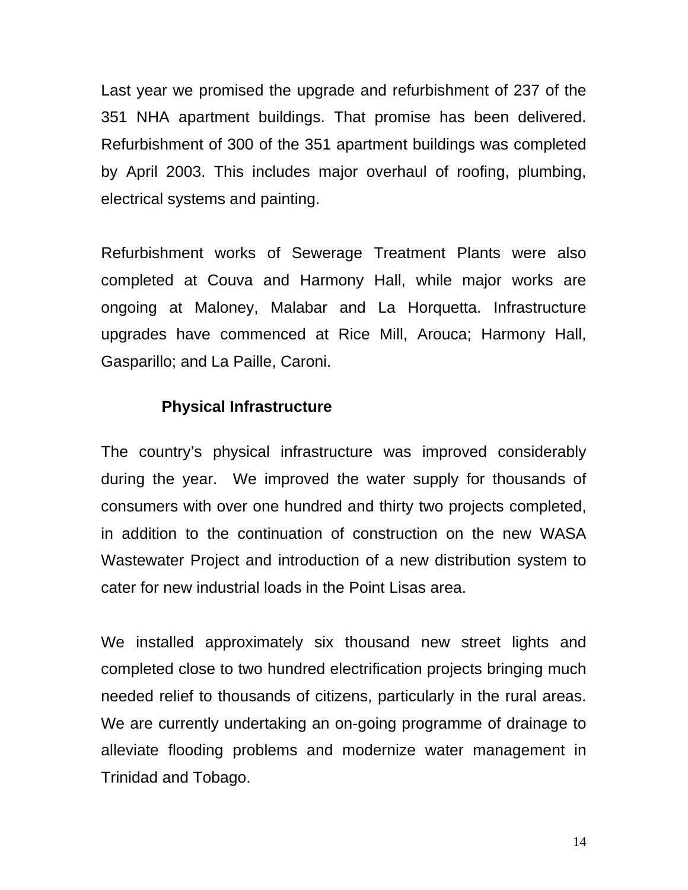Last year we promised the upgrade and refurbishment of 237 of the 351 NHA apartment buildings. That promise has been delivered. Refurbishment of 300 of the 351 apartment buildings was completed by April 2003. This includes major overhaul of roofing, plumbing, electrical systems and painting.

Refurbishment works of Sewerage Treatment Plants were also completed at Couva and Harmony Hall, while major works are ongoing at Maloney, Malabar and La Horquetta. Infrastructure upgrades have commenced at Rice Mill, Arouca; Harmony Hall, Gasparillo; and La Paille, Caroni.

**Physical Infrastructure**

The country's physical infrastructure was improved considerably during the year. We improved the water supply for thousands of consumers with over one hundred and thirty two projects completed, in addition to the continuation of construction on the new WASA Wastewater Project and introduction of a new distribution system to cater for new industrial loads in the Point Lisas area.

We installed approximately six thousand new street lights and completed close to two hundred electrification projects bringing much needed relief to thousands of citizens, particularly in the rural areas. We are currently undertaking an on-going programme of drainage to alleviate flooding problems and modernize water management in Trinidad and Tobago.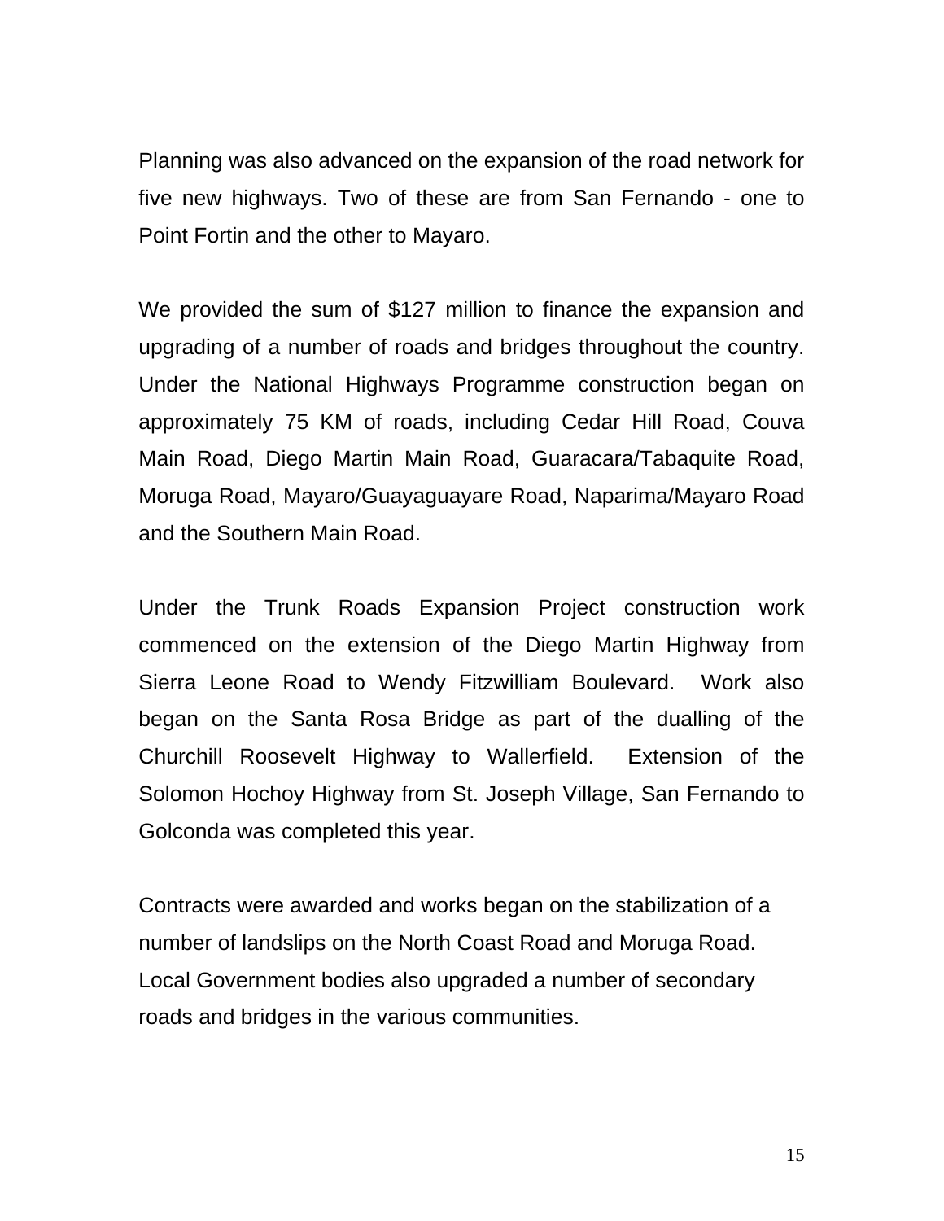Planning was also advanced on the expansion of the road network for five new highways. Two of these are from San Fernando - one to Point Fortin and the other to Mayaro.

We provided the sum of $127 million to finance the expansion and upgrading of a number of roads and bridges throughout the country. Under the National Highways Programme construction began on approximately 75 KM of roads, including Cedar Hill Road, Couva Main Road, Diego Martin Main Road, Guaracara/Tabaquite Road, Moruga Road, Mayaro/Guayaguayare Road, Naparima/Mayaro Road and the Southern Main Road.

Under the Trunk Roads Expansion Project construction work commenced on the extension of the Diego Martin Highway from Sierra Leone Road to Wendy Fitzwilliam Boulevard. Work also began on the Santa Rosa Bridge as part of the dualling of the Churchill Roosevelt Highway to Wallerfield. Extension of the Solomon Hochoy Highway from St. Joseph Village, San Fernando to Golconda was completed this year.

Contracts were awarded and works began on the stabilization of a number of landslips on the North Coast Road and Moruga Road. Local Government bodies also upgraded a number of secondary roads and bridges in the various communities.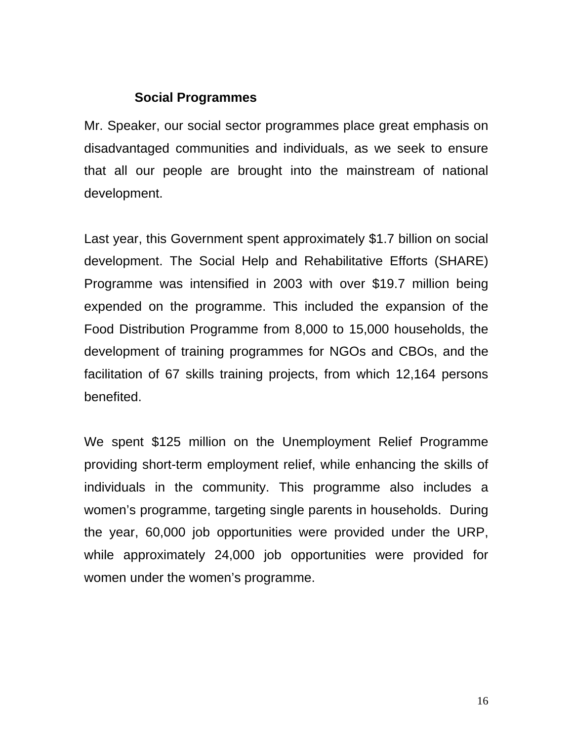### Social Programmes

Mr. Speaker, our social sector programmes place great emphasis on disadvantaged communities and individuals, as we seek to ensure that all our people are brought into the mainstream of national development.

Last year, this Government spent approximately $1.7 billion on social development. The Social Help and Rehabilitative Efforts (SHARE) Programme was intensified in 2003 with over $19.7 million being expended on the programme. This included the expansion of the Food Distribution Programme from 8,000 to 15,000 households, the development of training programmes for NGOs and CBOs, and the facilitation of 67 skills training projects, from which 12,164 persons benefited.

We spent $125 million on the Unemployment Relief Programme providing short-term employment relief, while enhancing the skills of individuals in the community. This programme also includes a women's programme, targeting single parents in households. During the year, 60,000 job opportunities were provided under the URP, while approximately 24,000 job opportunities were provided for women under the women's programme.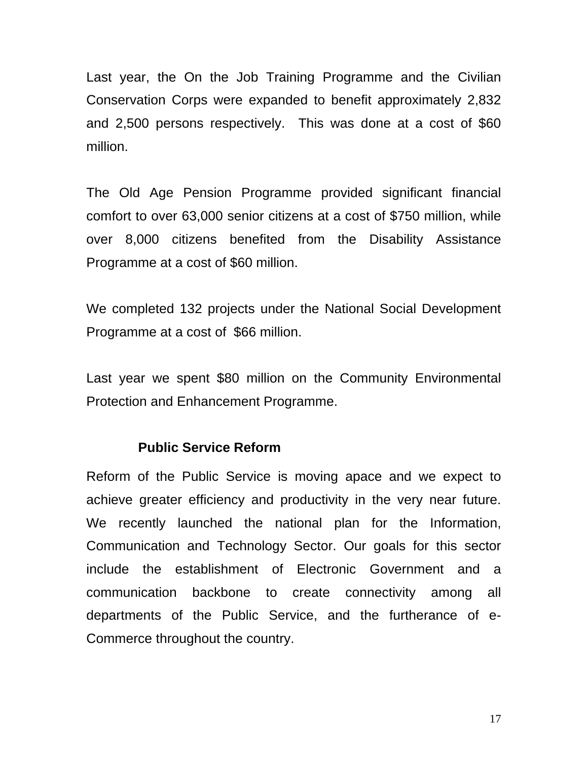Last year, the On the Job Training Programme and the Civilian Conservation Corps were expanded to benefit approximately 2,832 and 2,500 persons respectively. This was done at a cost of $60 million.

The Old Age Pension Programme provided significant financial comfort to over 63,000 senior citizens at a cost of $750 million, while over 8,000 citizens benefited from the Disability Assistance Programme at a cost of $60 million.

We completed 132 projects under the National Social Development Programme at a cost of $66 million.

Last year we spent $80 million on the Community Environmental Protection and Enhancement Programme.

**Public Service Reform**

Reform of the Public Service is moving apace and we expect to achieve greater efficiency and productivity in the very near future. We recently launched the national plan for the Information, Communication and Technology Sector. Our goals for this sector include the establishment of Electronic Government and a communication backbone to create connectivity among all departments of the Public Service, and the furtherance of e-Commerce throughout the country.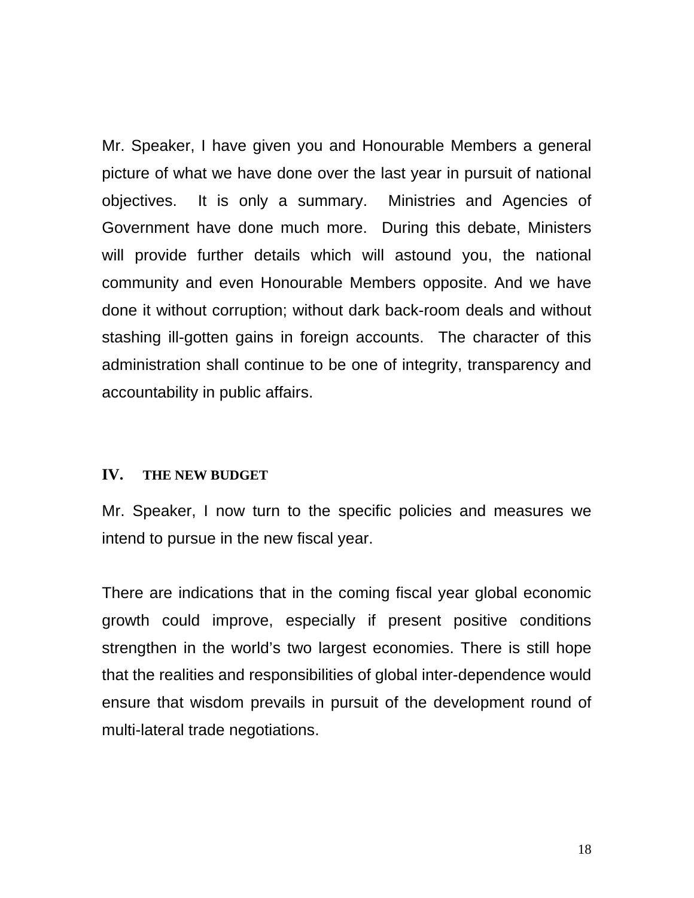Mr. Speaker, I have given you and Honourable Members a general picture of what we have done over the last year in pursuit of national objectives. It is only a summary. Ministries and Agencies of Government have done much more. During this debate, Ministers will provide further details which will astound you, the national community and even Honourable Members opposite. And we have done it without corruption; without dark back-room deals and without stashing ill-gotten gains in foreign accounts. The character of this administration shall continue to be one of integrity, transparency and accountability in public affairs.

## IV. THE NEW BUDGET

Mr. Speaker, I now turn to the specific policies and measures we intend to pursue in the new fiscal year.

There are indications that in the coming fiscal year global economic growth could improve, especially if present positive conditions strengthen in the world's two largest economies. There is still hope that the realities and responsibilities of global inter-dependence would ensure that wisdom prevails in pursuit of the development round of multi-lateral trade negotiations.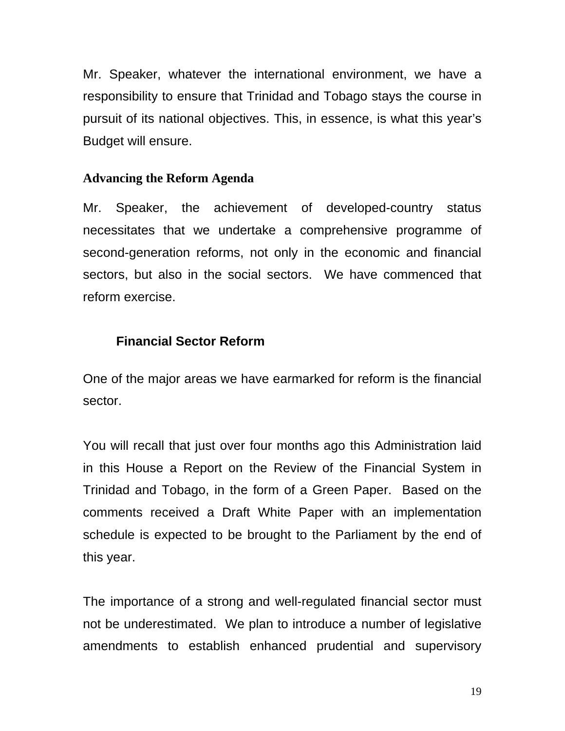Mr. Speaker, whatever the international environment, we have a responsibility to ensure that Trinidad and Tobago stays the course in pursuit of its national objectives. This, in essence, is what this year's Budget will ensure.

## Advancing the Reform Agenda

Mr. Speaker, the achievement of developed-country status necessitates that we undertake a comprehensive programme of second-generation reforms, not only in the economic and financial sectors, but also in the social sectors. We have commenced that reform exercise.

### Financial Sector Reform

One of the major areas we have earmarked for reform is the financial sector.

You will recall that just over four months ago this Administration laid in this House a Report on the Review of the Financial System in Trinidad and Tobago, in the form of a Green Paper. Based on the comments received a Draft White Paper with an implementation schedule is expected to be brought to the Parliament by the end of this year.

The importance of a strong and well-regulated financial sector must not be underestimated. We plan to introduce a number of legislative amendments to establish enhanced prudential and supervisory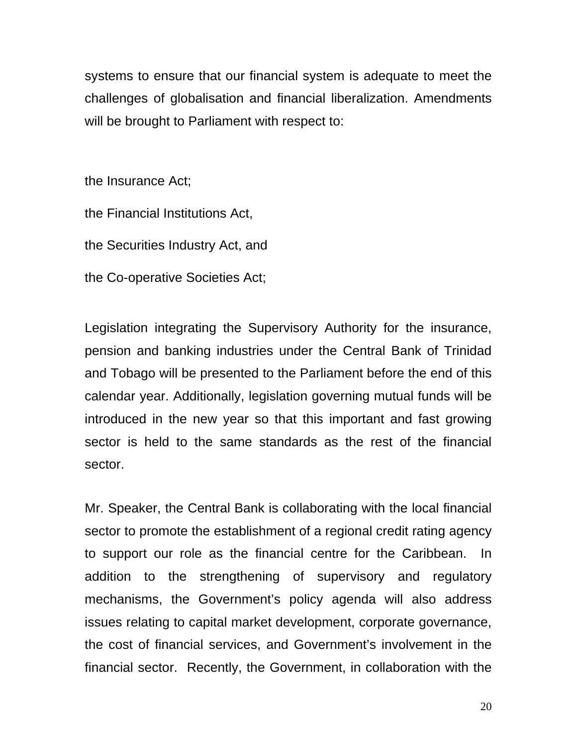systems to ensure that our financial system is adequate to meet the challenges of globalisation and financial liberalization. Amendments will be brought to Parliament with respect to:

the Insurance Act;

the Financial Institutions Act,

the Securities Industry Act, and

the Co-operative Societies Act;

Legislation integrating the Supervisory Authority for the insurance, pension and banking industries under the Central Bank of Trinidad and Tobago will be presented to the Parliament before the end of this calendar year. Additionally, legislation governing mutual funds will be introduced in the new year so that this important and fast growing sector is held to the same standards as the rest of the financial sector.

Mr. Speaker, the Central Bank is collaborating with the local financial sector to promote the establishment of a regional credit rating agency to support our role as the financial centre for the Caribbean. In addition to the strengthening of supervisory and regulatory mechanisms, the Government's policy agenda will also address issues relating to capital market development, corporate governance, the cost of financial services, and Government's involvement in the financial sector. Recently, the Government, in collaboration with the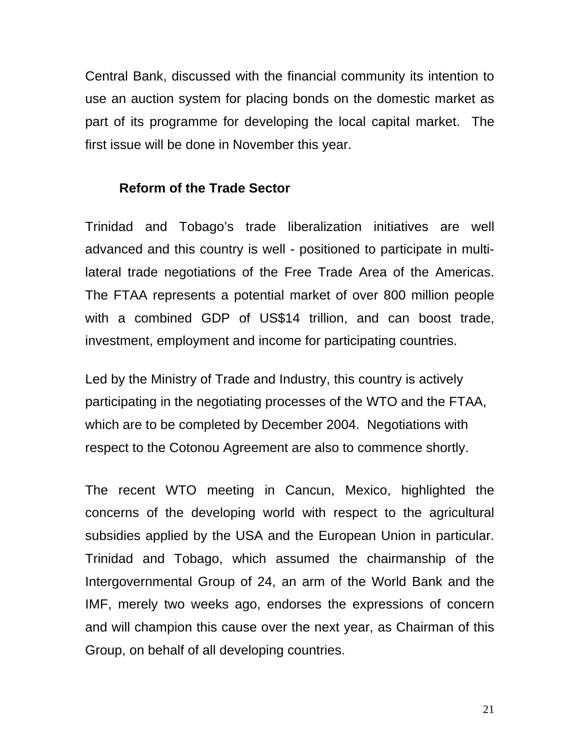Central Bank, discussed with the financial community its intention to use an auction system for placing bonds on the domestic market as part of its programme for developing the local capital market. The first issue will be done in November this year.

**Reform of the Trade Sector**

Trinidad and Tobago's trade liberalization initiatives are well advanced and this country is well - positioned to participate in multi-lateral trade negotiations of the Free Trade Area of the Americas. The FTAA represents a potential market of over 800 million people with a combined GDP of US$14 trillion, and can boost trade, investment, employment and income for participating countries.

Led by the Ministry of Trade and Industry, this country is actively participating in the negotiating processes of the WTO and the FTAA, which are to be completed by December 2004. Negotiations with respect to the Cotonou Agreement are also to commence shortly.

The recent WTO meeting in Cancun, Mexico, highlighted the concerns of the developing world with respect to the agricultural subsidies applied by the USA and the European Union in particular. Trinidad and Tobago, which assumed the chairmanship of the Intergovernmental Group of 24, an arm of the World Bank and the IMF, merely two weeks ago, endorses the expressions of concern and will champion this cause over the next year, as Chairman of this Group, on behalf of all developing countries.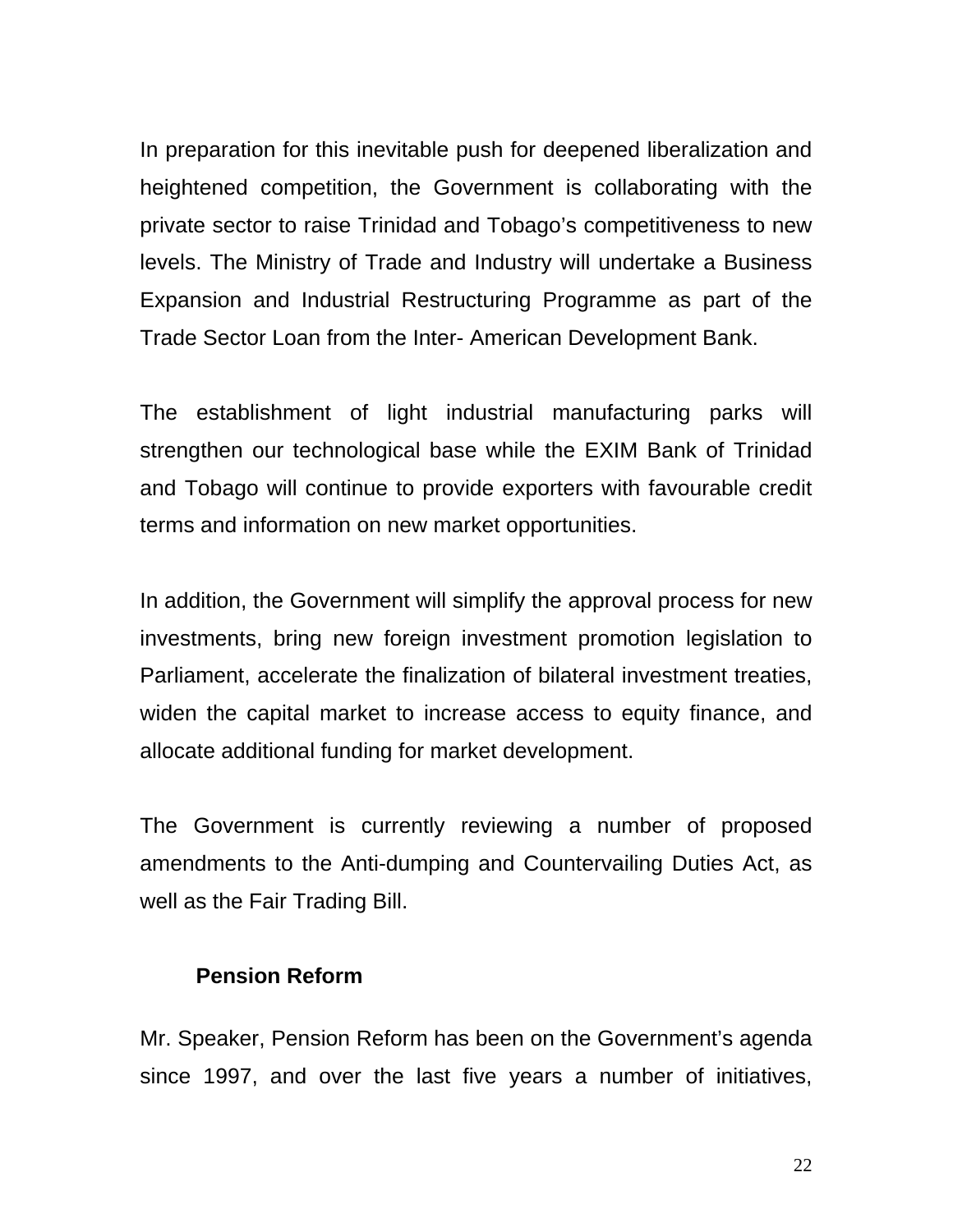In preparation for this inevitable push for deepened liberalization and heightened competition, the Government is collaborating with the private sector to raise Trinidad and Tobago's competitiveness to new levels. The Ministry of Trade and Industry will undertake a Business Expansion and Industrial Restructuring Programme as part of the Trade Sector Loan from the Inter- American Development Bank.

The establishment of light industrial manufacturing parks will strengthen our technological base while the EXIM Bank of Trinidad and Tobago will continue to provide exporters with favourable credit terms and information on new market opportunities.

In addition, the Government will simplify the approval process for new investments, bring new foreign investment promotion legislation to Parliament, accelerate the finalization of bilateral investment treaties, widen the capital market to increase access to equity finance, and allocate additional funding for market development.

The Government is currently reviewing a number of proposed amendments to the Anti-dumping and Countervailing Duties Act, as well as the Fair Trading Bill.

### Pension Reform

Mr. Speaker, Pension Reform has been on the Government's agenda since 1997, and over the last five years a number of initiatives,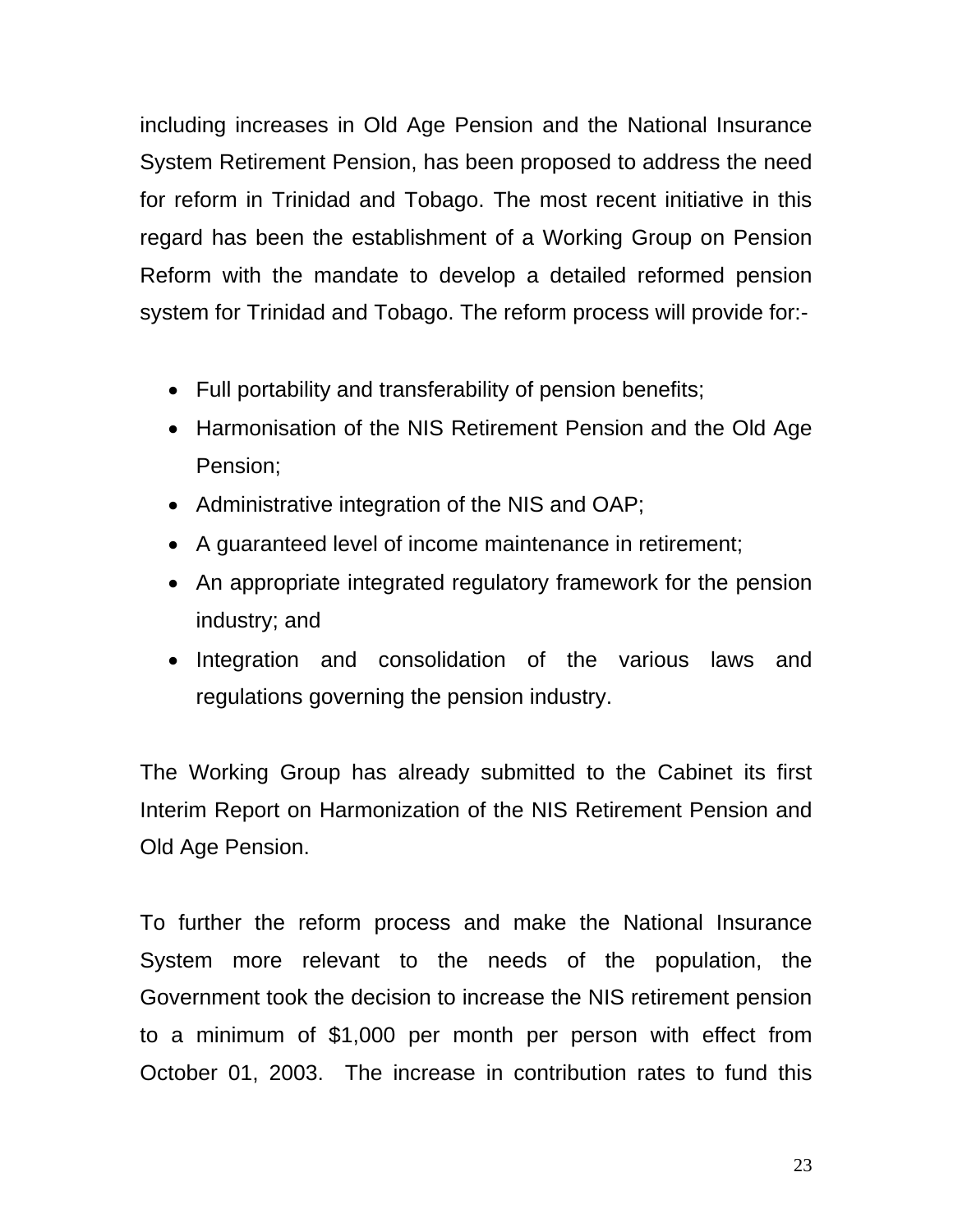including increases in Old Age Pension and the National Insurance System Retirement Pension, has been proposed to address the need for reform in Trinidad and Tobago. The most recent initiative in this regard has been the establishment of a Working Group on Pension Reform with the mandate to develop a detailed reformed pension system for Trinidad and Tobago. The reform process will provide for:-

- Full portability and transferability of pension benefits;
- Harmonisation of the NIS Retirement Pension and the Old Age Pension;
- Administrative integration of the NIS and OAP;
- A guaranteed level of income maintenance in retirement;
- An appropriate integrated regulatory framework for the pension industry; and
- Integration and consolidation of the various laws and regulations governing the pension industry.

The Working Group has already submitted to the Cabinet its first Interim Report on Harmonization of the NIS Retirement Pension and Old Age Pension.

To further the reform process and make the National Insurance System more relevant to the needs of the population, the Government took the decision to increase the NIS retirement pension to a minimum of $1,000 per month per person with effect from October 01, 2003. The increase in contribution rates to fund this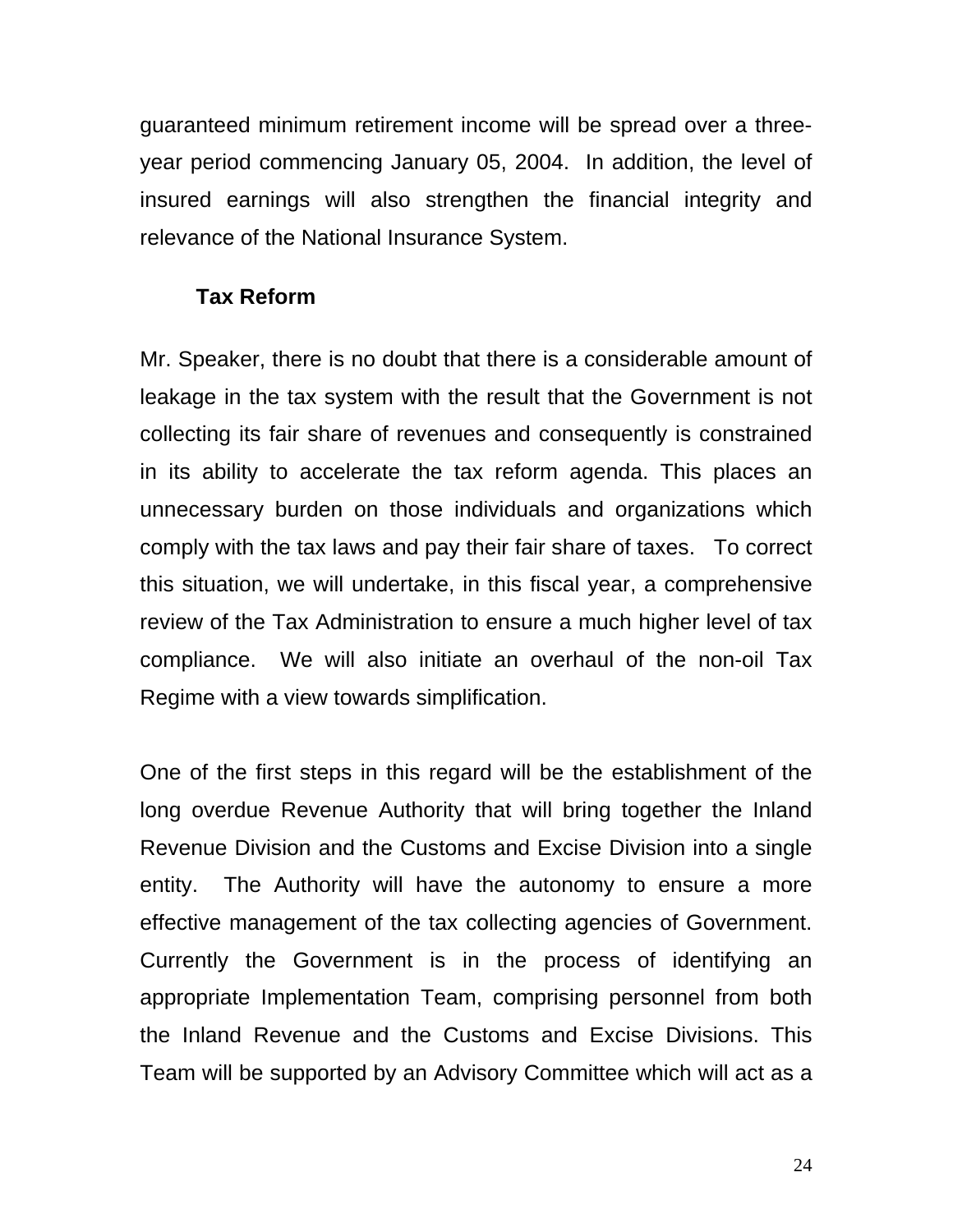guaranteed minimum retirement income will be spread over a three-year period commencing January 05, 2004. In addition, the level of insured earnings will also strengthen the financial integrity and relevance of the National Insurance System.

**Tax Reform**

Mr. Speaker, there is no doubt that there is a considerable amount of leakage in the tax system with the result that the Government is not collecting its fair share of revenues and consequently is constrained in its ability to accelerate the tax reform agenda. This places an unnecessary burden on those individuals and organizations which comply with the tax laws and pay their fair share of taxes. To correct this situation, we will undertake, in this fiscal year, a comprehensive review of the Tax Administration to ensure a much higher level of tax compliance. We will also initiate an overhaul of the non-oil Tax Regime with a view towards simplification.

One of the first steps in this regard will be the establishment of the long overdue Revenue Authority that will bring together the Inland Revenue Division and the Customs and Excise Division into a single entity. The Authority will have the autonomy to ensure a more effective management of the tax collecting agencies of Government. Currently the Government is in the process of identifying an appropriate Implementation Team, comprising personnel from both the Inland Revenue and the Customs and Excise Divisions. This Team will be supported by an Advisory Committee which will act as a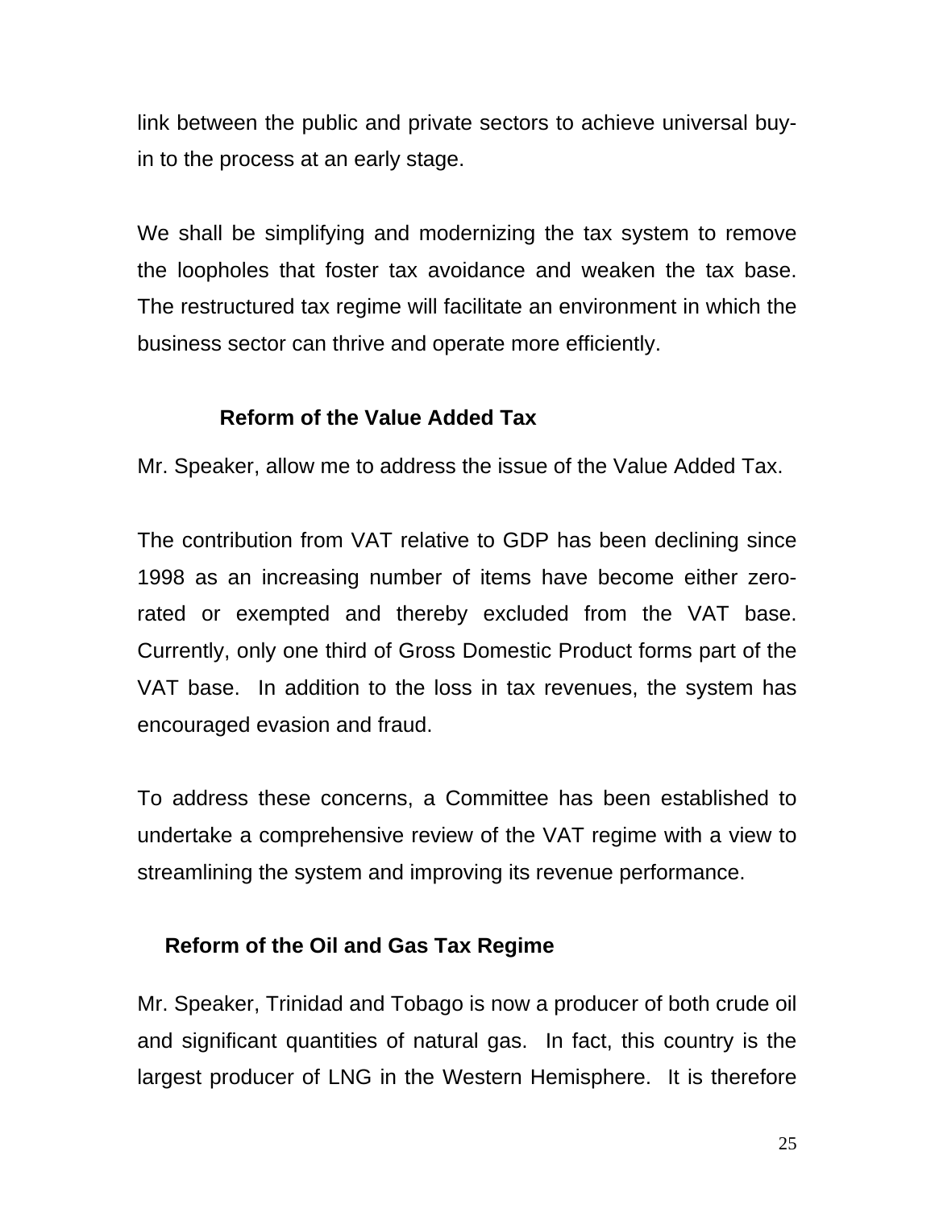link between the public and private sectors to achieve universal buy-in to the process at an early stage.

We shall be simplifying and modernizing the tax system to remove the loopholes that foster tax avoidance and weaken the tax base. The restructured tax regime will facilitate an environment in which the business sector can thrive and operate more efficiently.

### Reform of the Value Added Tax

Mr. Speaker, allow me to address the issue of the Value Added Tax.

The contribution from VAT relative to GDP has been declining since 1998 as an increasing number of items have become either zero-rated or exempted and thereby excluded from the VAT base. Currently, only one third of Gross Domestic Product forms part of the VAT base. In addition to the loss in tax revenues, the system has encouraged evasion and fraud.

To address these concerns, a Committee has been established to undertake a comprehensive review of the VAT regime with a view to streamlining the system and improving its revenue performance.

### Reform of the Oil and Gas Tax Regime

Mr. Speaker, Trinidad and Tobago is now a producer of both crude oil and significant quantities of natural gas. In fact, this country is the largest producer of LNG in the Western Hemisphere. It is therefore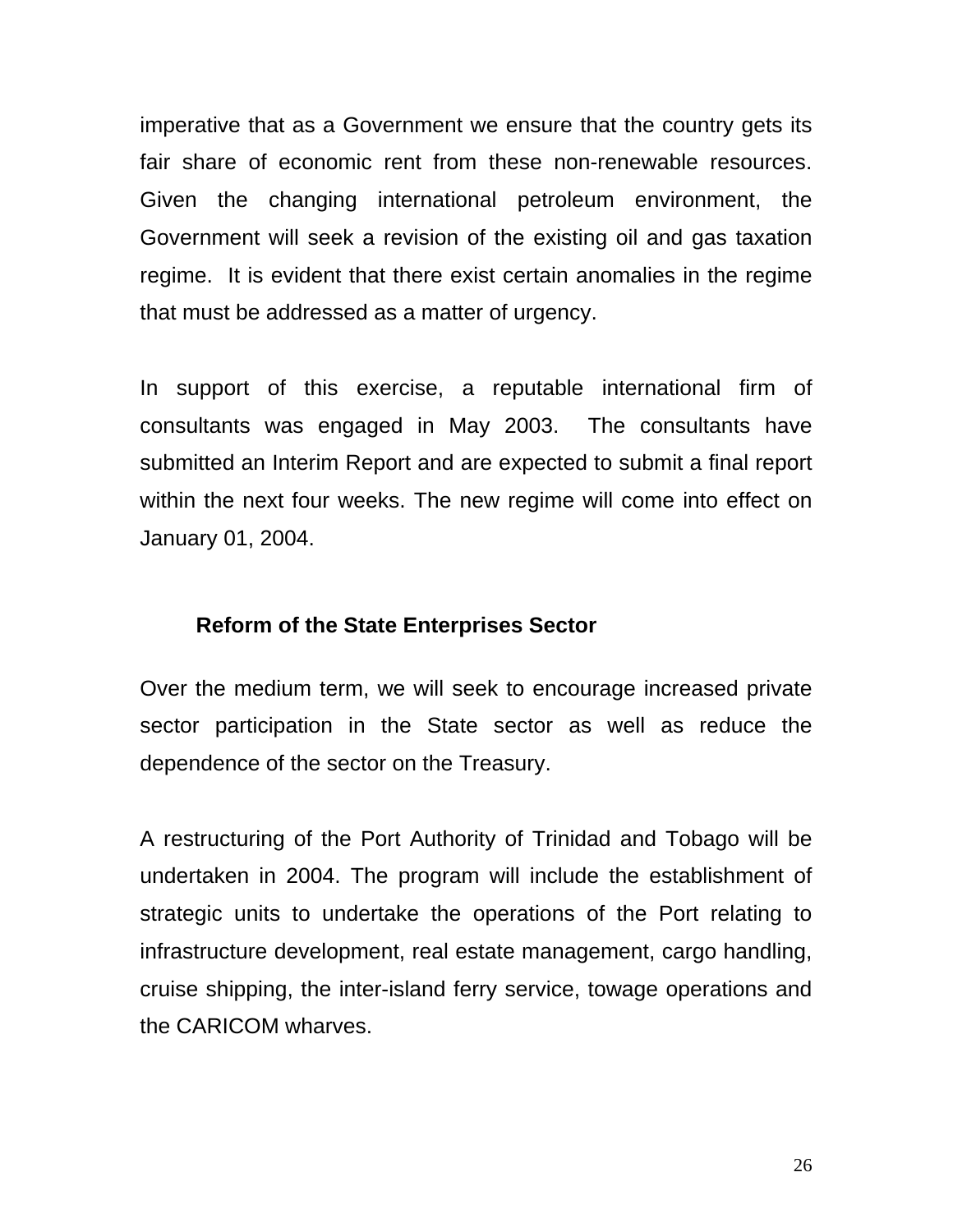imperative that as a Government we ensure that the country gets its fair share of economic rent from these non-renewable resources. Given the changing international petroleum environment, the Government will seek a revision of the existing oil and gas taxation regime. It is evident that there exist certain anomalies in the regime that must be addressed as a matter of urgency.

In support of this exercise, a reputable international firm of consultants was engaged in May 2003. The consultants have submitted an Interim Report and are expected to submit a final report within the next four weeks. The new regime will come into effect on January 01, 2004.

### Reform of the State Enterprises Sector

Over the medium term, we will seek to encourage increased private sector participation in the State sector as well as reduce the dependence of the sector on the Treasury.

A restructuring of the Port Authority of Trinidad and Tobago will be undertaken in 2004. The program will include the establishment of strategic units to undertake the operations of the Port relating to infrastructure development, real estate management, cargo handling, cruise shipping, the inter-island ferry service, towage operations and the CARICOM wharves.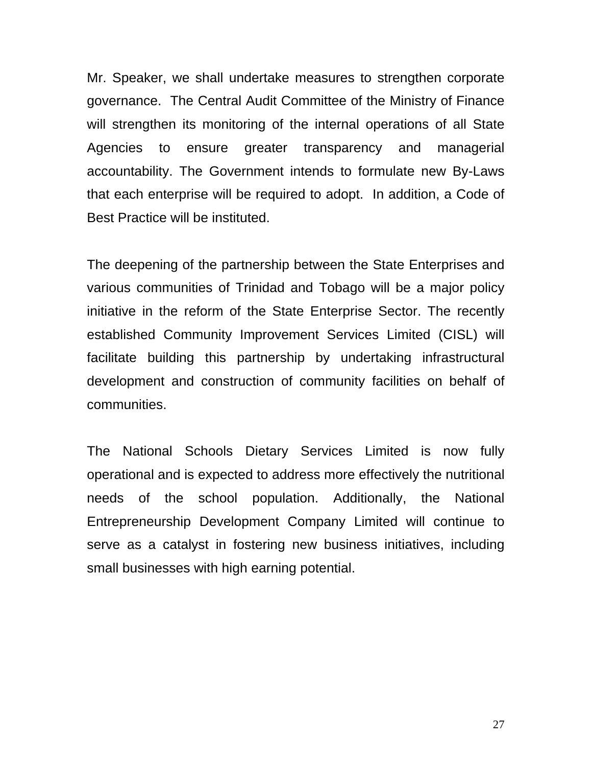Mr. Speaker, we shall undertake measures to strengthen corporate governance. The Central Audit Committee of the Ministry of Finance will strengthen its monitoring of the internal operations of all State Agencies to ensure greater transparency and managerial accountability. The Government intends to formulate new By-Laws that each enterprise will be required to adopt. In addition, a Code of Best Practice will be instituted.

The deepening of the partnership between the State Enterprises and various communities of Trinidad and Tobago will be a major policy initiative in the reform of the State Enterprise Sector. The recently established Community Improvement Services Limited (CISL) will facilitate building this partnership by undertaking infrastructural development and construction of community facilities on behalf of communities.

The National Schools Dietary Services Limited is now fully operational and is expected to address more effectively the nutritional needs of the school population. Additionally, the National Entrepreneurship Development Company Limited will continue to serve as a catalyst in fostering new business initiatives, including small businesses with high earning potential.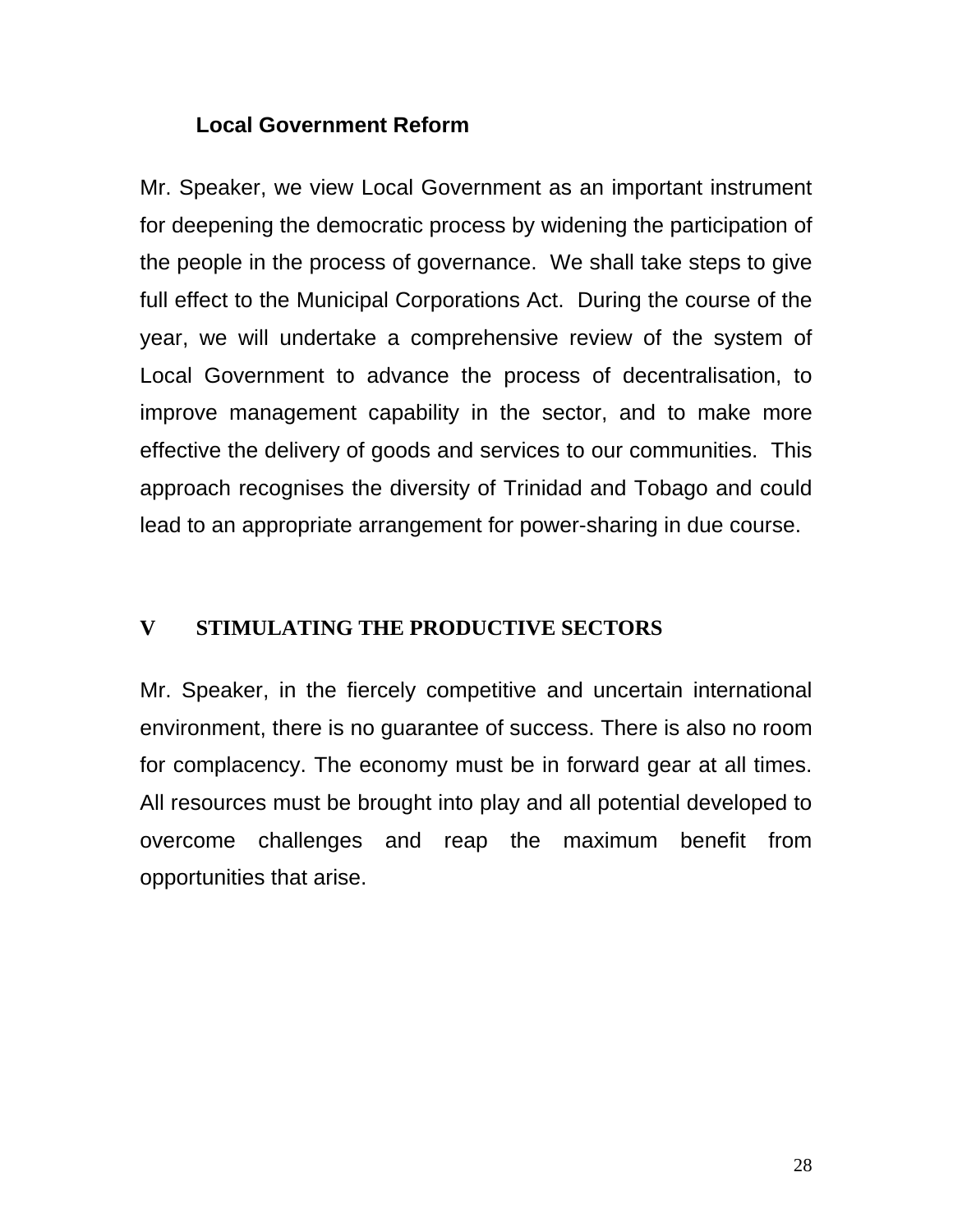### Local Government Reform

Mr. Speaker, we view Local Government as an important instrument for deepening the democratic process by widening the participation of the people in the process of governance. We shall take steps to give full effect to the Municipal Corporations Act. During the course of the year, we will undertake a comprehensive review of the system of Local Government to advance the process of decentralisation, to improve management capability in the sector, and to make more effective the delivery of goods and services to our communities. This approach recognises the diversity of Trinidad and Tobago and could lead to an appropriate arrangement for power-sharing in due course.

## V STIMULATING THE PRODUCTIVE SECTORS

Mr. Speaker, in the fiercely competitive and uncertain international environment, there is no guarantee of success. There is also no room for complacency. The economy must be in forward gear at all times. All resources must be brought into play and all potential developed to overcome challenges and reap the maximum benefit from opportunities that arise.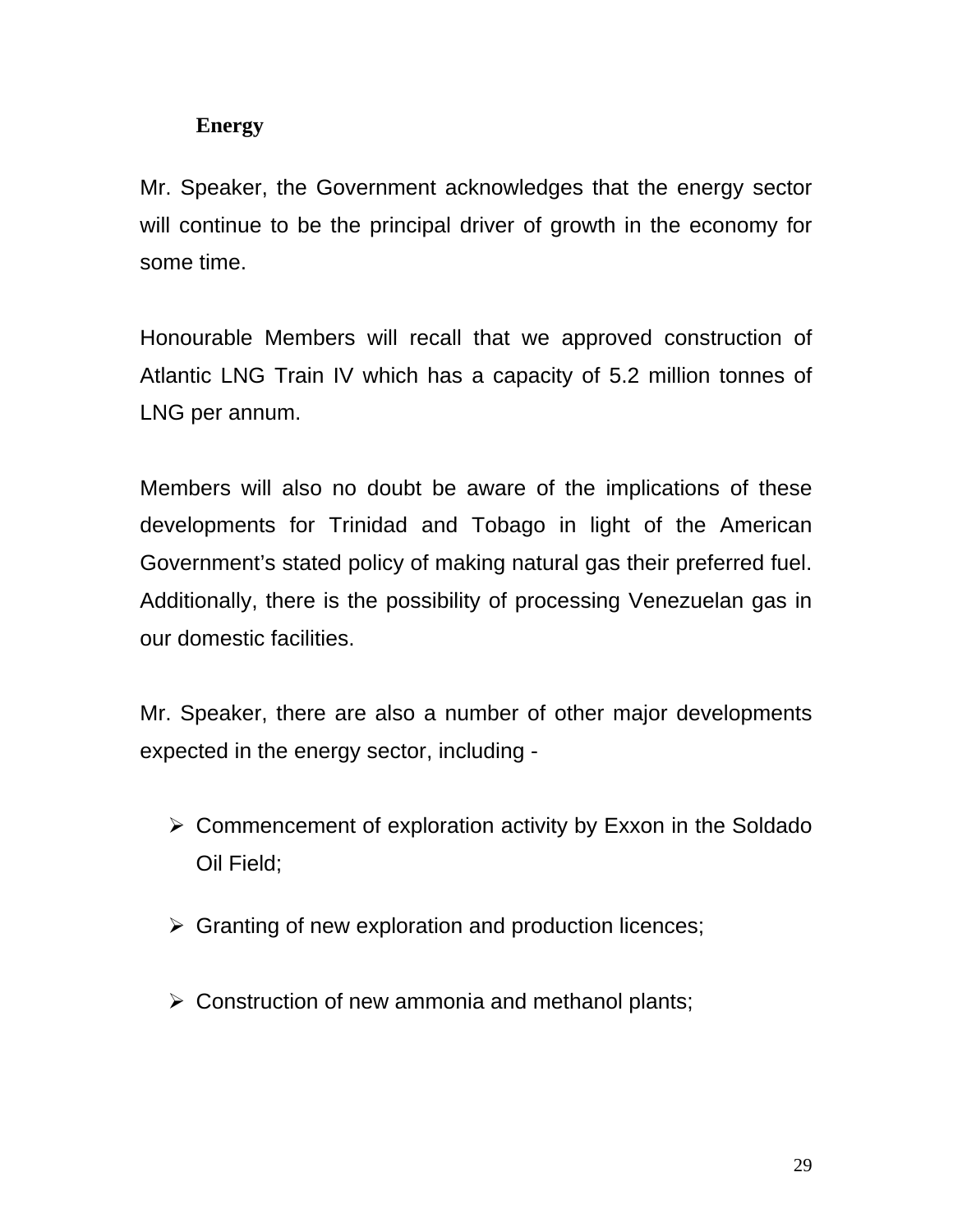## Energy

Mr. Speaker, the Government acknowledges that the energy sector will continue to be the principal driver of growth in the economy for some time.

Honourable Members will recall that we approved construction of Atlantic LNG Train IV which has a capacity of 5.2 million tonnes of LNG per annum.

Members will also no doubt be aware of the implications of these developments for Trinidad and Tobago in light of the American Government's stated policy of making natural gas their preferred fuel. Additionally, there is the possibility of processing Venezuelan gas in our domestic facilities.

Mr. Speaker, there are also a number of other major developments expected in the energy sector, including -

- Commencement of exploration activity by Exxon in the Soldado Oil Field;
- Granting of new exploration and production licences;
- Construction of new ammonia and methanol plants;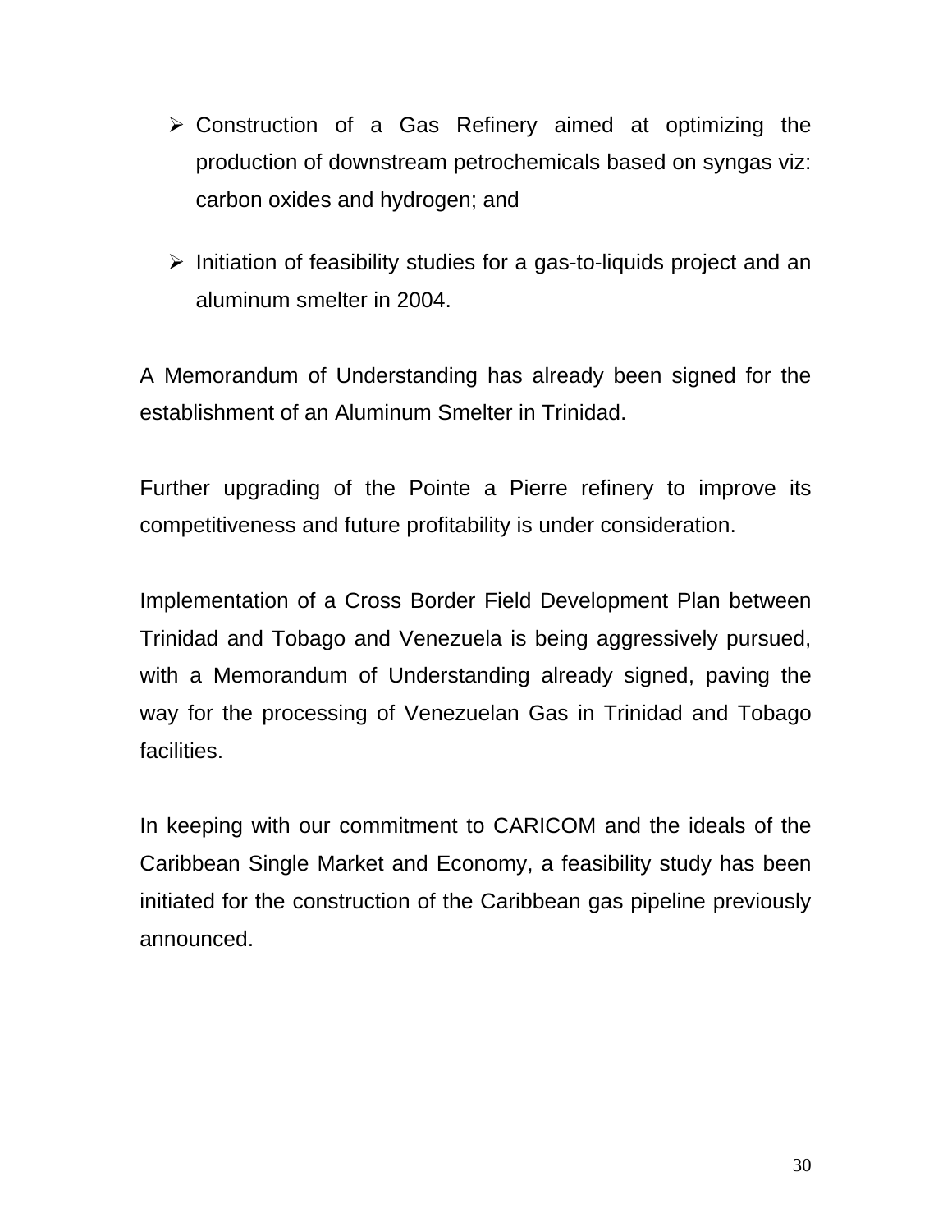- Construction of a Gas Refinery aimed at optimizing the production of downstream petrochemicals based on syngas viz: carbon oxides and hydrogen; and

- Initiation of feasibility studies for a gas-to-liquids project and an aluminum smelter in 2004.

A Memorandum of Understanding has already been signed for the establishment of an Aluminum Smelter in Trinidad.

Further upgrading of the Pointe a Pierre refinery to improve its competitiveness and future profitability is under consideration.

Implementation of a Cross Border Field Development Plan between Trinidad and Tobago and Venezuela is being aggressively pursued, with a Memorandum of Understanding already signed, paving the way for the processing of Venezuelan Gas in Trinidad and Tobago facilities.

In keeping with our commitment to CARICOM and the ideals of the Caribbean Single Market and Economy, a feasibility study has been initiated for the construction of the Caribbean gas pipeline previously announced.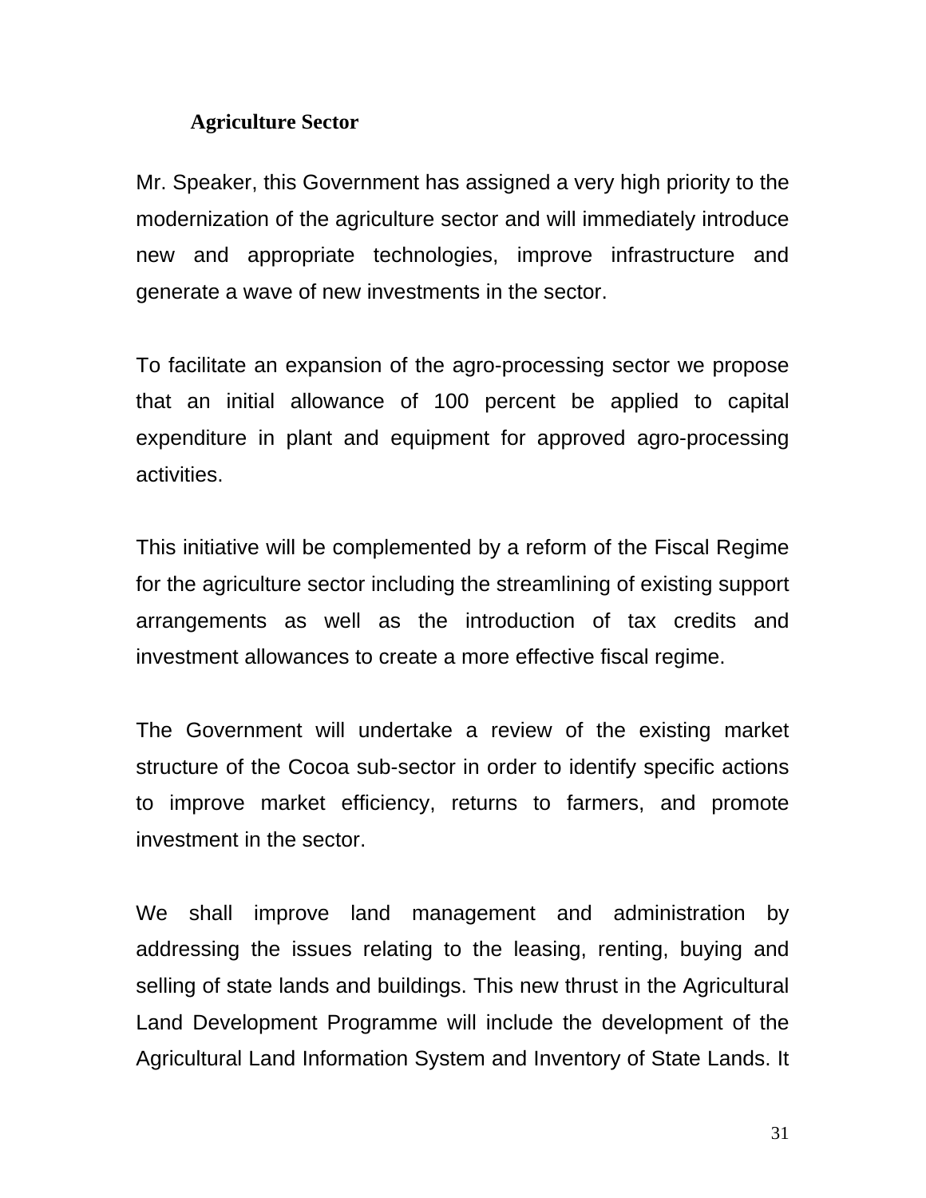### Agriculture Sector

Mr. Speaker, this Government has assigned a very high priority to the modernization of the agriculture sector and will immediately introduce new and appropriate technologies, improve infrastructure and generate a wave of new investments in the sector.

To facilitate an expansion of the agro-processing sector we propose that an initial allowance of 100 percent be applied to capital expenditure in plant and equipment for approved agro-processing activities.

This initiative will be complemented by a reform of the Fiscal Regime for the agriculture sector including the streamlining of existing support arrangements as well as the introduction of tax credits and investment allowances to create a more effective fiscal regime.

The Government will undertake a review of the existing market structure of the Cocoa sub-sector in order to identify specific actions to improve market efficiency, returns to farmers, and promote investment in the sector.

We shall improve land management and administration by addressing the issues relating to the leasing, renting, buying and selling of state lands and buildings. This new thrust in the Agricultural Land Development Programme will include the development of the Agricultural Land Information System and Inventory of State Lands. It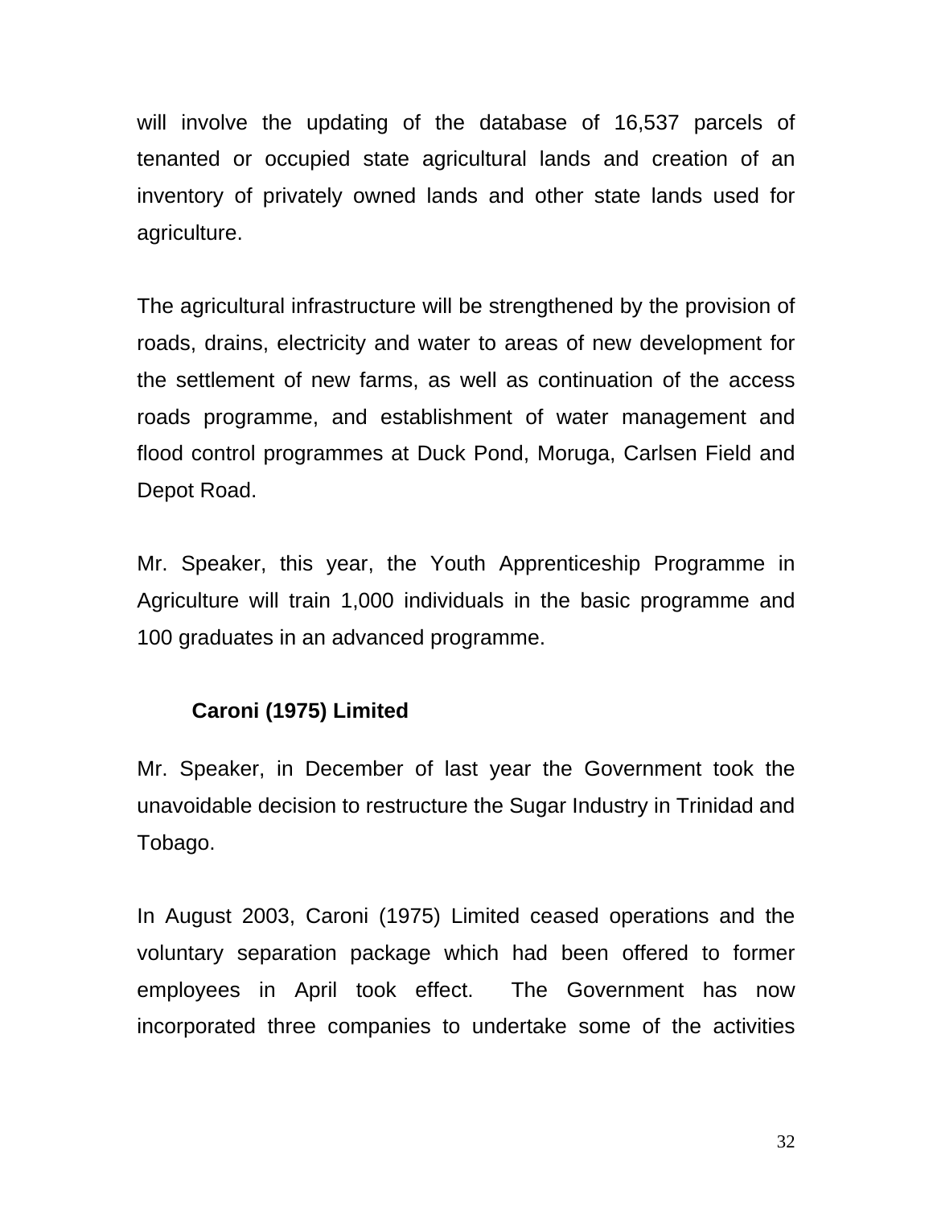will involve the updating of the database of 16,537 parcels of tenanted or occupied state agricultural lands and creation of an inventory of privately owned lands and other state lands used for agriculture.

The agricultural infrastructure will be strengthened by the provision of roads, drains, electricity and water to areas of new development for the settlement of new farms, as well as continuation of the access roads programme, and establishment of water management and flood control programmes at Duck Pond, Moruga, Carlsen Field and Depot Road.

Mr. Speaker, this year, the Youth Apprenticeship Programme in Agriculture will train 1,000 individuals in the basic programme and 100 graduates in an advanced programme.

### Caroni (1975) Limited

Mr. Speaker, in December of last year the Government took the unavoidable decision to restructure the Sugar Industry in Trinidad and Tobago.

In August 2003, Caroni (1975) Limited ceased operations and the voluntary separation package which had been offered to former employees in April took effect. The Government has now incorporated three companies to undertake some of the activities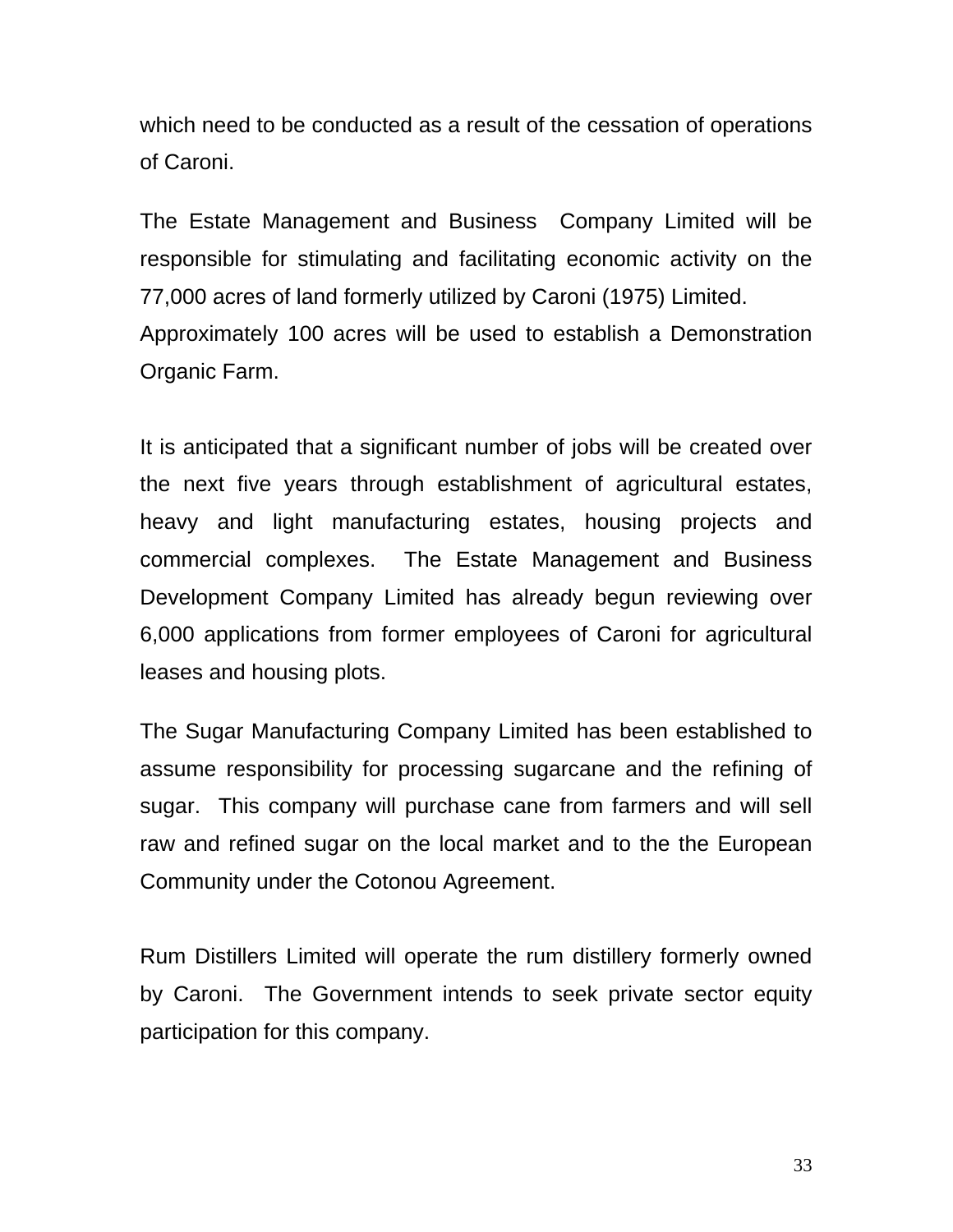which need to be conducted as a result of the cessation of operations of Caroni.

The Estate Management and Business Company Limited will be responsible for stimulating and facilitating economic activity on the 77,000 acres of land formerly utilized by Caroni (1975) Limited. Approximately 100 acres will be used to establish a Demonstration Organic Farm.

It is anticipated that a significant number of jobs will be created over the next five years through establishment of agricultural estates, heavy and light manufacturing estates, housing projects and commercial complexes. The Estate Management and Business Development Company Limited has already begun reviewing over 6,000 applications from former employees of Caroni for agricultural leases and housing plots.

The Sugar Manufacturing Company Limited has been established to assume responsibility for processing sugarcane and the refining of sugar. This company will purchase cane from farmers and will sell raw and refined sugar on the local market and to the the European Community under the Cotonou Agreement.

Rum Distillers Limited will operate the rum distillery formerly owned by Caroni. The Government intends to seek private sector equity participation for this company.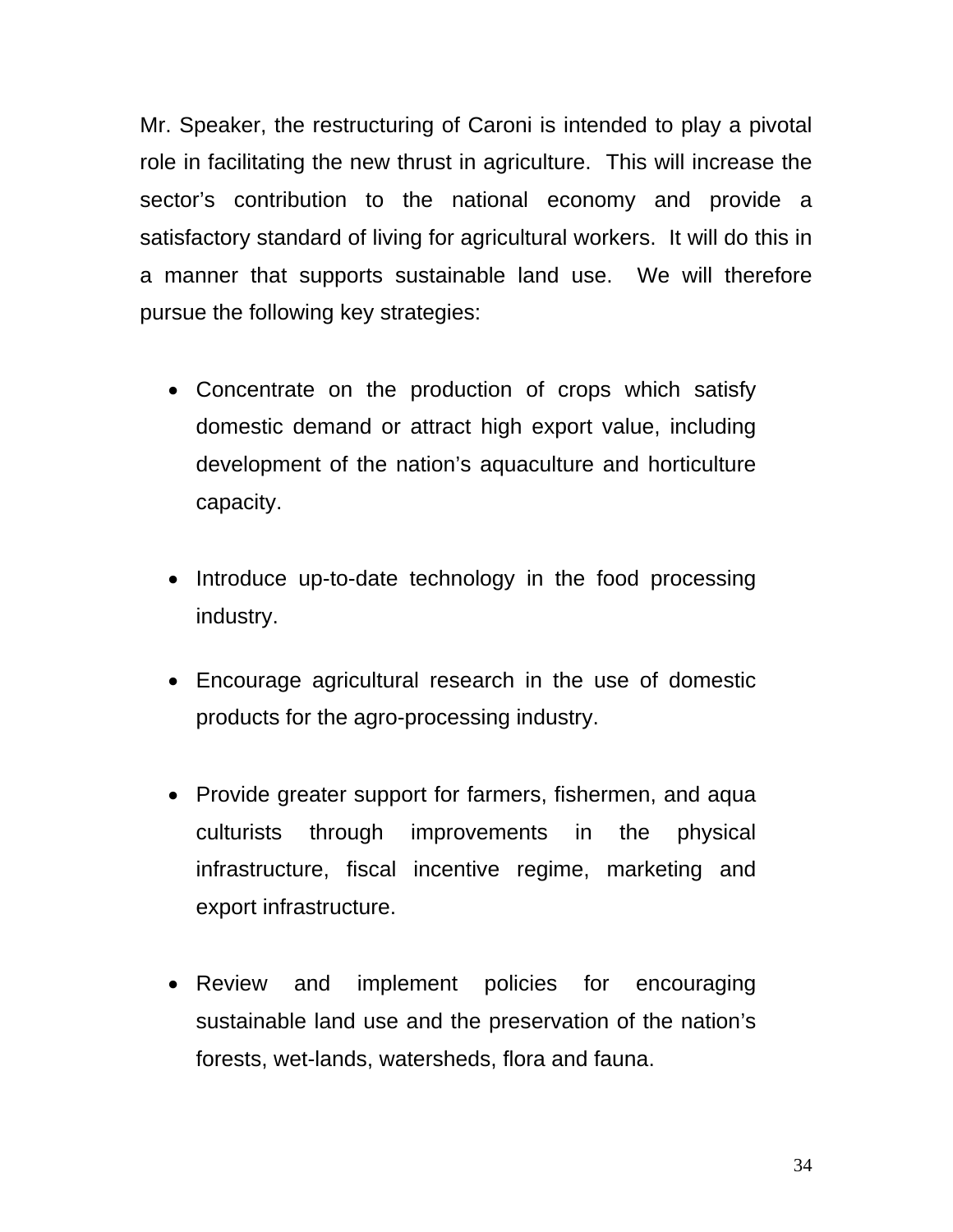Mr. Speaker, the restructuring of Caroni is intended to play a pivotal role in facilitating the new thrust in agriculture. This will increase the sector's contribution to the national economy and provide a satisfactory standard of living for agricultural workers. It will do this in a manner that supports sustainable land use. We will therefore pursue the following key strategies:

- Concentrate on the production of crops which satisfy domestic demand or attract high export value, including development of the nation's aquaculture and horticulture capacity.

- Introduce up-to-date technology in the food processing industry.

- Encourage agricultural research in the use of domestic products for the agro-processing industry.

- Provide greater support for farmers, fishermen, and aqua culturists through improvements in the physical infrastructure, fiscal incentive regime, marketing and export infrastructure.

- Review and implement policies for encouraging sustainable land use and the preservation of the nation's forests, wet-lands, watersheds, flora and fauna.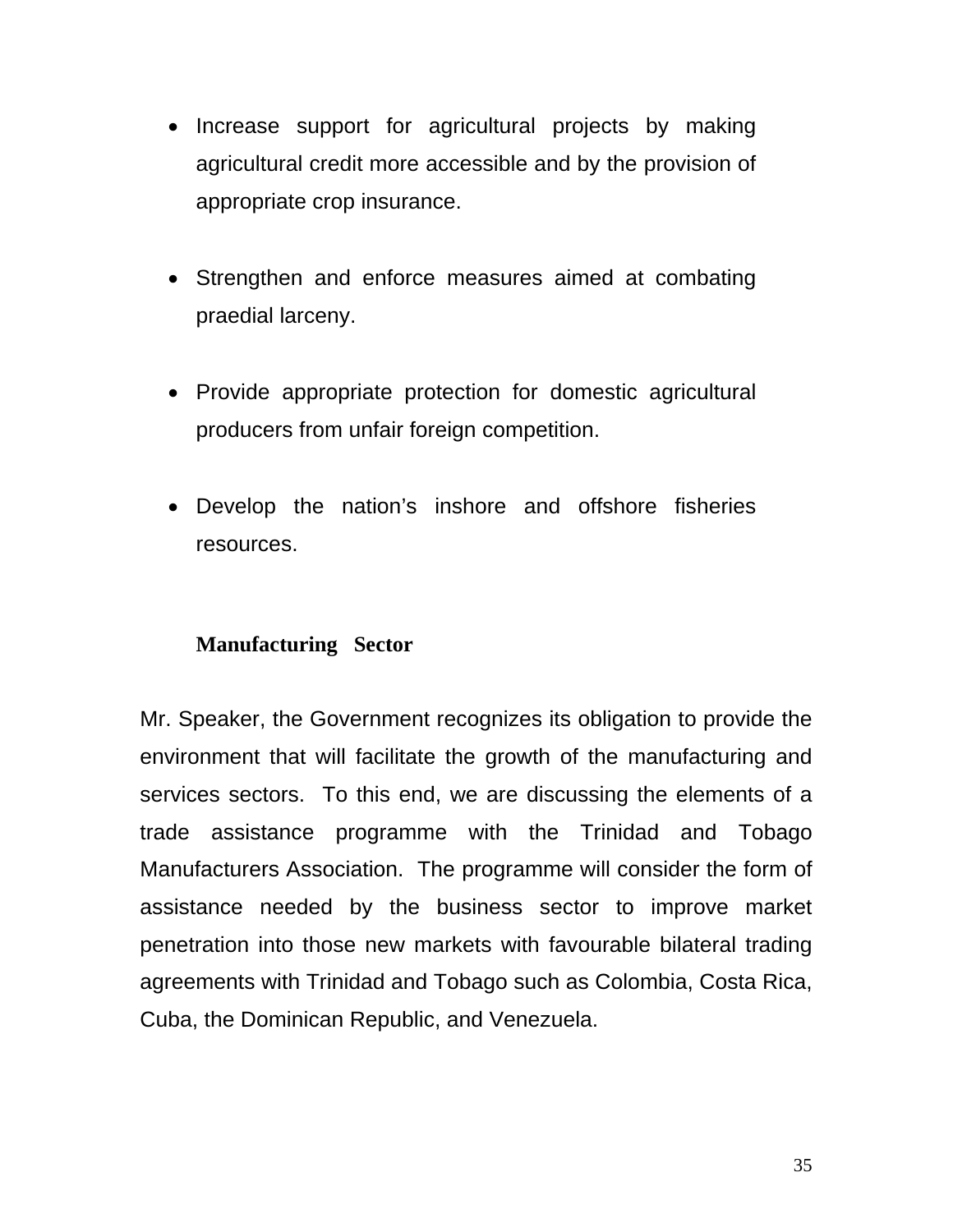- Increase support for agricultural projects by making agricultural credit more accessible and by the provision of appropriate crop insurance.

- Strengthen and enforce measures aimed at combating praedial larceny.

- Provide appropriate protection for domestic agricultural producers from unfair foreign competition.

- Develop the nation's inshore and offshore fisheries resources.

**Manufacturing Sector**

Mr. Speaker, the Government recognizes its obligation to provide the environment that will facilitate the growth of the manufacturing and services sectors. To this end, we are discussing the elements of a trade assistance programme with the Trinidad and Tobago Manufacturers Association. The programme will consider the form of assistance needed by the business sector to improve market penetration into those new markets with favourable bilateral trading agreements with Trinidad and Tobago such as Colombia, Costa Rica, Cuba, the Dominican Republic, and Venezuela.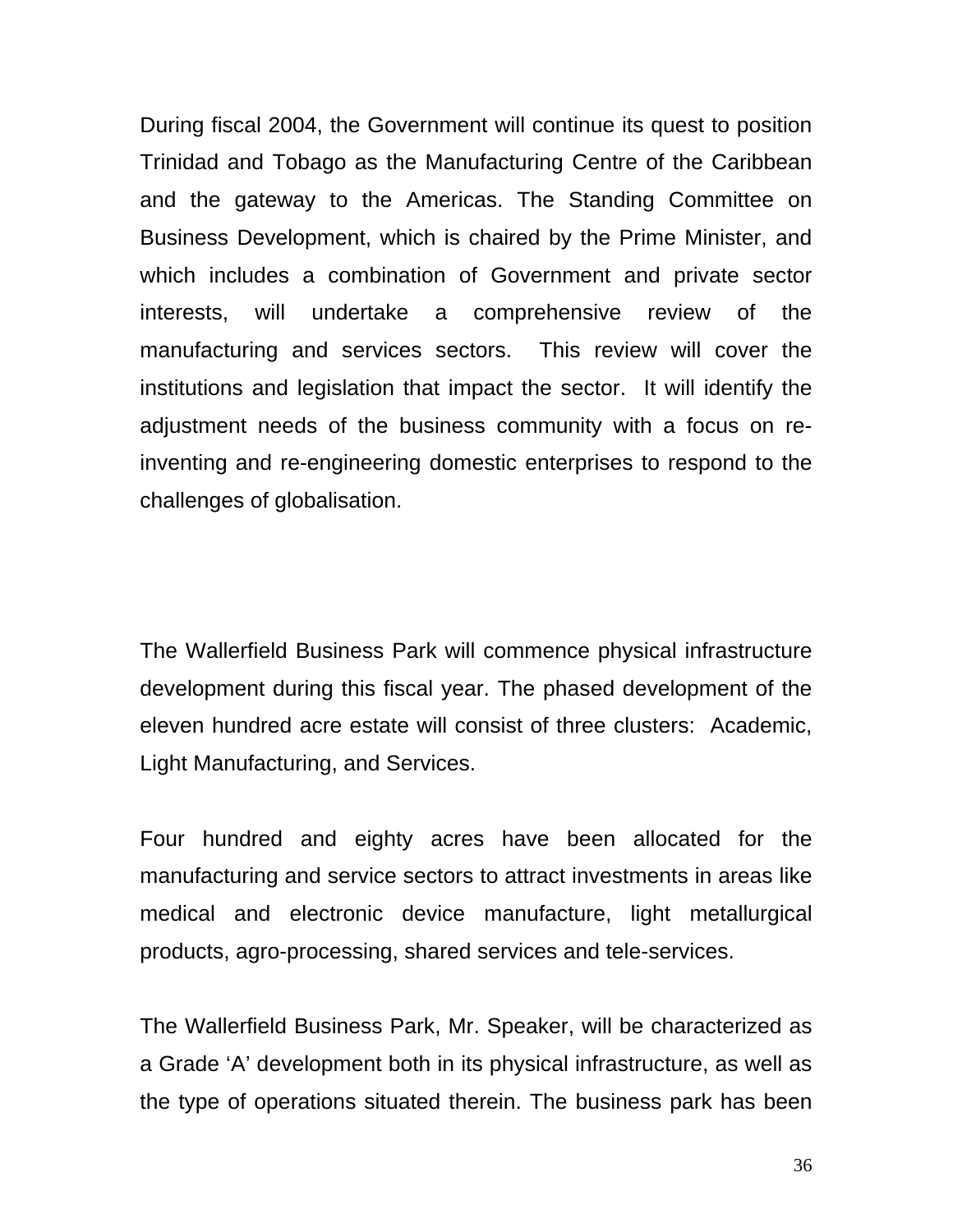During fiscal 2004, the Government will continue its quest to position Trinidad and Tobago as the Manufacturing Centre of the Caribbean and the gateway to the Americas. The Standing Committee on Business Development, which is chaired by the Prime Minister, and which includes a combination of Government and private sector interests, will undertake a comprehensive review of the manufacturing and services sectors. This review will cover the institutions and legislation that impact the sector. It will identify the adjustment needs of the business community with a focus on re-inventing and re-engineering domestic enterprises to respond to the challenges of globalisation.

The Wallerfield Business Park will commence physical infrastructure development during this fiscal year. The phased development of the eleven hundred acre estate will consist of three clusters: Academic, Light Manufacturing, and Services.

Four hundred and eighty acres have been allocated for the manufacturing and service sectors to attract investments in areas like medical and electronic device manufacture, light metallurgical products, agro-processing, shared services and tele-services.

The Wallerfield Business Park, Mr. Speaker, will be characterized as a Grade 'A' development both in its physical infrastructure, as well as the type of operations situated therein. The business park has been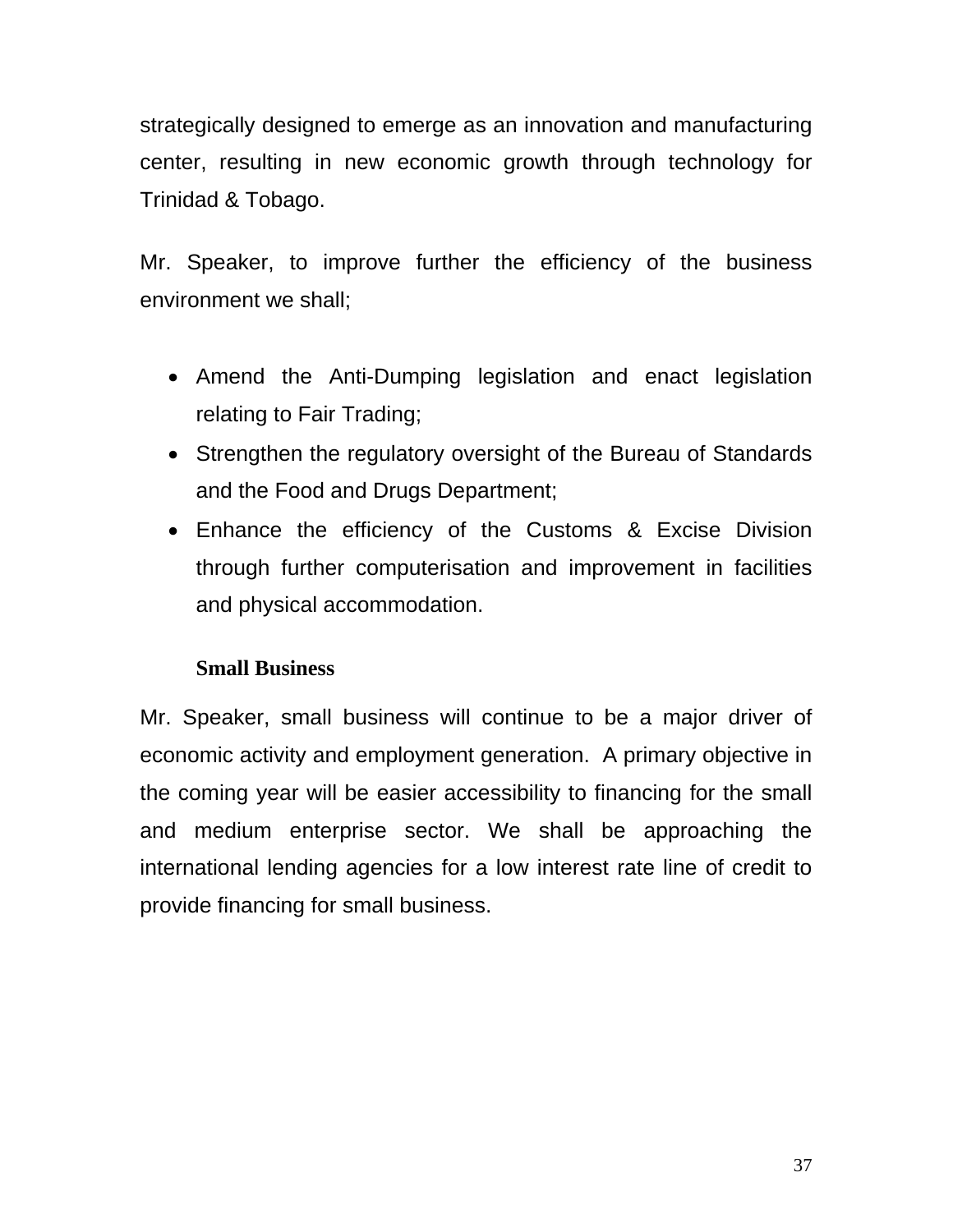strategically designed to emerge as an innovation and manufacturing center, resulting in new economic growth through technology for Trinidad & Tobago.

Mr. Speaker, to improve further the efficiency of the business environment we shall;

- Amend the Anti-Dumping legislation and enact legislation relating to Fair Trading;
- Strengthen the regulatory oversight of the Bureau of Standards and the Food and Drugs Department;
- Enhance the efficiency of the Customs & Excise Division through further computerisation and improvement in facilities and physical accommodation.

**Small Business**

Mr. Speaker, small business will continue to be a major driver of economic activity and employment generation. A primary objective in the coming year will be easier accessibility to financing for the small and medium enterprise sector. We shall be approaching the international lending agencies for a low interest rate line of credit to provide financing for small business.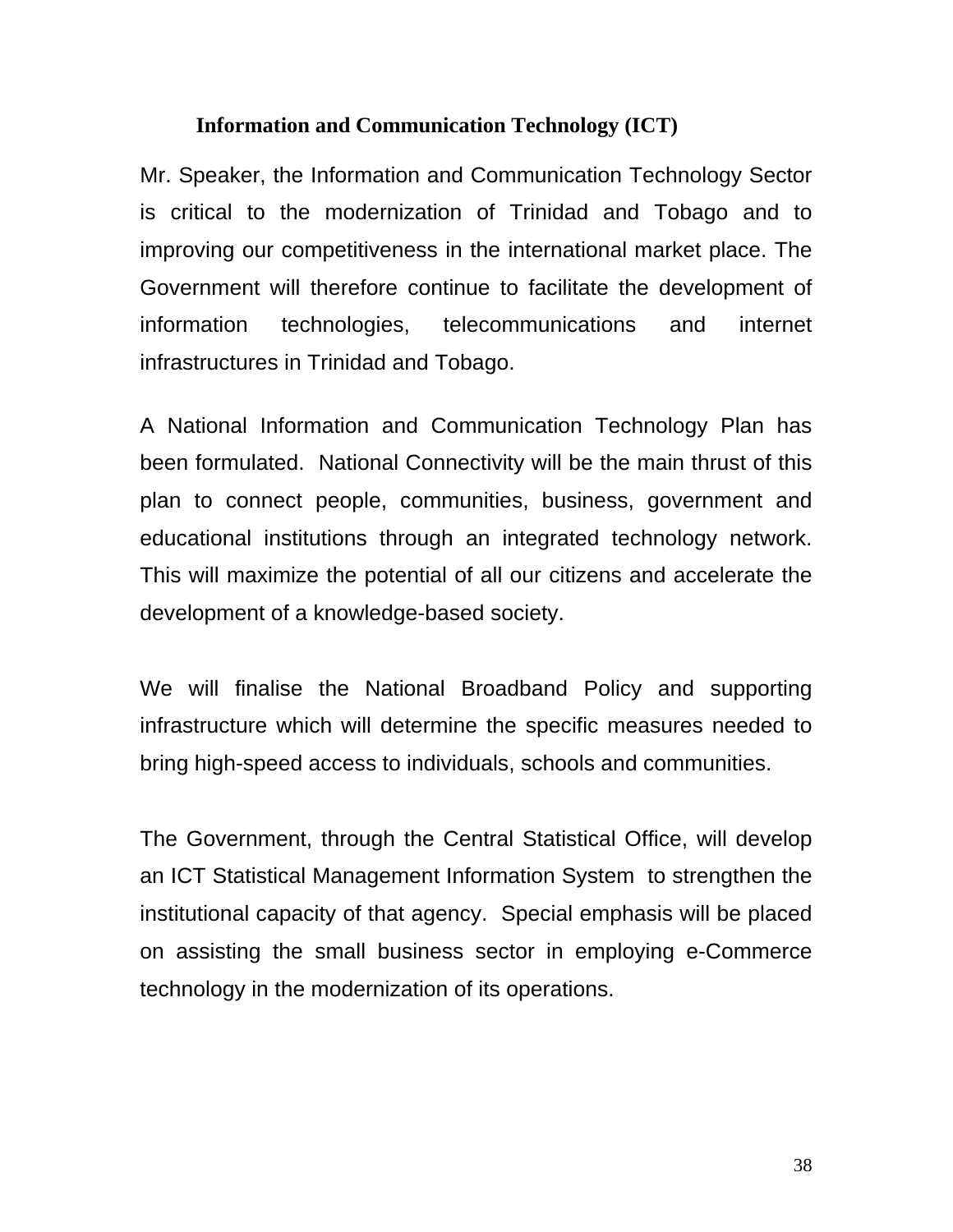### Information and Communication Technology (ICT)

Mr. Speaker, the Information and Communication Technology Sector is critical to the modernization of Trinidad and Tobago and to improving our competitiveness in the international market place. The Government will therefore continue to facilitate the development of information technologies, telecommunications and internet infrastructures in Trinidad and Tobago.

A National Information and Communication Technology Plan has been formulated. National Connectivity will be the main thrust of this plan to connect people, communities, business, government and educational institutions through an integrated technology network. This will maximize the potential of all our citizens and accelerate the development of a knowledge-based society.

We will finalise the National Broadband Policy and supporting infrastructure which will determine the specific measures needed to bring high-speed access to individuals, schools and communities.

The Government, through the Central Statistical Office, will develop an ICT Statistical Management Information System to strengthen the institutional capacity of that agency. Special emphasis will be placed on assisting the small business sector in employing e-Commerce technology in the modernization of its operations.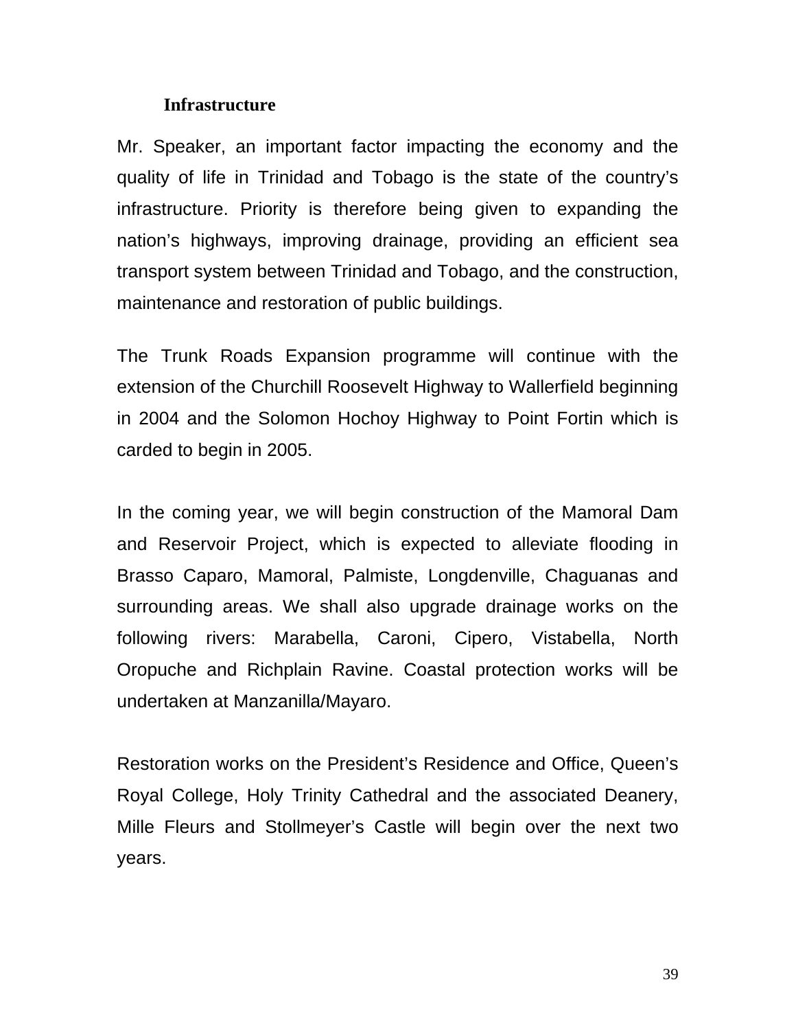### Infrastructure

Mr. Speaker, an important factor impacting the economy and the quality of life in Trinidad and Tobago is the state of the country's infrastructure. Priority is therefore being given to expanding the nation's highways, improving drainage, providing an efficient sea transport system between Trinidad and Tobago, and the construction, maintenance and restoration of public buildings.

The Trunk Roads Expansion programme will continue with the extension of the Churchill Roosevelt Highway to Wallerfield beginning in 2004 and the Solomon Hochoy Highway to Point Fortin which is carded to begin in 2005.

In the coming year, we will begin construction of the Mamoral Dam and Reservoir Project, which is expected to alleviate flooding in Brasso Caparo, Mamoral, Palmiste, Longdenville, Chaguanas and surrounding areas. We shall also upgrade drainage works on the following rivers: Marabella, Caroni, Cipero, Vistabella, North Oropuche and Richplain Ravine. Coastal protection works will be undertaken at Manzanilla/Mayaro.

Restoration works on the President's Residence and Office, Queen's Royal College, Holy Trinity Cathedral and the associated Deanery, Mille Fleurs and Stollmeyer's Castle will begin over the next two years.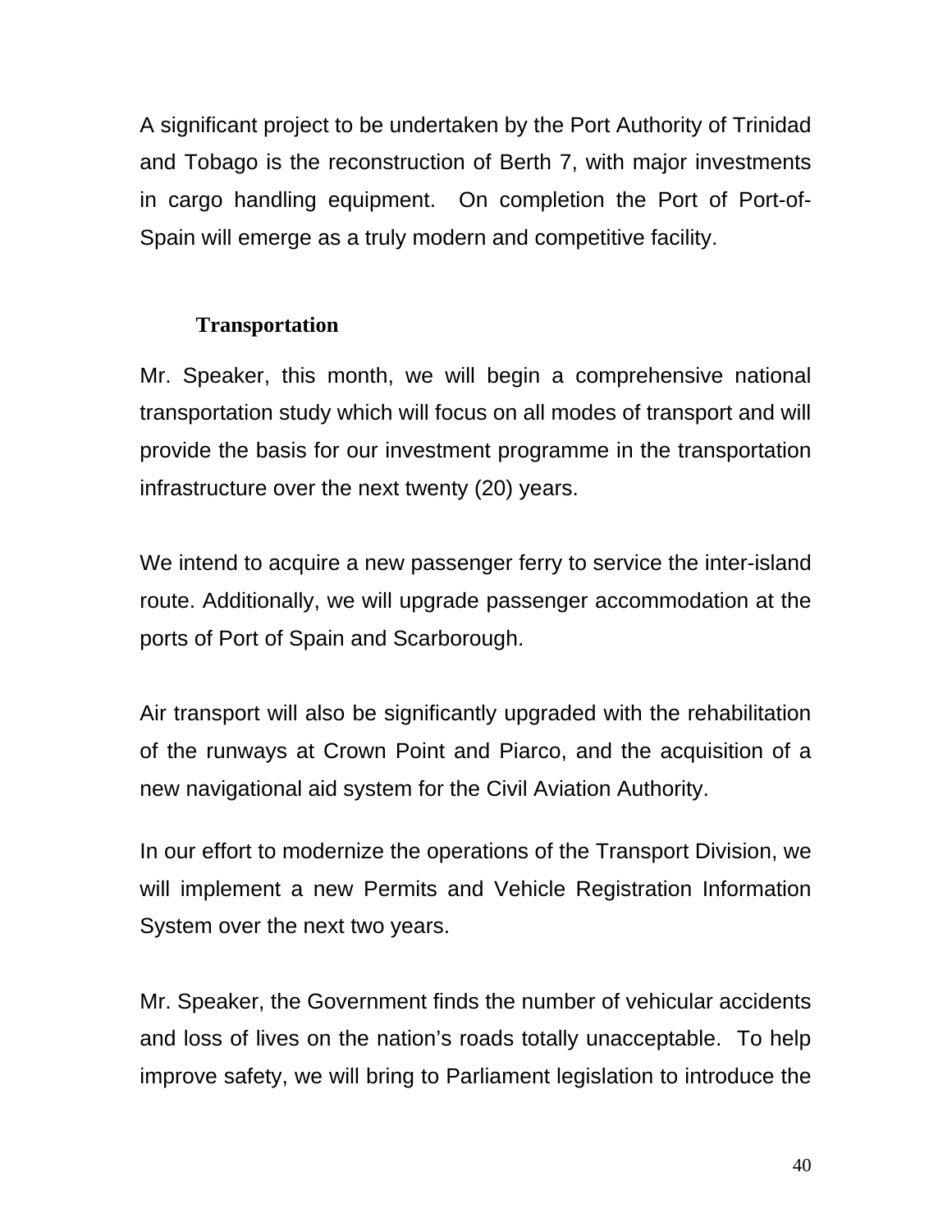A significant project to be undertaken by the Port Authority of Trinidad and Tobago is the reconstruction of Berth 7, with major investments in cargo handling equipment. On completion the Port of Port-of-Spain will emerge as a truly modern and competitive facility.

### Transportation

Mr. Speaker, this month, we will begin a comprehensive national transportation study which will focus on all modes of transport and will provide the basis for our investment programme in the transportation infrastructure over the next twenty (20) years.

We intend to acquire a new passenger ferry to service the inter-island route. Additionally, we will upgrade passenger accommodation at the ports of Port of Spain and Scarborough.

Air transport will also be significantly upgraded with the rehabilitation of the runways at Crown Point and Piarco, and the acquisition of a new navigational aid system for the Civil Aviation Authority.

In our effort to modernize the operations of the Transport Division, we will implement a new Permits and Vehicle Registration Information System over the next two years.

Mr. Speaker, the Government finds the number of vehicular accidents and loss of lives on the nation's roads totally unacceptable. To help improve safety, we will bring to Parliament legislation to introduce the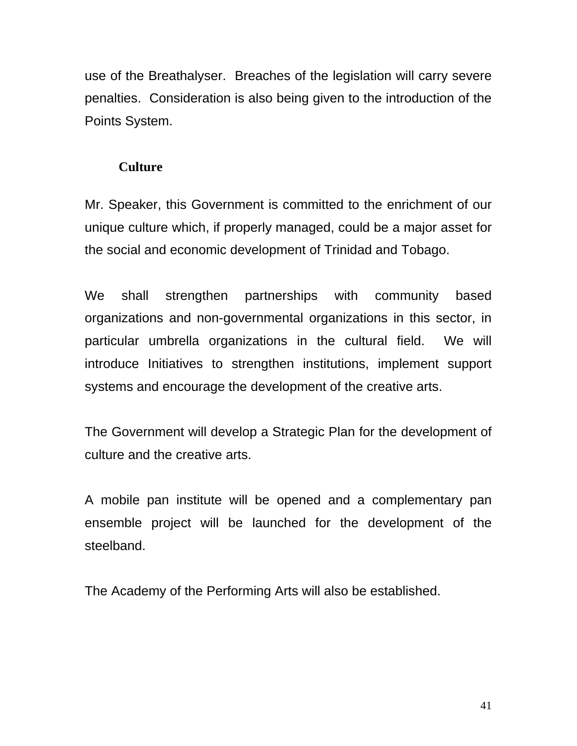use of the Breathalyser.  Breaches of the legislation will carry severe penalties.  Consideration is also being given to the introduction of the Points System.

## Culture

Mr. Speaker, this Government is committed to the enrichment of our unique culture which, if properly managed, could be a major asset for the social and economic development of Trinidad and Tobago.

We shall strengthen partnerships with community based organizations and non-governmental organizations in this sector, in particular umbrella organizations in the cultural field.  We will introduce Initiatives to strengthen institutions, implement support systems and encourage the development of the creative arts.

The Government will develop a Strategic Plan for the development of culture and the creative arts.

A mobile pan institute will be opened and a complementary pan ensemble project will be launched for the development of the steelband.

The Academy of the Performing Arts will also be established.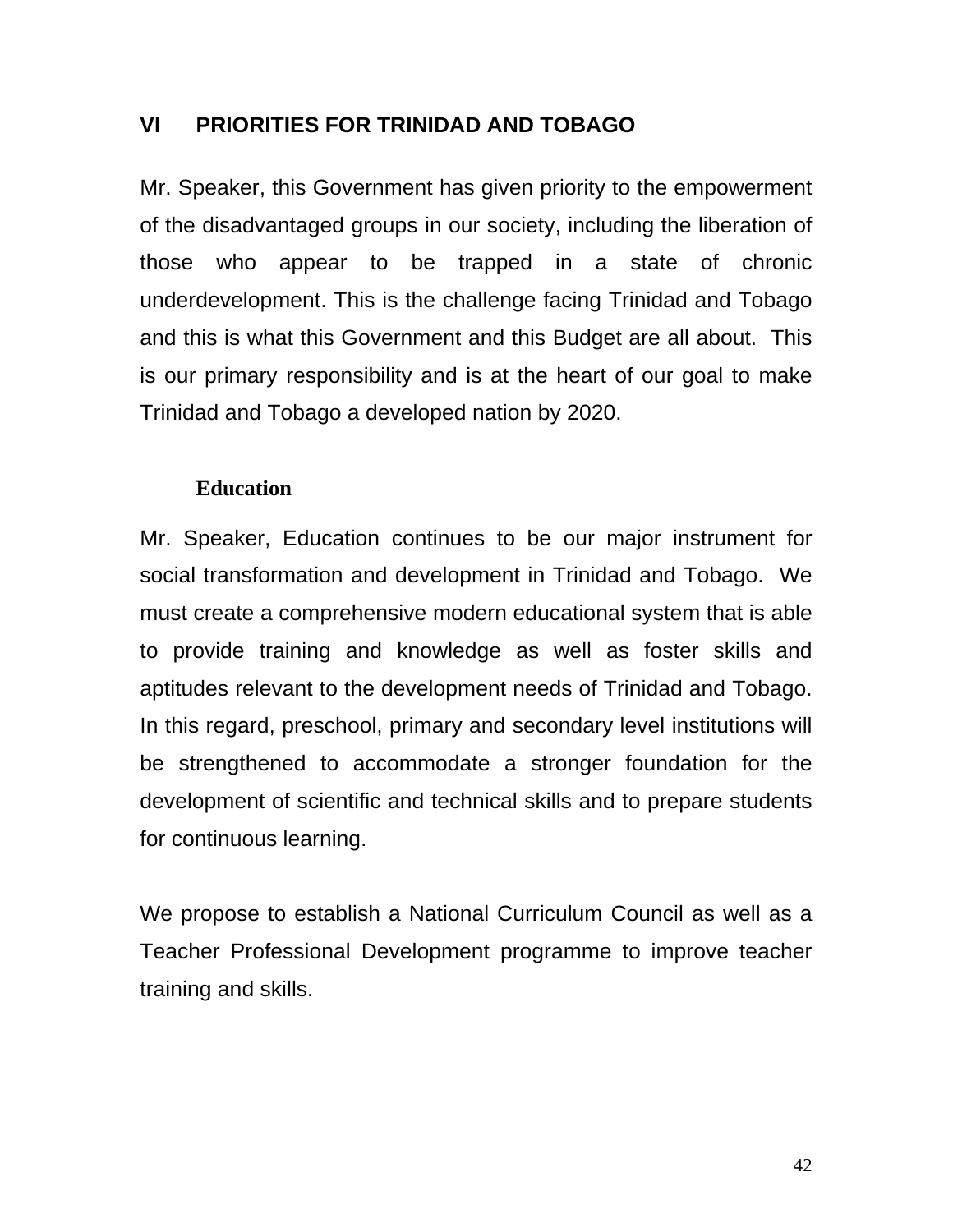## VI PRIORITIES FOR TRINIDAD AND TOBAGO

Mr. Speaker, this Government has given priority to the empowerment of the disadvantaged groups in our society, including the liberation of those who appear to be trapped in a state of chronic underdevelopment. This is the challenge facing Trinidad and Tobago and this is what this Government and this Budget are all about. This is our primary responsibility and is at the heart of our goal to make Trinidad and Tobago a developed nation by 2020.

### Education

Mr. Speaker, Education continues to be our major instrument for social transformation and development in Trinidad and Tobago. We must create a comprehensive modern educational system that is able to provide training and knowledge as well as foster skills and aptitudes relevant to the development needs of Trinidad and Tobago. In this regard, preschool, primary and secondary level institutions will be strengthened to accommodate a stronger foundation for the development of scientific and technical skills and to prepare students for continuous learning.

We propose to establish a National Curriculum Council as well as a Teacher Professional Development programme to improve teacher training and skills.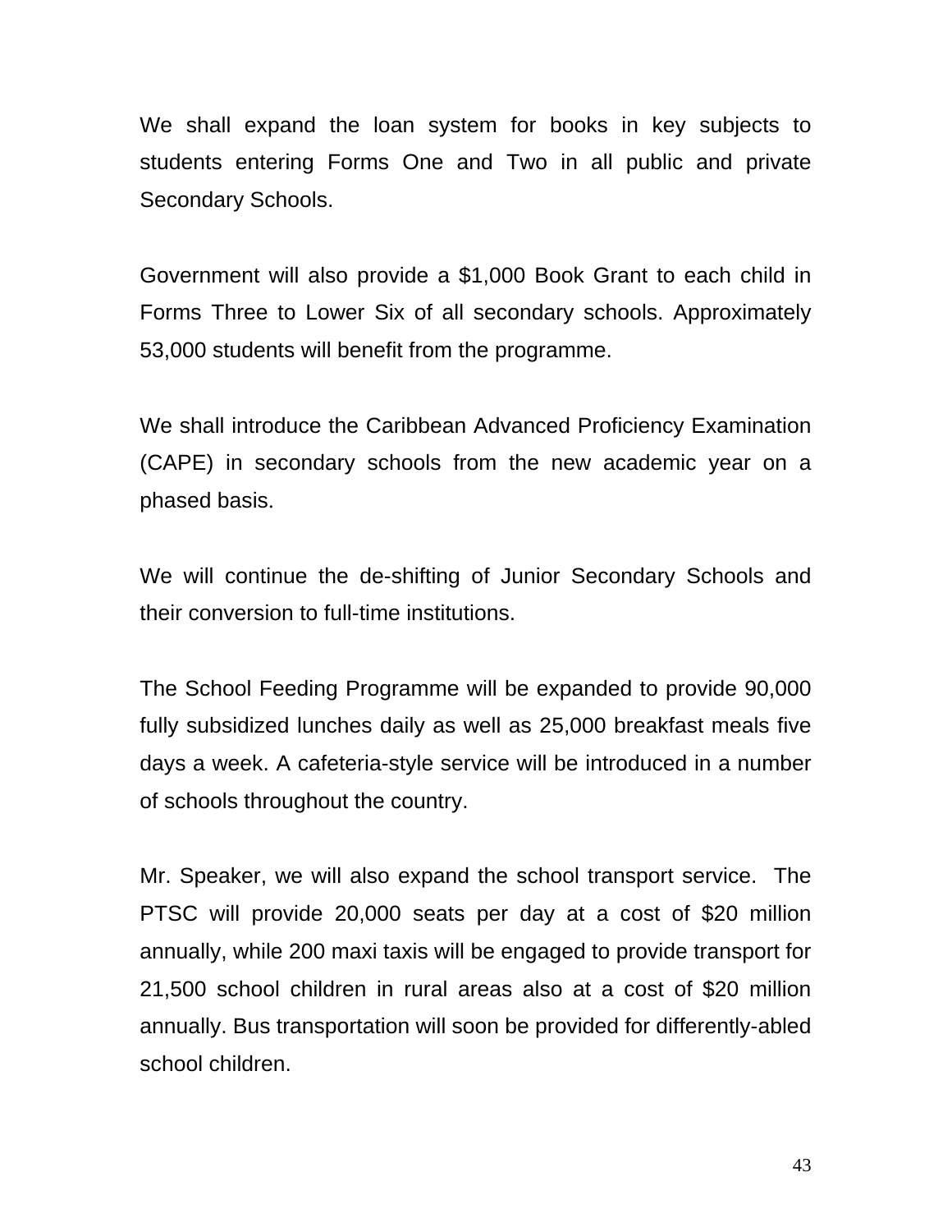We shall expand the loan system for books in key subjects to students entering Forms One and Two in all public and private Secondary Schools.

Government will also provide a $1,000 Book Grant to each child in Forms Three to Lower Six of all secondary schools. Approximately 53,000 students will benefit from the programme.

We shall introduce the Caribbean Advanced Proficiency Examination (CAPE) in secondary schools from the new academic year on a phased basis.

We will continue the de-shifting of Junior Secondary Schools and their conversion to full-time institutions.

The School Feeding Programme will be expanded to provide 90,000 fully subsidized lunches daily as well as 25,000 breakfast meals five days a week. A cafeteria-style service will be introduced in a number of schools throughout the country.

Mr. Speaker, we will also expand the school transport service. The PTSC will provide 20,000 seats per day at a cost of $20 million annually, while 200 maxi taxis will be engaged to provide transport for 21,500 school children in rural areas also at a cost of $20 million annually. Bus transportation will soon be provided for differently-abled school children.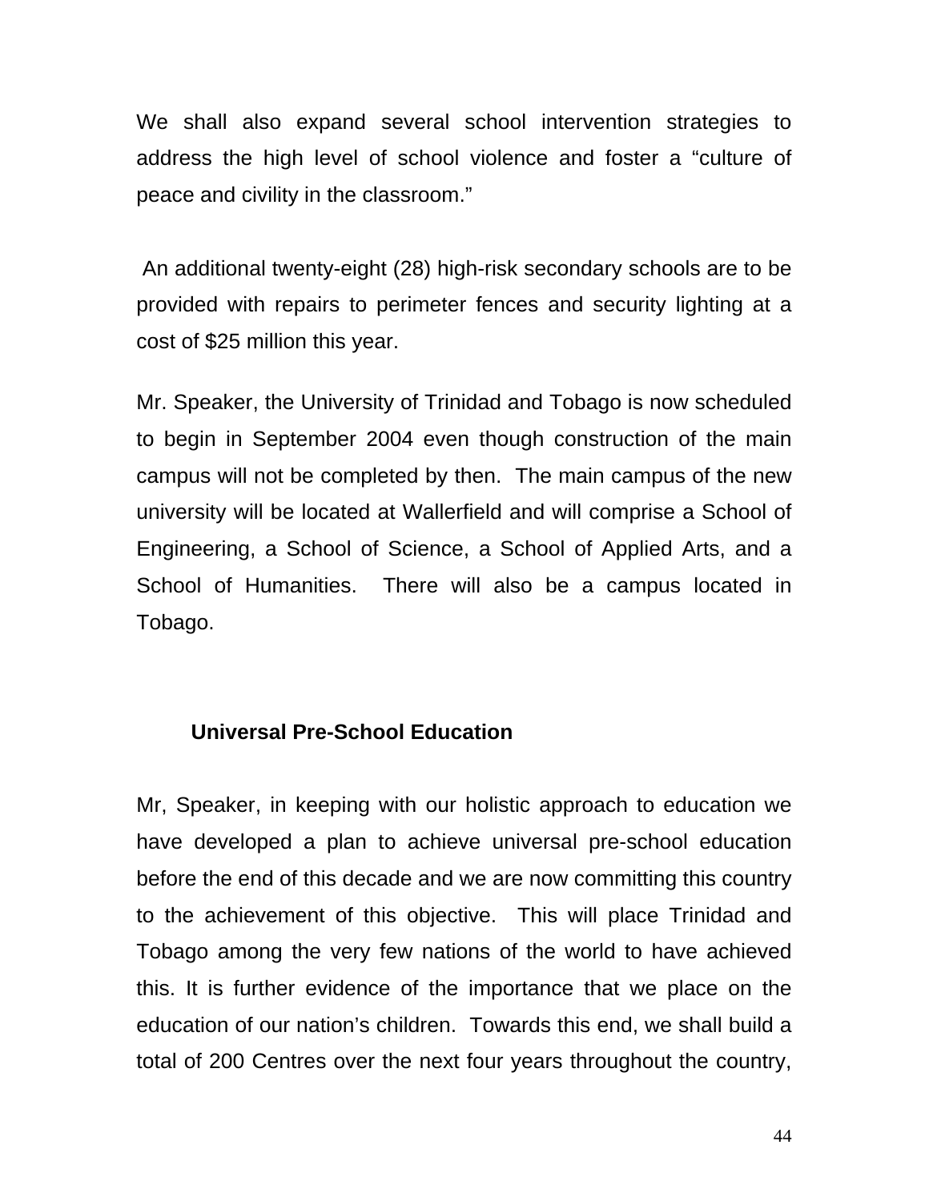We shall also expand several school intervention strategies to address the high level of school violence and foster a "culture of peace and civility in the classroom."

An additional twenty-eight (28) high-risk secondary schools are to be provided with repairs to perimeter fences and security lighting at a cost of $25 million this year.

Mr. Speaker, the University of Trinidad and Tobago is now scheduled to begin in September 2004 even though construction of the main campus will not be completed by then. The main campus of the new university will be located at Wallerfield and will comprise a School of Engineering, a School of Science, a School of Applied Arts, and a School of Humanities. There will also be a campus located in Tobago.

### Universal Pre-School Education

Mr, Speaker, in keeping with our holistic approach to education we have developed a plan to achieve universal pre-school education before the end of this decade and we are now committing this country to the achievement of this objective. This will place Trinidad and Tobago among the very few nations of the world to have achieved this. It is further evidence of the importance that we place on the education of our nation's children. Towards this end, we shall build a total of 200 Centres over the next four years throughout the country,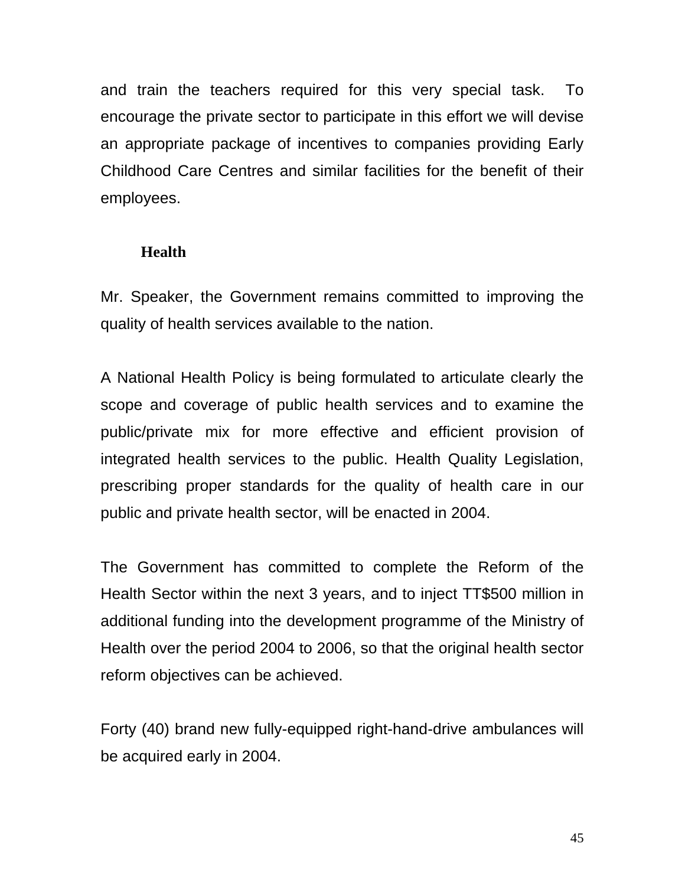and train the teachers required for this very special task. To encourage the private sector to participate in this effort we will devise an appropriate package of incentives to companies providing Early Childhood Care Centres and similar facilities for the benefit of their employees.

### Health

Mr. Speaker, the Government remains committed to improving the quality of health services available to the nation.

A National Health Policy is being formulated to articulate clearly the scope and coverage of public health services and to examine the public/private mix for more effective and efficient provision of integrated health services to the public. Health Quality Legislation, prescribing proper standards for the quality of health care in our public and private health sector, will be enacted in 2004.

The Government has committed to complete the Reform of the Health Sector within the next 3 years, and to inject TT$500 million in additional funding into the development programme of the Ministry of Health over the period 2004 to 2006, so that the original health sector reform objectives can be achieved.

Forty (40) brand new fully-equipped right-hand-drive ambulances will be acquired early in 2004.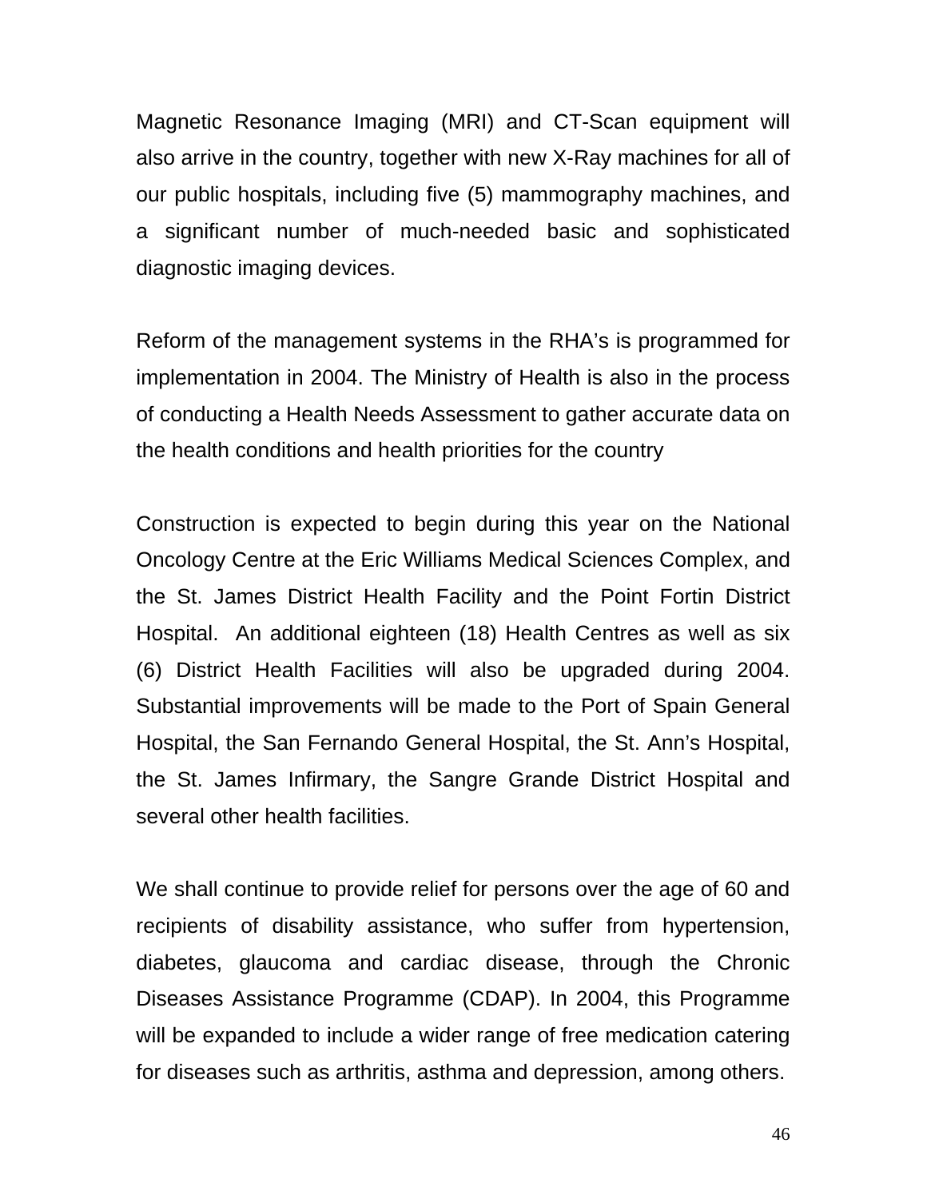Magnetic Resonance Imaging (MRI) and CT-Scan equipment will also arrive in the country, together with new X-Ray machines for all of our public hospitals, including five (5) mammography machines, and a significant number of much-needed basic and sophisticated diagnostic imaging devices.

Reform of the management systems in the RHA's is programmed for implementation in 2004. The Ministry of Health is also in the process of conducting a Health Needs Assessment to gather accurate data on the health conditions and health priorities for the country

Construction is expected to begin during this year on the National Oncology Centre at the Eric Williams Medical Sciences Complex, and the St. James District Health Facility and the Point Fortin District Hospital. An additional eighteen (18) Health Centres as well as six (6) District Health Facilities will also be upgraded during 2004. Substantial improvements will be made to the Port of Spain General Hospital, the San Fernando General Hospital, the St. Ann's Hospital, the St. James Infirmary, the Sangre Grande District Hospital and several other health facilities.

We shall continue to provide relief for persons over the age of 60 and recipients of disability assistance, who suffer from hypertension, diabetes, glaucoma and cardiac disease, through the Chronic Diseases Assistance Programme (CDAP). In 2004, this Programme will be expanded to include a wider range of free medication catering for diseases such as arthritis, asthma and depression, among others.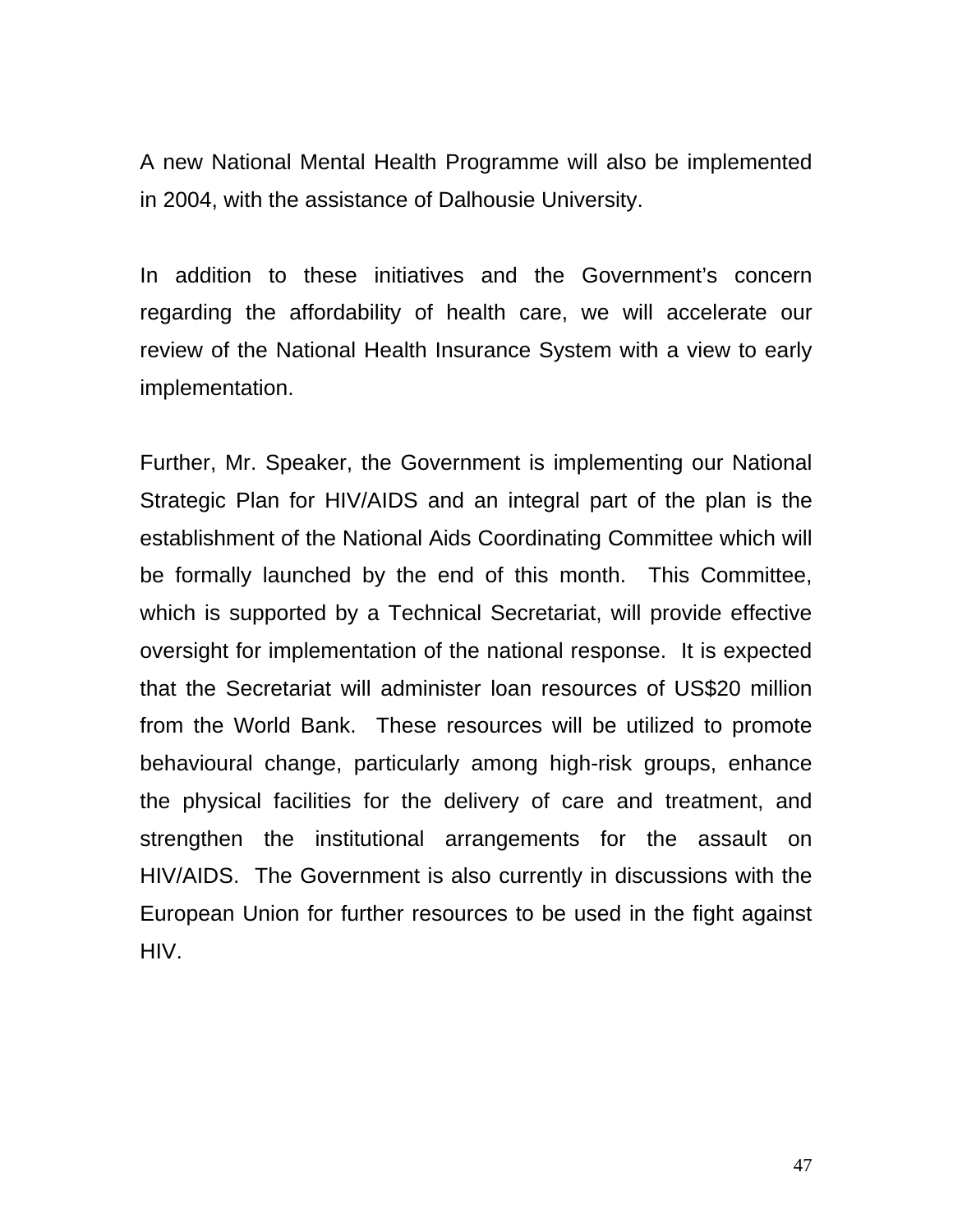A new National Mental Health Programme will also be implemented in 2004, with the assistance of Dalhousie University.

In addition to these initiatives and the Government's concern regarding the affordability of health care, we will accelerate our review of the National Health Insurance System with a view to early implementation.

Further, Mr. Speaker, the Government is implementing our National Strategic Plan for HIV/AIDS and an integral part of the plan is the establishment of the National Aids Coordinating Committee which will be formally launched by the end of this month. This Committee, which is supported by a Technical Secretariat, will provide effective oversight for implementation of the national response. It is expected that the Secretariat will administer loan resources of US$20 million from the World Bank. These resources will be utilized to promote behavioural change, particularly among high-risk groups, enhance the physical facilities for the delivery of care and treatment, and strengthen the institutional arrangements for the assault on HIV/AIDS. The Government is also currently in discussions with the European Union for further resources to be used in the fight against HIV.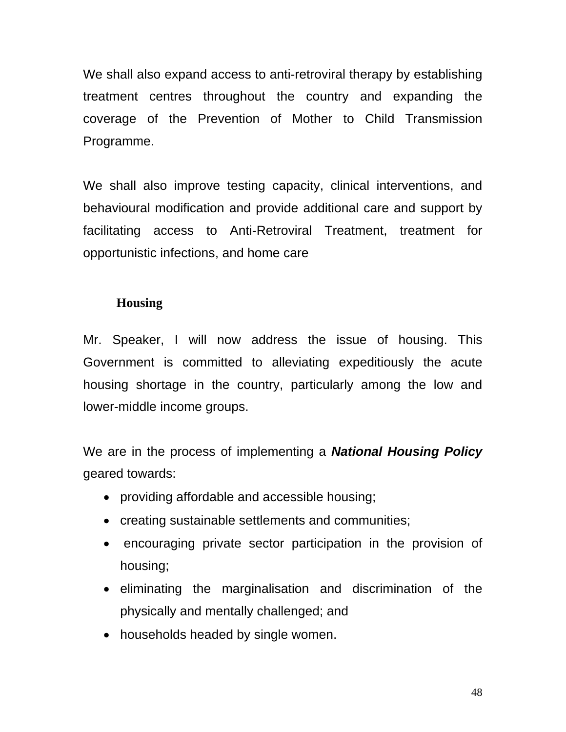We shall also expand access to anti-retroviral therapy by establishing treatment centres throughout the country and expanding the coverage of the Prevention of Mother to Child Transmission Programme.

We shall also improve testing capacity, clinical interventions, and behavioural modification and provide additional care and support by facilitating access to Anti-Retroviral Treatment, treatment for opportunistic infections, and home care

## Housing

Mr. Speaker, I will now address the issue of housing. This Government is committed to alleviating expeditiously the acute housing shortage in the country, particularly among the low and lower-middle income groups.

We are in the process of implementing a ***National Housing Policy*** geared towards:

- providing affordable and accessible housing;
- creating sustainable settlements and communities;
- encouraging private sector participation in the provision of housing;
- eliminating the marginalisation and discrimination of the physically and mentally challenged; and
- households headed by single women.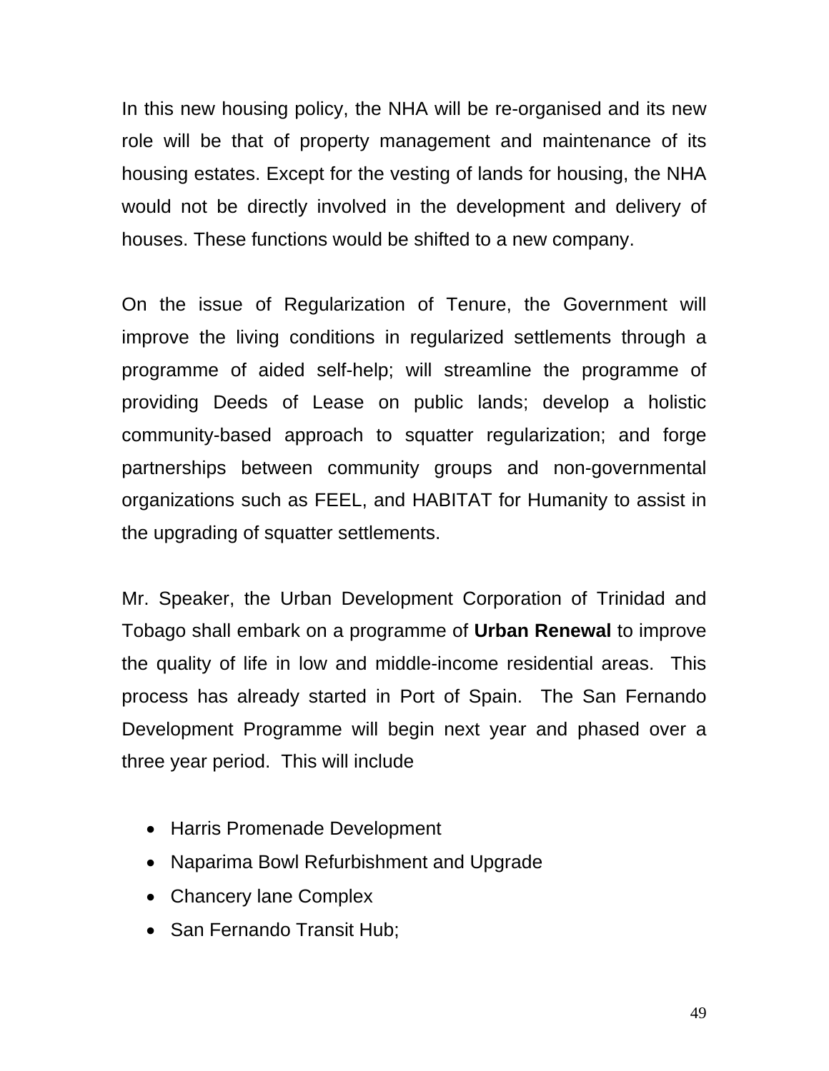In this new housing policy, the NHA will be re-organised and its new role will be that of property management and maintenance of its housing estates. Except for the vesting of lands for housing, the NHA would not be directly involved in the development and delivery of houses. These functions would be shifted to a new company.

On the issue of Regularization of Tenure, the Government will improve the living conditions in regularized settlements through a programme of aided self-help; will streamline the programme of providing Deeds of Lease on public lands; develop a holistic community-based approach to squatter regularization; and forge partnerships between community groups and non-governmental organizations such as FEEL, and HABITAT for Humanity to assist in the upgrading of squatter settlements.

Mr. Speaker, the Urban Development Corporation of Trinidad and Tobago shall embark on a programme of **Urban Renewal** to improve the quality of life in low and middle-income residential areas. This process has already started in Port of Spain. The San Fernando Development Programme will begin next year and phased over a three year period. This will include

- Harris Promenade Development
- Naparima Bowl Refurbishment and Upgrade
- Chancery lane Complex
- San Fernando Transit Hub;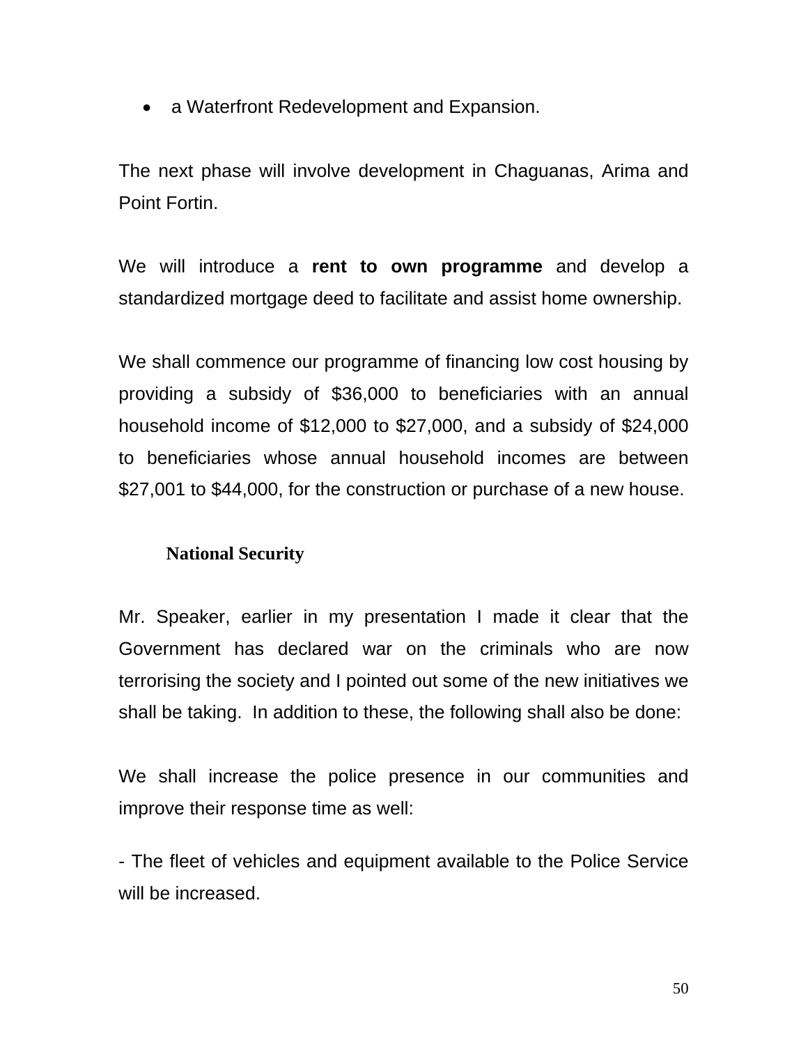- a Waterfront Redevelopment and Expansion.

The next phase will involve development in Chaguanas, Arima and Point Fortin.

We will introduce a **rent to own programme** and develop a standardized mortgage deed to facilitate and assist home ownership.

We shall commence our programme of financing low cost housing by providing a subsidy of $36,000 to beneficiaries with an annual household income of $12,000 to $27,000, and a subsidy of $24,000 to beneficiaries whose annual household incomes are between $27,001 to $44,000, for the construction or purchase of a new house.

## National Security

Mr. Speaker, earlier in my presentation I made it clear that the Government has declared war on the criminals who are now terrorising the society and I pointed out some of the new initiatives we shall be taking. In addition to these, the following shall also be done:

We shall increase the police presence in our communities and improve their response time as well:

- The fleet of vehicles and equipment available to the Police Service will be increased.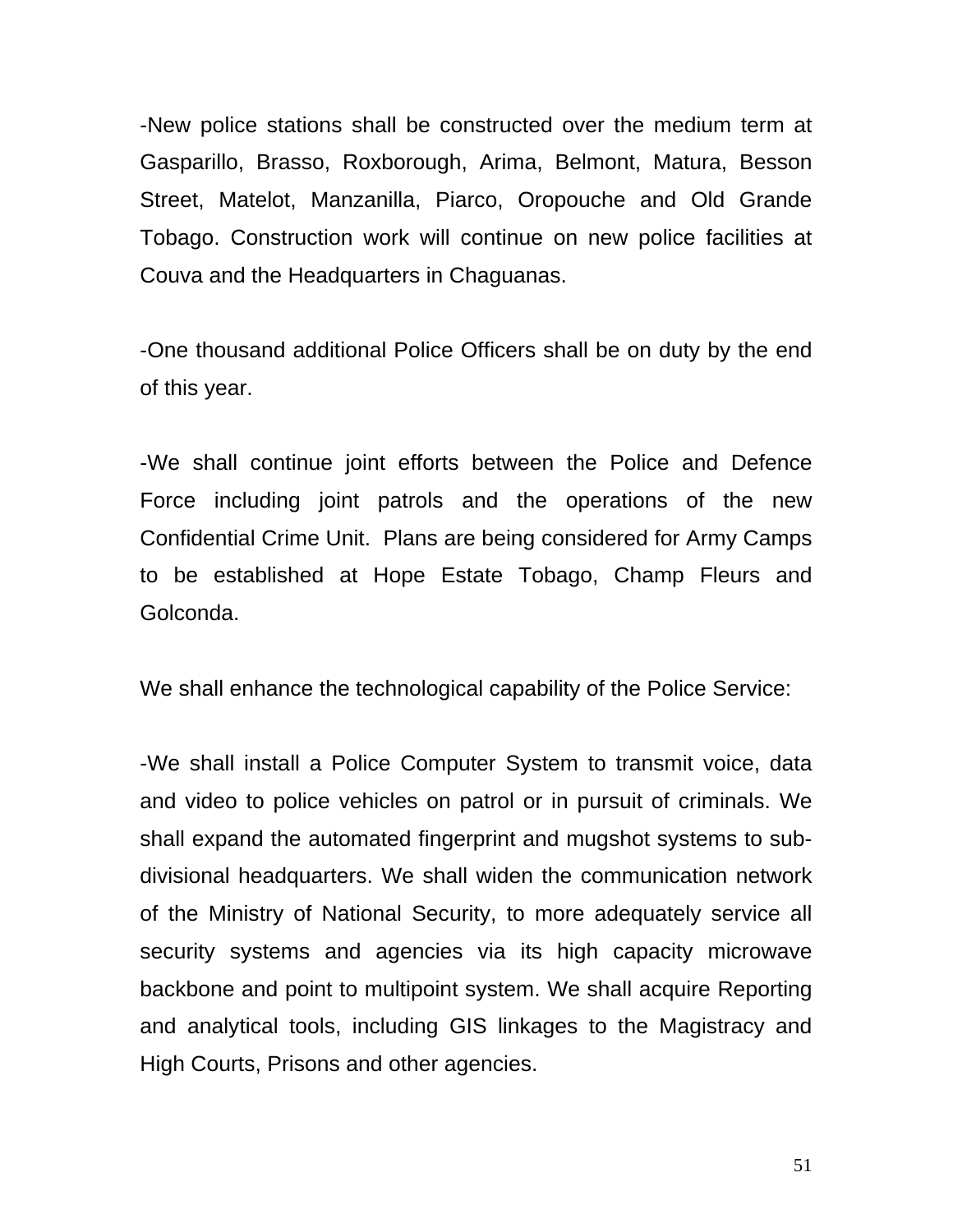-New police stations shall be constructed over the medium term at Gasparillo, Brasso, Roxborough, Arima, Belmont, Matura, Besson Street, Matelot, Manzanilla, Piarco, Oropouche and Old Grande Tobago. Construction work will continue on new police facilities at Couva and the Headquarters in Chaguanas.

-One thousand additional Police Officers shall be on duty by the end of this year.

-We shall continue joint efforts between the Police and Defence Force including joint patrols and the operations of the new Confidential Crime Unit. Plans are being considered for Army Camps to be established at Hope Estate Tobago, Champ Fleurs and Golconda.

We shall enhance the technological capability of the Police Service:

-We shall install a Police Computer System to transmit voice, data and video to police vehicles on patrol or in pursuit of criminals. We shall expand the automated fingerprint and mugshot systems to sub-divisional headquarters. We shall widen the communication network of the Ministry of National Security, to more adequately service all security systems and agencies via its high capacity microwave backbone and point to multipoint system. We shall acquire Reporting and analytical tools, including GIS linkages to the Magistracy and High Courts, Prisons and other agencies.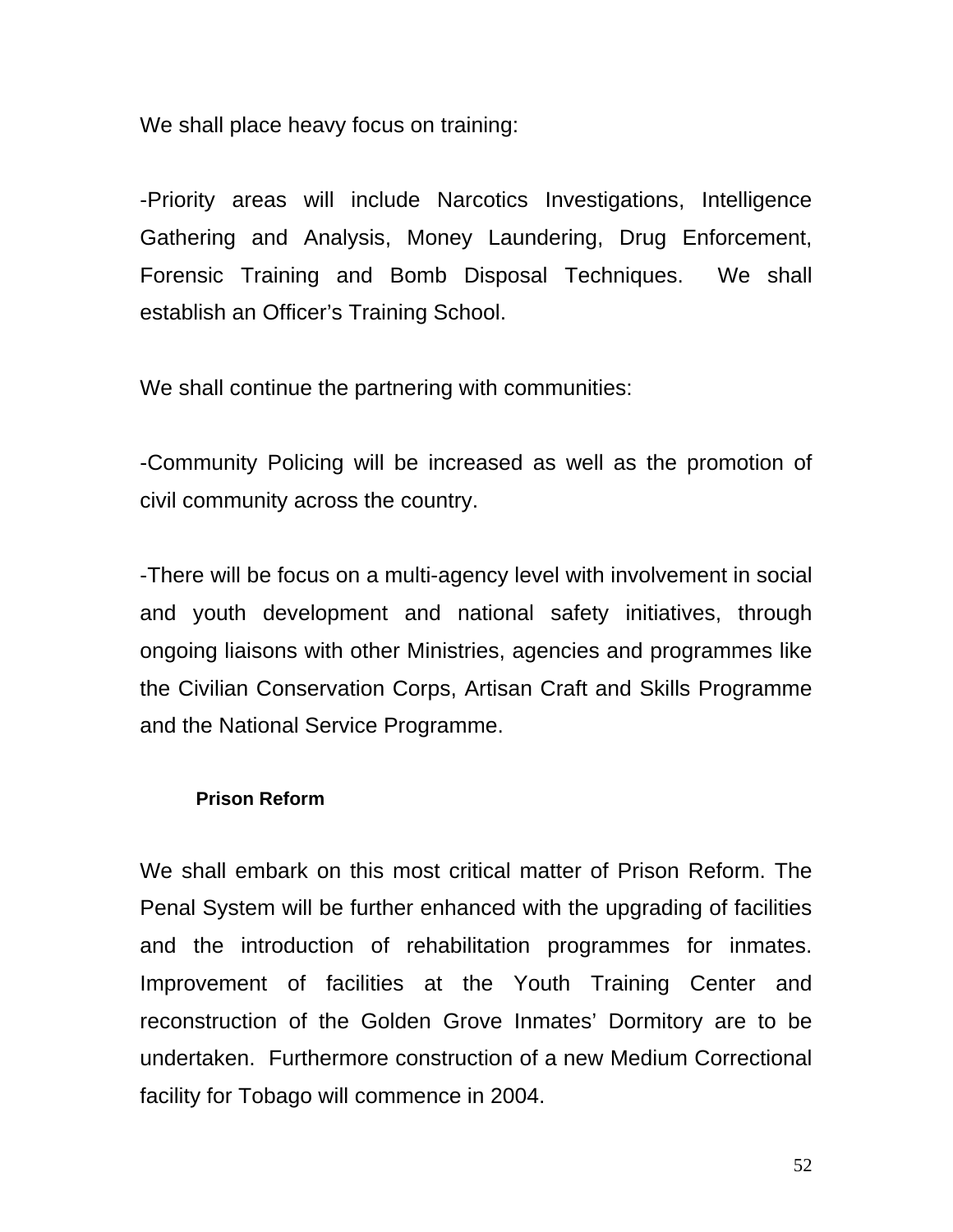We shall place heavy focus on training:

-Priority areas will include Narcotics Investigations, Intelligence Gathering and Analysis, Money Laundering, Drug Enforcement, Forensic Training and Bomb Disposal Techniques. We shall establish an Officer's Training School.

We shall continue the partnering with communities:

-Community Policing will be increased as well as the promotion of civil community across the country.

-There will be focus on a multi-agency level with involvement in social and youth development and national safety initiatives, through ongoing liaisons with other Ministries, agencies and programmes like the Civilian Conservation Corps, Artisan Craft and Skills Programme and the National Service Programme.

### Prison Reform

We shall embark on this most critical matter of Prison Reform. The Penal System will be further enhanced with the upgrading of facilities and the introduction of rehabilitation programmes for inmates. Improvement of facilities at the Youth Training Center and reconstruction of the Golden Grove Inmates' Dormitory are to be undertaken. Furthermore construction of a new Medium Correctional facility for Tobago will commence in 2004.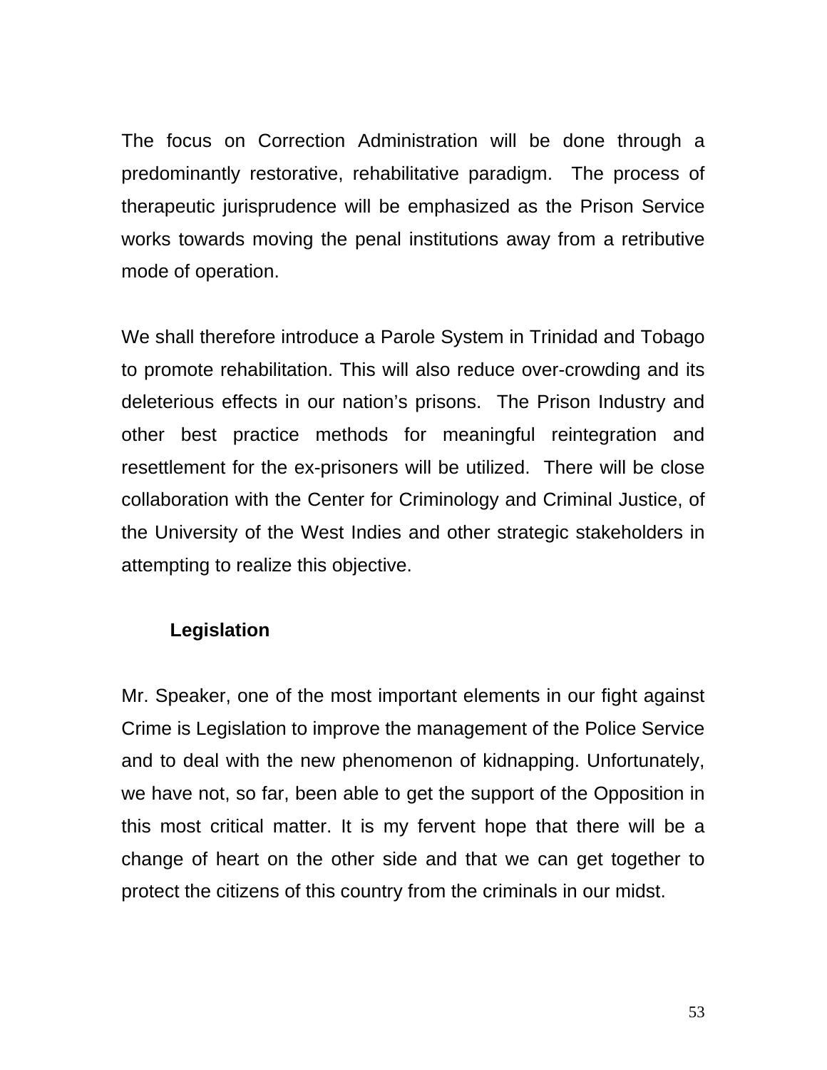The focus on Correction Administration will be done through a predominantly restorative, rehabilitative paradigm. The process of therapeutic jurisprudence will be emphasized as the Prison Service works towards moving the penal institutions away from a retributive mode of operation.

We shall therefore introduce a Parole System in Trinidad and Tobago to promote rehabilitation. This will also reduce over-crowding and its deleterious effects in our nation's prisons. The Prison Industry and other best practice methods for meaningful reintegration and resettlement for the ex-prisoners will be utilized. There will be close collaboration with the Center for Criminology and Criminal Justice, of the University of the West Indies and other strategic stakeholders in attempting to realize this objective.

## Legislation

Mr. Speaker, one of the most important elements in our fight against Crime is Legislation to improve the management of the Police Service and to deal with the new phenomenon of kidnapping. Unfortunately, we have not, so far, been able to get the support of the Opposition in this most critical matter. It is my fervent hope that there will be a change of heart on the other side and that we can get together to protect the citizens of this country from the criminals in our midst.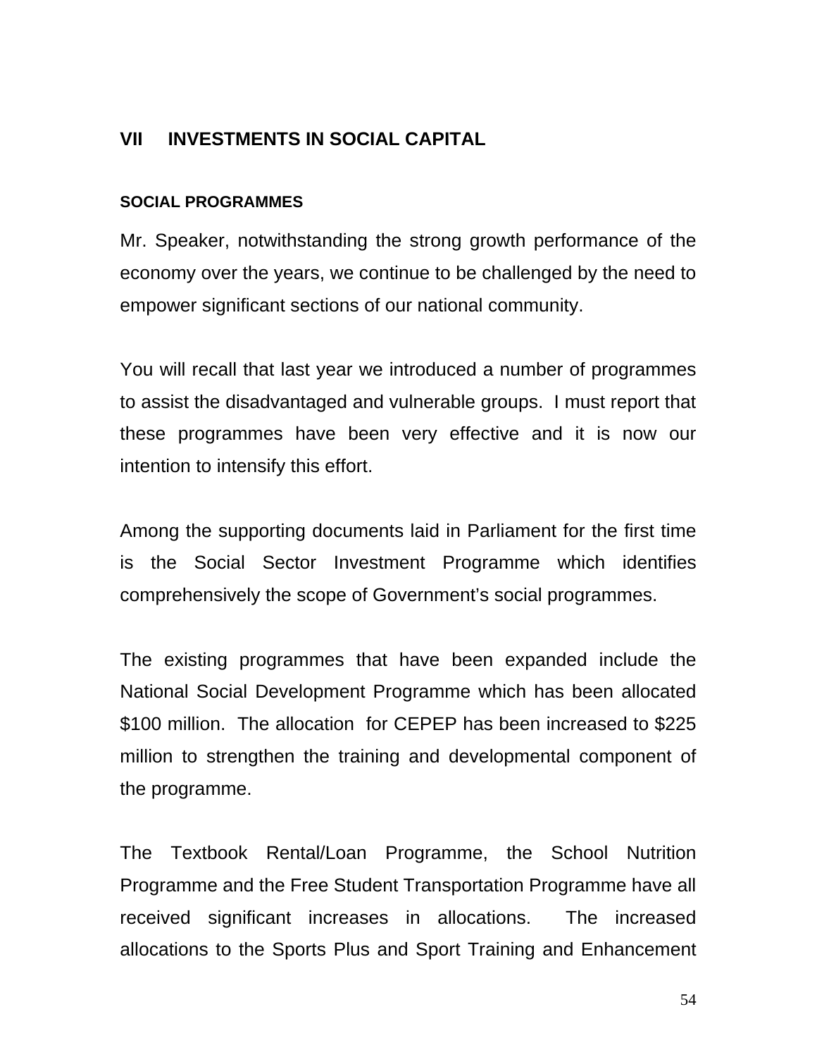## VII INVESTMENTS IN SOCIAL CAPITAL

### SOCIAL PROGRAMMES

Mr. Speaker, notwithstanding the strong growth performance of the economy over the years, we continue to be challenged by the need to empower significant sections of our national community.

You will recall that last year we introduced a number of programmes to assist the disadvantaged and vulnerable groups. I must report that these programmes have been very effective and it is now our intention to intensify this effort.

Among the supporting documents laid in Parliament for the first time is the Social Sector Investment Programme which identifies comprehensively the scope of Government's social programmes.

The existing programmes that have been expanded include the National Social Development Programme which has been allocated $100 million. The allocation for CEPEP has been increased to $225 million to strengthen the training and developmental component of the programme.

The Textbook Rental/Loan Programme, the School Nutrition Programme and the Free Student Transportation Programme have all received significant increases in allocations. The increased allocations to the Sports Plus and Sport Training and Enhancement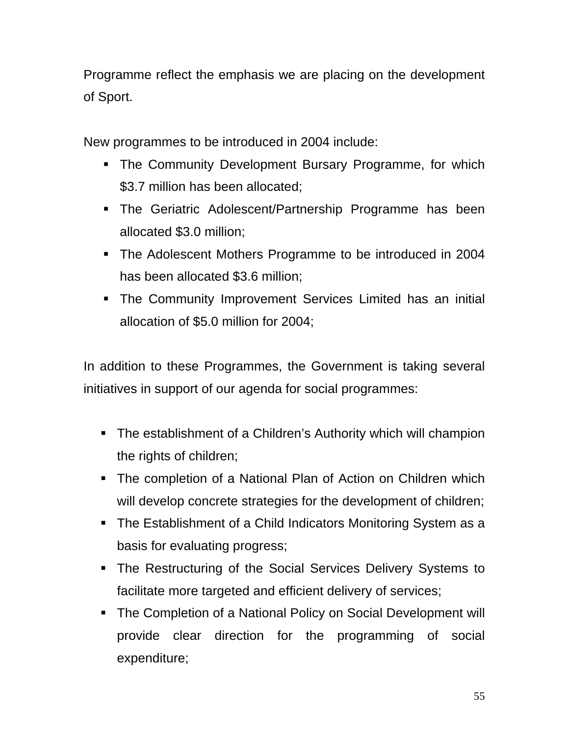Programme reflect the emphasis we are placing on the development of Sport.

New programmes to be introduced in 2004 include:

- The Community Development Bursary Programme, for which $3.7 million has been allocated;
- The Geriatric Adolescent/Partnership Programme has been allocated $3.0 million;
- The Adolescent Mothers Programme to be introduced in 2004 has been allocated $3.6 million;
- The Community Improvement Services Limited has an initial allocation of $5.0 million for 2004;

In addition to these Programmes, the Government is taking several initiatives in support of our agenda for social programmes:

- The establishment of a Children's Authority which will champion the rights of children;
- The completion of a National Plan of Action on Children which will develop concrete strategies for the development of children;
- The Establishment of a Child Indicators Monitoring System as a basis for evaluating progress;
- The Restructuring of the Social Services Delivery Systems to facilitate more targeted and efficient delivery of services;
- The Completion of a National Policy on Social Development will provide clear direction for the programming of social expenditure;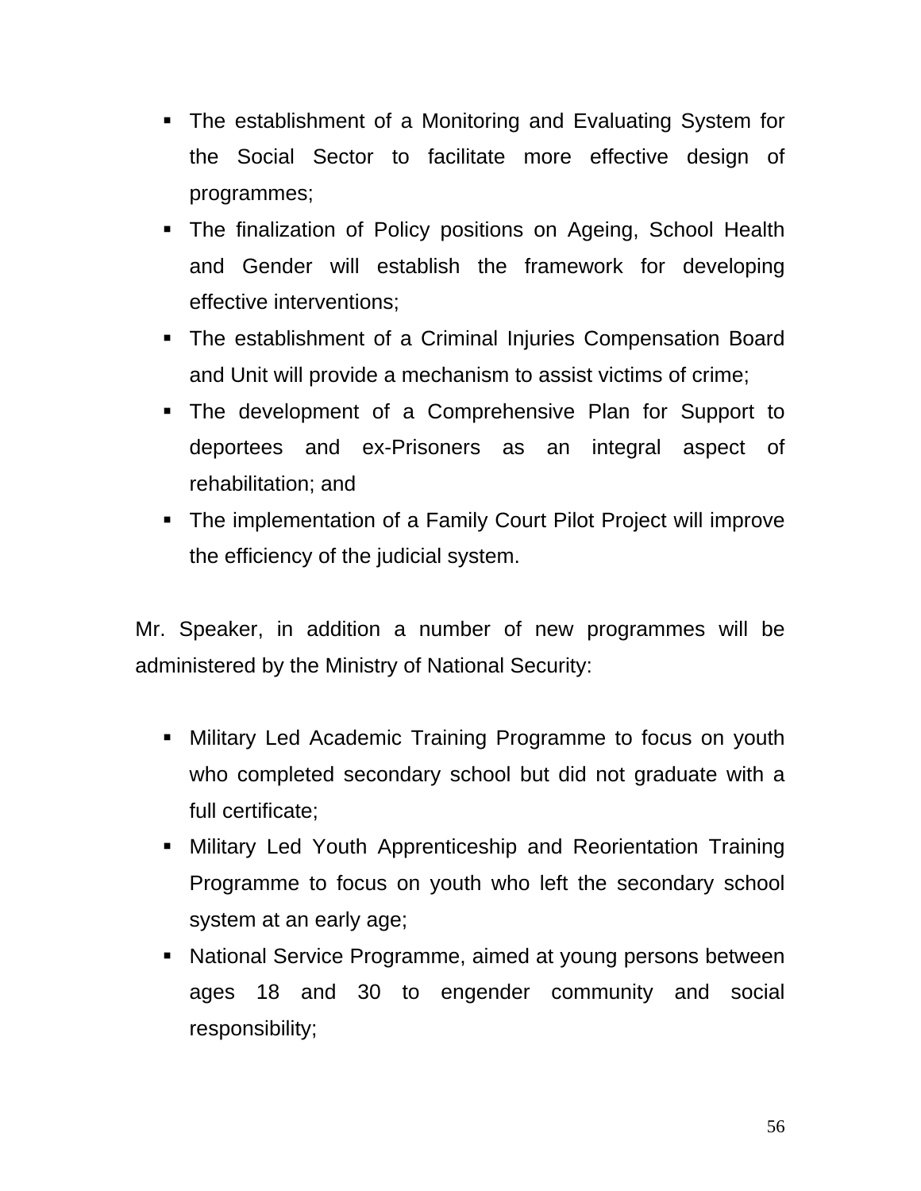- The establishment of a Monitoring and Evaluating System for the Social Sector to facilitate more effective design of programmes;
- The finalization of Policy positions on Ageing, School Health and Gender will establish the framework for developing effective interventions;
- The establishment of a Criminal Injuries Compensation Board and Unit will provide a mechanism to assist victims of crime;
- The development of a Comprehensive Plan for Support to deportees and ex-Prisoners as an integral aspect of rehabilitation; and
- The implementation of a Family Court Pilot Project will improve the efficiency of the judicial system.

Mr. Speaker, in addition a number of new programmes will be administered by the Ministry of National Security:

- Military Led Academic Training Programme to focus on youth who completed secondary school but did not graduate with a full certificate;
- Military Led Youth Apprenticeship and Reorientation Training Programme to focus on youth who left the secondary school system at an early age;
- National Service Programme, aimed at young persons between ages 18 and 30 to engender community and social responsibility;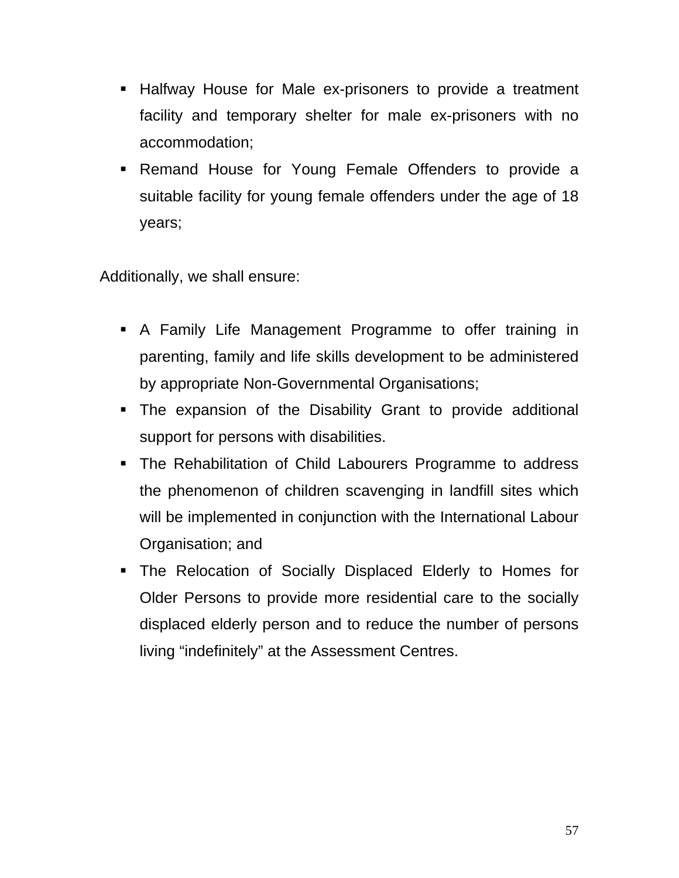- Halfway House for Male ex-prisoners to provide a treatment facility and temporary shelter for male ex-prisoners with no accommodation;
- Remand House for Young Female Offenders to provide a suitable facility for young female offenders under the age of 18 years;

Additionally, we shall ensure:

- A Family Life Management Programme to offer training in parenting, family and life skills development to be administered by appropriate Non-Governmental Organisations;
- The expansion of the Disability Grant to provide additional support for persons with disabilities.
- The Rehabilitation of Child Labourers Programme to address the phenomenon of children scavenging in landfill sites which will be implemented in conjunction with the International Labour Organisation; and
- The Relocation of Socially Displaced Elderly to Homes for Older Persons to provide more residential care to the socially displaced elderly person and to reduce the number of persons living "indefinitely" at the Assessment Centres.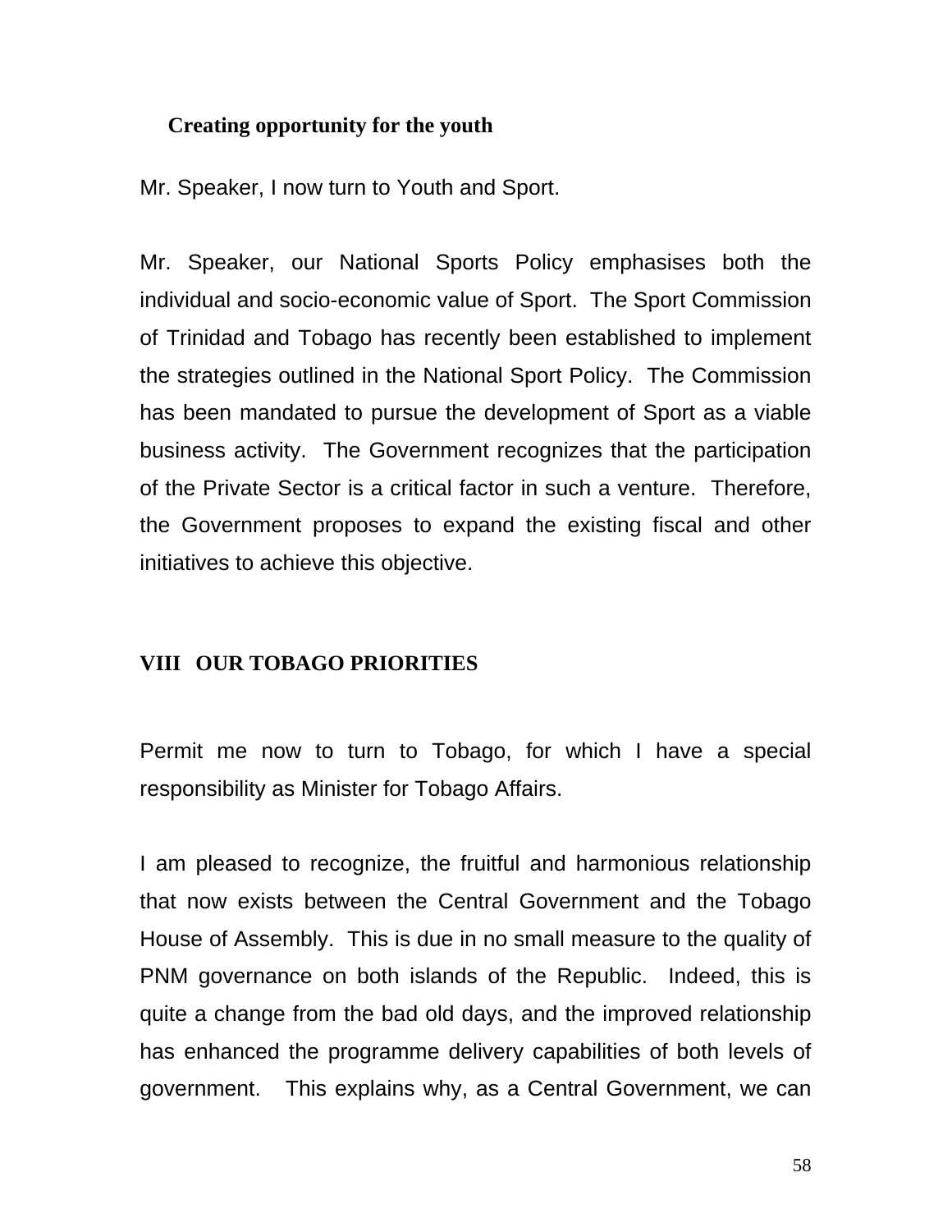### Creating opportunity for the youth

Mr. Speaker, I now turn to Youth and Sport.

Mr. Speaker, our National Sports Policy emphasises both the individual and socio-economic value of Sport. The Sport Commission of Trinidad and Tobago has recently been established to implement the strategies outlined in the National Sport Policy. The Commission has been mandated to pursue the development of Sport as a viable business activity. The Government recognizes that the participation of the Private Sector is a critical factor in such a venture. Therefore, the Government proposes to expand the existing fiscal and other initiatives to achieve this objective.

## VIII OUR TOBAGO PRIORITIES

Permit me now to turn to Tobago, for which I have a special responsibility as Minister for Tobago Affairs.

I am pleased to recognize, the fruitful and harmonious relationship that now exists between the Central Government and the Tobago House of Assembly. This is due in no small measure to the quality of PNM governance on both islands of the Republic. Indeed, this is quite a change from the bad old days, and the improved relationship has enhanced the programme delivery capabilities of both levels of government. This explains why, as a Central Government, we can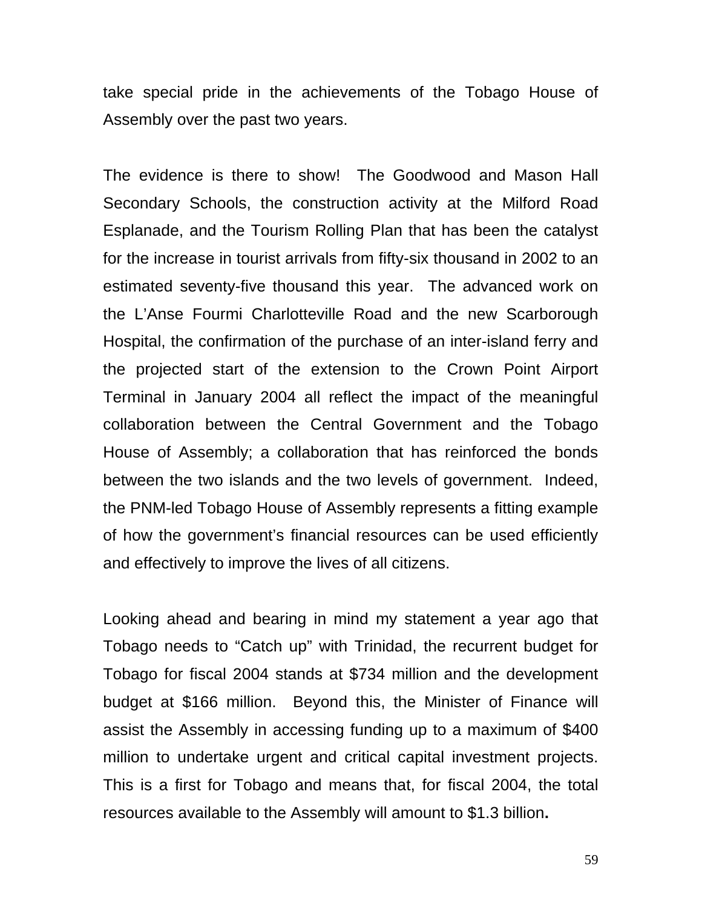take special pride in the achievements of the Tobago House of Assembly over the past two years.

The evidence is there to show!  The Goodwood and Mason Hall Secondary Schools, the construction activity at the Milford Road Esplanade, and the Tourism Rolling Plan that has been the catalyst for the increase in tourist arrivals from fifty-six thousand in 2002 to an estimated seventy-five thousand this year.  The advanced work on the L'Anse Fourmi Charlotteville Road and the new Scarborough Hospital, the confirmation of the purchase of an inter-island ferry and the projected start of the extension to the Crown Point Airport Terminal in January 2004 all reflect the impact of the meaningful collaboration between the Central Government and the Tobago House of Assembly; a collaboration that has reinforced the bonds between the two islands and the two levels of government.  Indeed, the PNM-led Tobago House of Assembly represents a fitting example of how the government's financial resources can be used efficiently and effectively to improve the lives of all citizens.

Looking ahead and bearing in mind my statement a year ago that Tobago needs to "Catch up" with Trinidad, the recurrent budget for Tobago for fiscal 2004 stands at $734 million and the development budget at $166 million.  Beyond this, the Minister of Finance will assist the Assembly in accessing funding up to a maximum of $400 million to undertake urgent and critical capital investment projects. This is a first for Tobago and means that, for fiscal 2004, the total resources available to the Assembly will amount to $1.3 billion**.**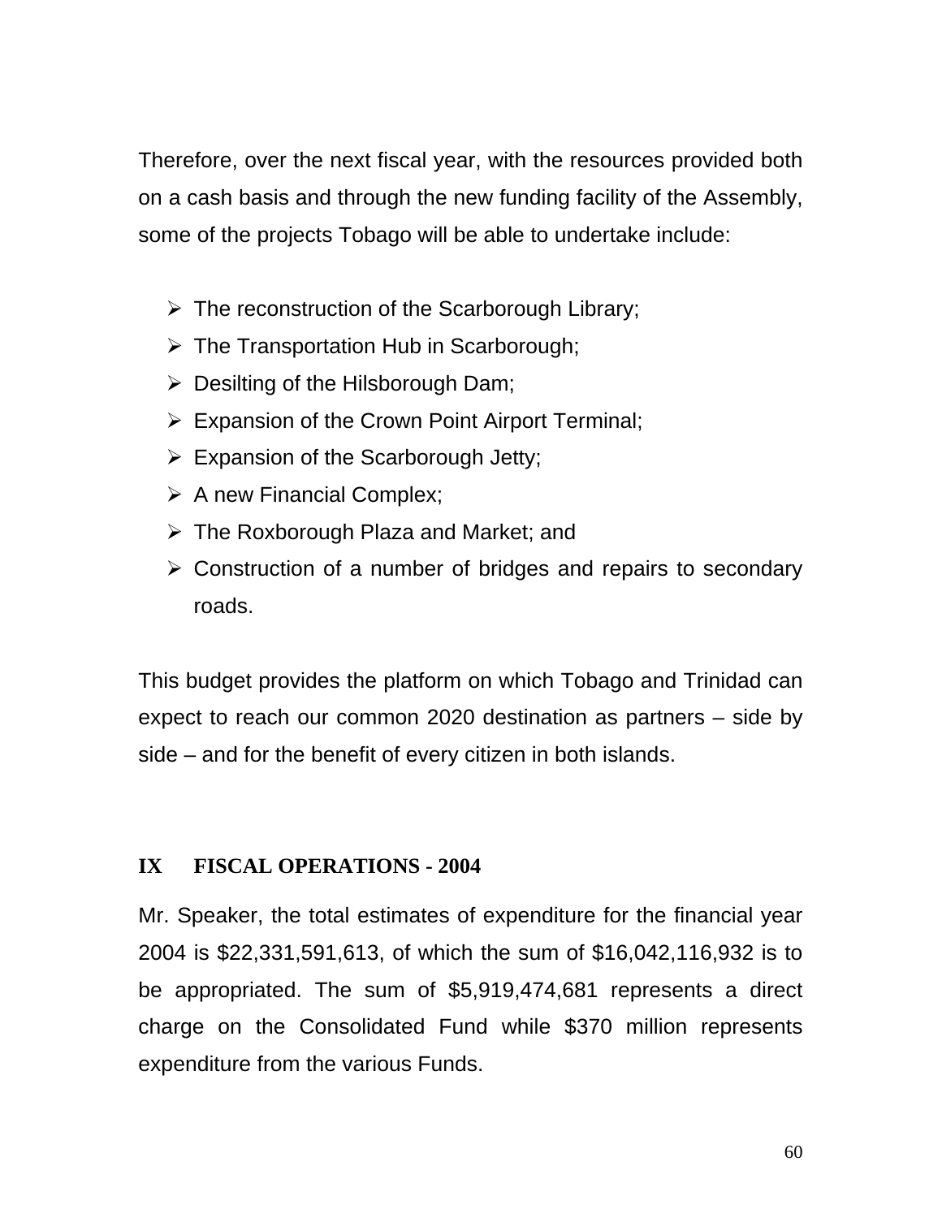Therefore, over the next fiscal year, with the resources provided both on a cash basis and through the new funding facility of the Assembly, some of the projects Tobago will be able to undertake include:

- The reconstruction of the Scarborough Library;
- The Transportation Hub in Scarborough;
- Desilting of the Hilsborough Dam;
- Expansion of the Crown Point Airport Terminal;
- Expansion of the Scarborough Jetty;
- A new Financial Complex;
- The Roxborough Plaza and Market; and
- Construction of a number of bridges and repairs to secondary roads.

This budget provides the platform on which Tobago and Trinidad can expect to reach our common 2020 destination as partners – side by side – and for the benefit of every citizen in both islands.

## IX FISCAL OPERATIONS - 2004

Mr. Speaker, the total estimates of expenditure for the financial year 2004 is $22,331,591,613, of which the sum of $16,042,116,932 is to be appropriated. The sum of $5,919,474,681 represents a direct charge on the Consolidated Fund while $370 million represents expenditure from the various Funds.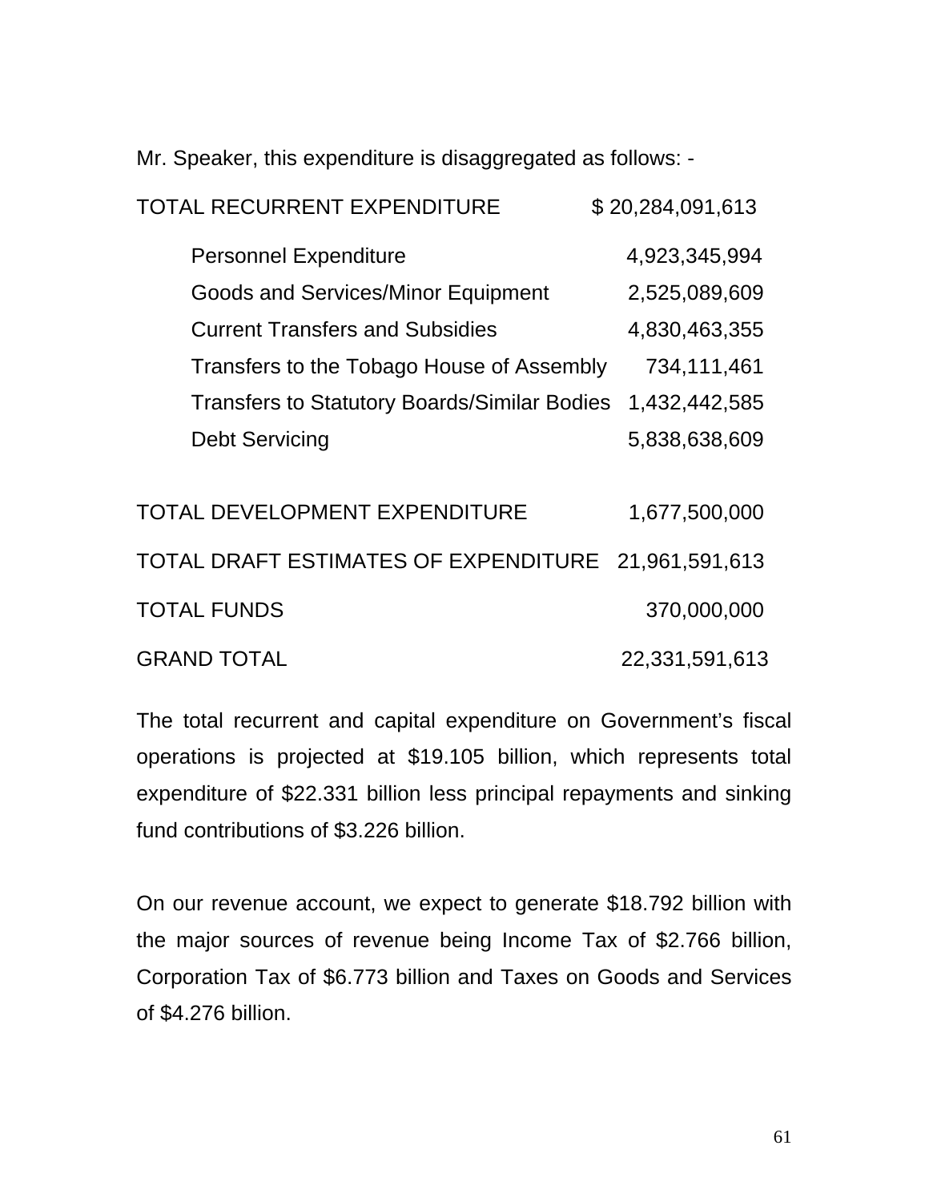Mr. Speaker, this expenditure is disaggregated as follows: -

| | |
|---|---|
| TOTAL RECURRENT EXPENDITURE | $ 20,284,091,613 |
| Personnel Expenditure | 4,923,345,994 |
| Goods and Services/Minor Equipment | 2,525,089,609 |
| Current Transfers and Subsidies | 4,830,463,355 |
| Transfers to the Tobago House of Assembly | 734,111,461 |
| Transfers to Statutory Boards/Similar Bodies | 1,432,442,585 |
| Debt Servicing | 5,838,638,609 |
| TOTAL DEVELOPMENT EXPENDITURE | 1,677,500,000 |
| TOTAL DRAFT ESTIMATES OF EXPENDITURE | 21,961,591,613 |
| TOTAL FUNDS | 370,000,000 |
| GRAND TOTAL | 22,331,591,613 |

The total recurrent and capital expenditure on Government's fiscal operations is projected at $19.105 billion, which represents total expenditure of $22.331 billion less principal repayments and sinking fund contributions of $3.226 billion.

On our revenue account, we expect to generate $18.792 billion with the major sources of revenue being Income Tax of $2.766 billion, Corporation Tax of $6.773 billion and Taxes on Goods and Services of $4.276 billion.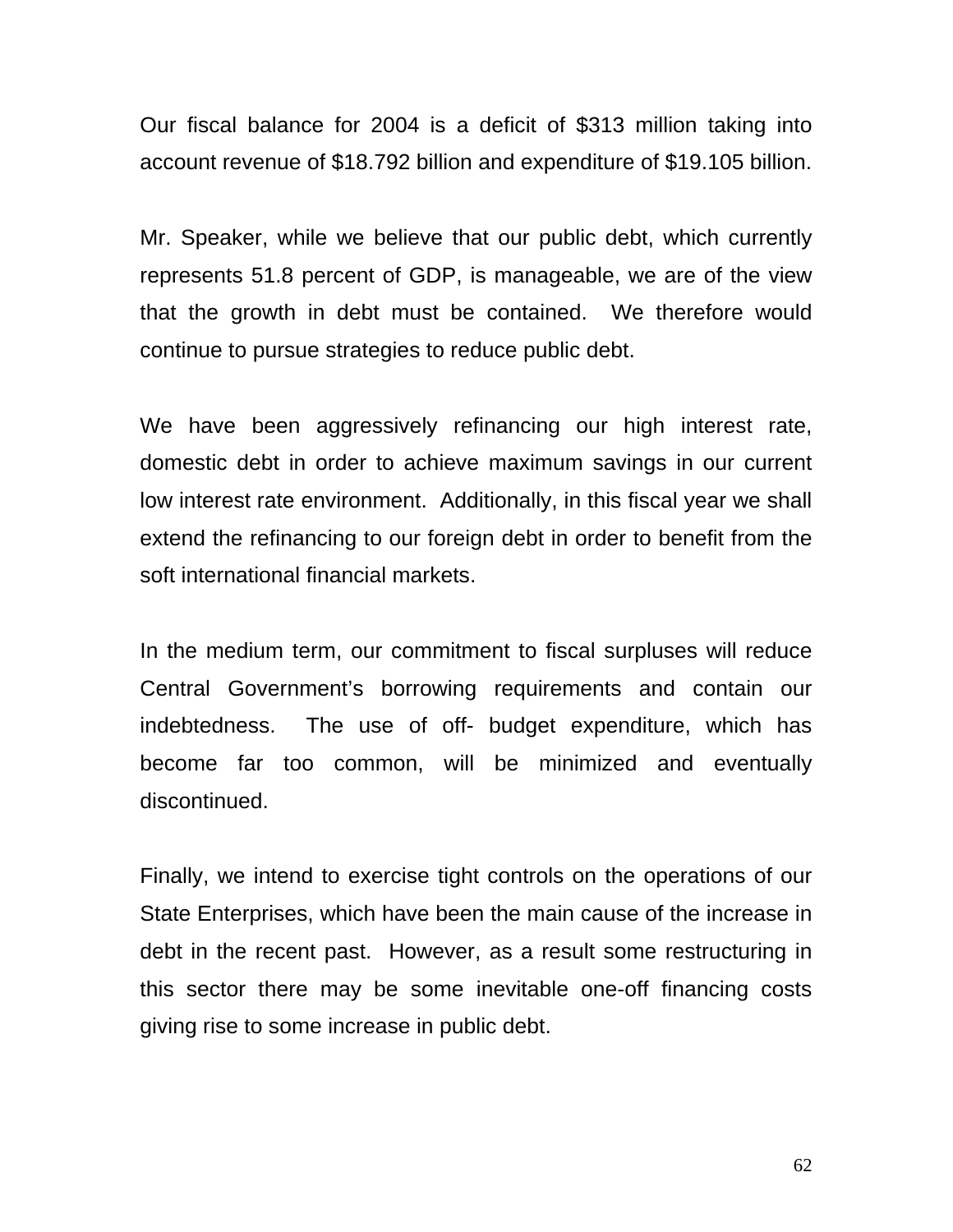Our fiscal balance for 2004 is a deficit of $313 million taking into account revenue of $18.792 billion and expenditure of $19.105 billion.

Mr. Speaker, while we believe that our public debt, which currently represents 51.8 percent of GDP, is manageable, we are of the view that the growth in debt must be contained. We therefore would continue to pursue strategies to reduce public debt.

We have been aggressively refinancing our high interest rate, domestic debt in order to achieve maximum savings in our current low interest rate environment. Additionally, in this fiscal year we shall extend the refinancing to our foreign debt in order to benefit from the soft international financial markets.

In the medium term, our commitment to fiscal surpluses will reduce Central Government's borrowing requirements and contain our indebtedness. The use of off- budget expenditure, which has become far too common, will be minimized and eventually discontinued.

Finally, we intend to exercise tight controls on the operations of our State Enterprises, which have been the main cause of the increase in debt in the recent past. However, as a result some restructuring in this sector there may be some inevitable one-off financing costs giving rise to some increase in public debt.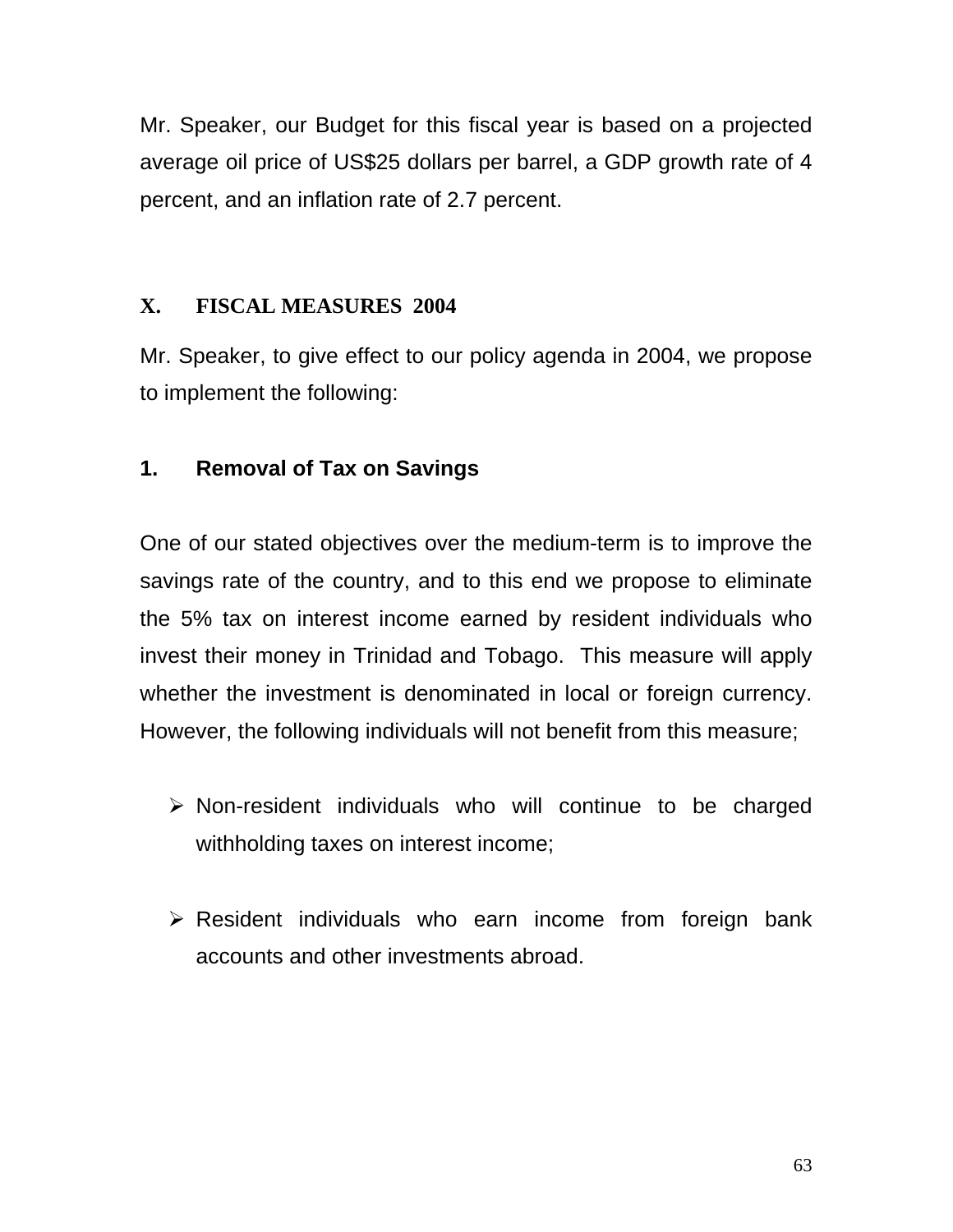Mr. Speaker, our Budget for this fiscal year is based on a projected average oil price of US$25 dollars per barrel, a GDP growth rate of 4 percent, and an inflation rate of 2.7 percent.

## X. FISCAL MEASURES 2004

Mr. Speaker, to give effect to our policy agenda in 2004, we propose to implement the following:

### 1. Removal of Tax on Savings

One of our stated objectives over the medium-term is to improve the savings rate of the country, and to this end we propose to eliminate the 5% tax on interest income earned by resident individuals who invest their money in Trinidad and Tobago. This measure will apply whether the investment is denominated in local or foreign currency. However, the following individuals will not benefit from this measure;

- Non-resident individuals who will continue to be charged withholding taxes on interest income;
- Resident individuals who earn income from foreign bank accounts and other investments abroad.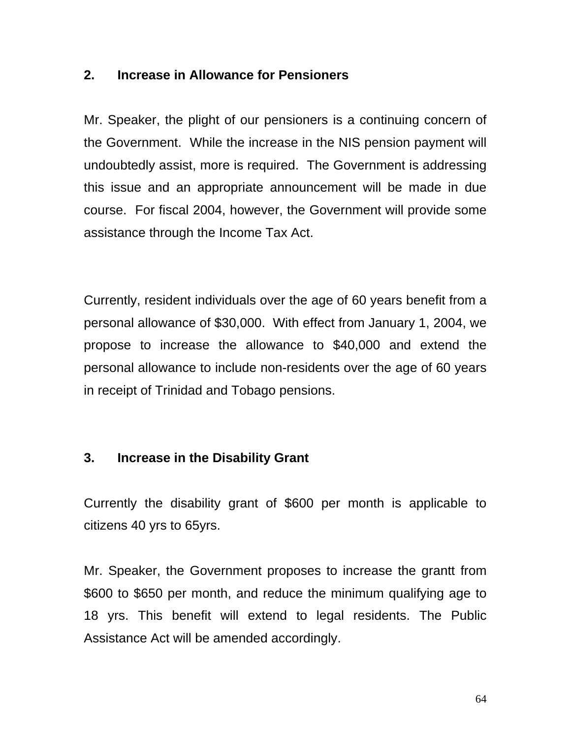## 2. Increase in Allowance for Pensioners

Mr. Speaker, the plight of our pensioners is a continuing concern of the Government. While the increase in the NIS pension payment will undoubtedly assist, more is required. The Government is addressing this issue and an appropriate announcement will be made in due course. For fiscal 2004, however, the Government will provide some assistance through the Income Tax Act.

Currently, resident individuals over the age of 60 years benefit from a personal allowance of $30,000. With effect from January 1, 2004, we propose to increase the allowance to $40,000 and extend the personal allowance to include non-residents over the age of 60 years in receipt of Trinidad and Tobago pensions.

## 3. Increase in the Disability Grant

Currently the disability grant of $600 per month is applicable to citizens 40 yrs to 65yrs.

Mr. Speaker, the Government proposes to increase the grantt from $600 to $650 per month, and reduce the minimum qualifying age to 18 yrs. This benefit will extend to legal residents. The Public Assistance Act will be amended accordingly.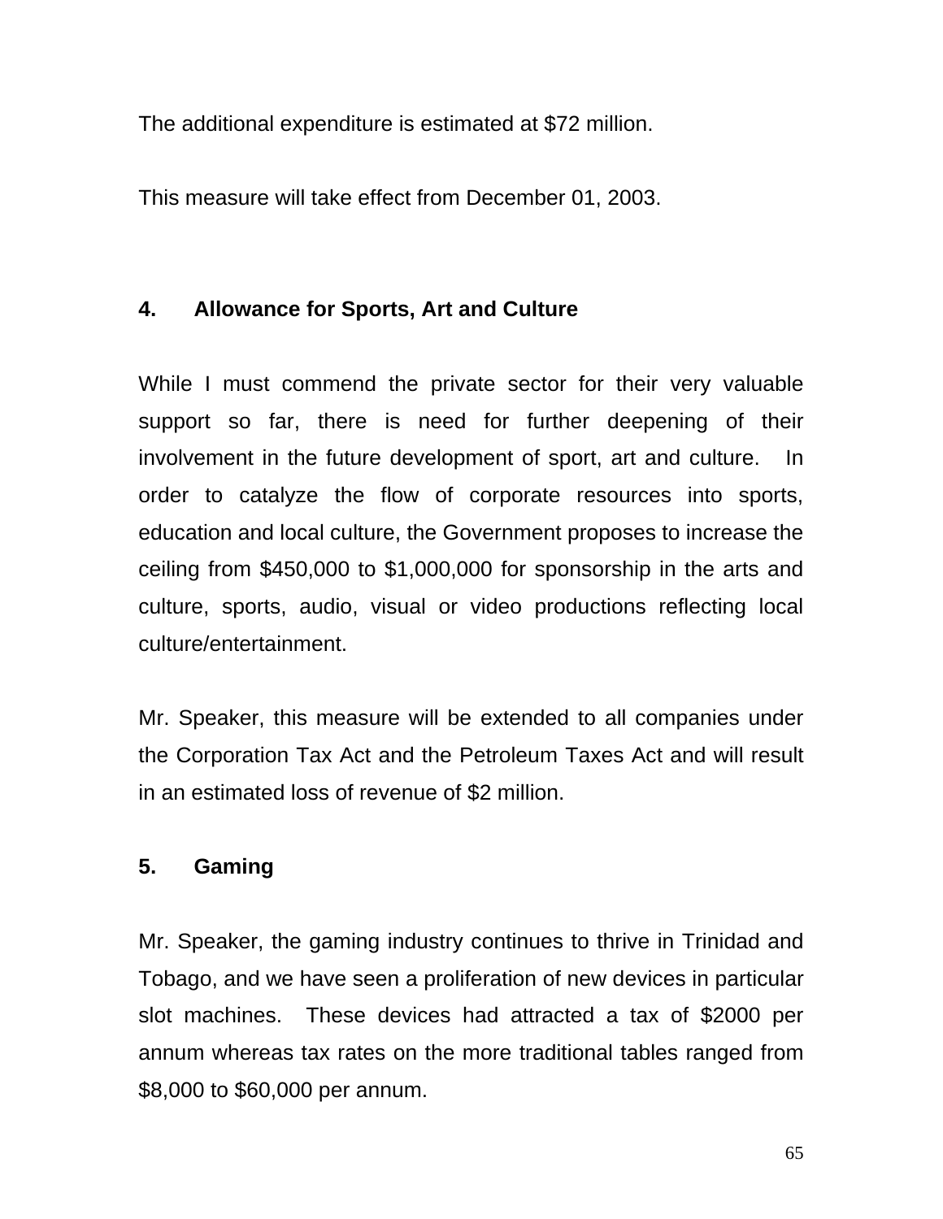The additional expenditure is estimated at $72 million.

This measure will take effect from December 01, 2003.

**4. Allowance for Sports, Art and Culture**

While I must commend the private sector for their very valuable support so far, there is need for further deepening of their involvement in the future development of sport, art and culture. In order to catalyze the flow of corporate resources into sports, education and local culture, the Government proposes to increase the ceiling from $450,000 to $1,000,000 for sponsorship in the arts and culture, sports, audio, visual or video productions reflecting local culture/entertainment.

Mr. Speaker, this measure will be extended to all companies under the Corporation Tax Act and the Petroleum Taxes Act and will result in an estimated loss of revenue of $2 million.

**5. Gaming**

Mr. Speaker, the gaming industry continues to thrive in Trinidad and Tobago, and we have seen a proliferation of new devices in particular slot machines. These devices had attracted a tax of $2000 per annum whereas tax rates on the more traditional tables ranged from $8,000 to $60,000 per annum.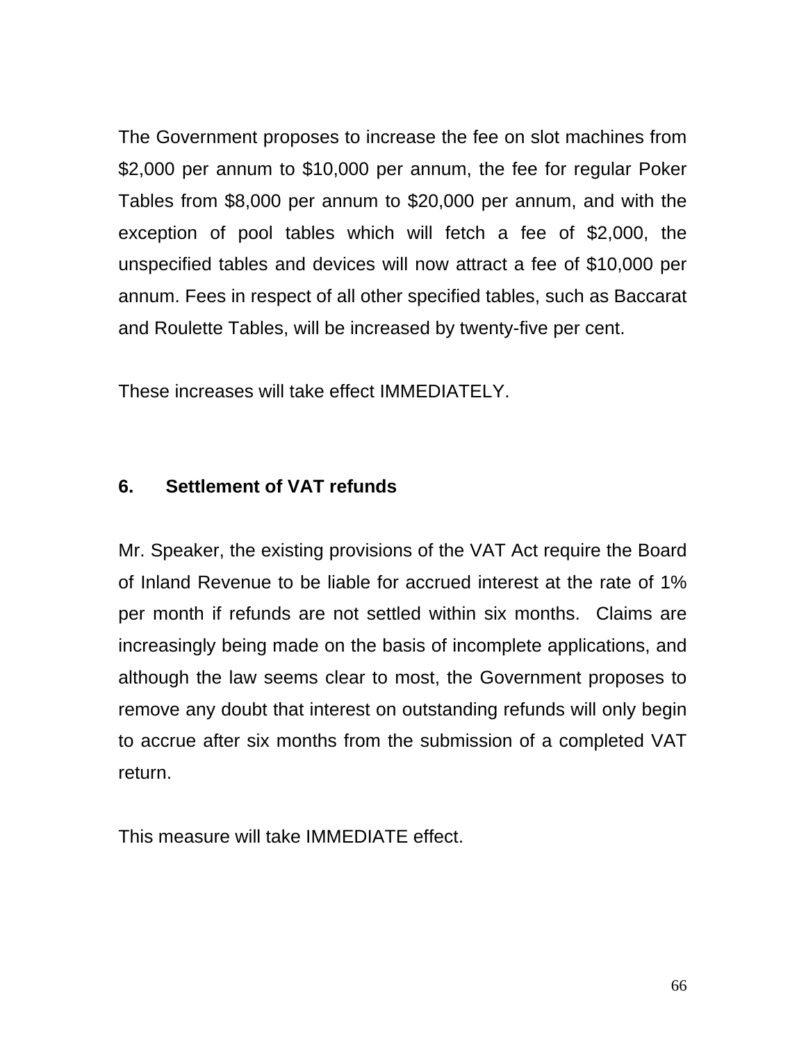The Government proposes to increase the fee on slot machines from $2,000 per annum to $10,000 per annum, the fee for regular Poker Tables from $8,000 per annum to $20,000 per annum, and with the exception of pool tables which will fetch a fee of $2,000, the unspecified tables and devices will now attract a fee of $10,000 per annum. Fees in respect of all other specified tables, such as Baccarat and Roulette Tables, will be increased by twenty-five per cent.

These increases will take effect IMMEDIATELY.

### 6. Settlement of VAT refunds

Mr. Speaker, the existing provisions of the VAT Act require the Board of Inland Revenue to be liable for accrued interest at the rate of 1% per month if refunds are not settled within six months. Claims are increasingly being made on the basis of incomplete applications, and although the law seems clear to most, the Government proposes to remove any doubt that interest on outstanding refunds will only begin to accrue after six months from the submission of a completed VAT return.

This measure will take IMMEDIATE effect.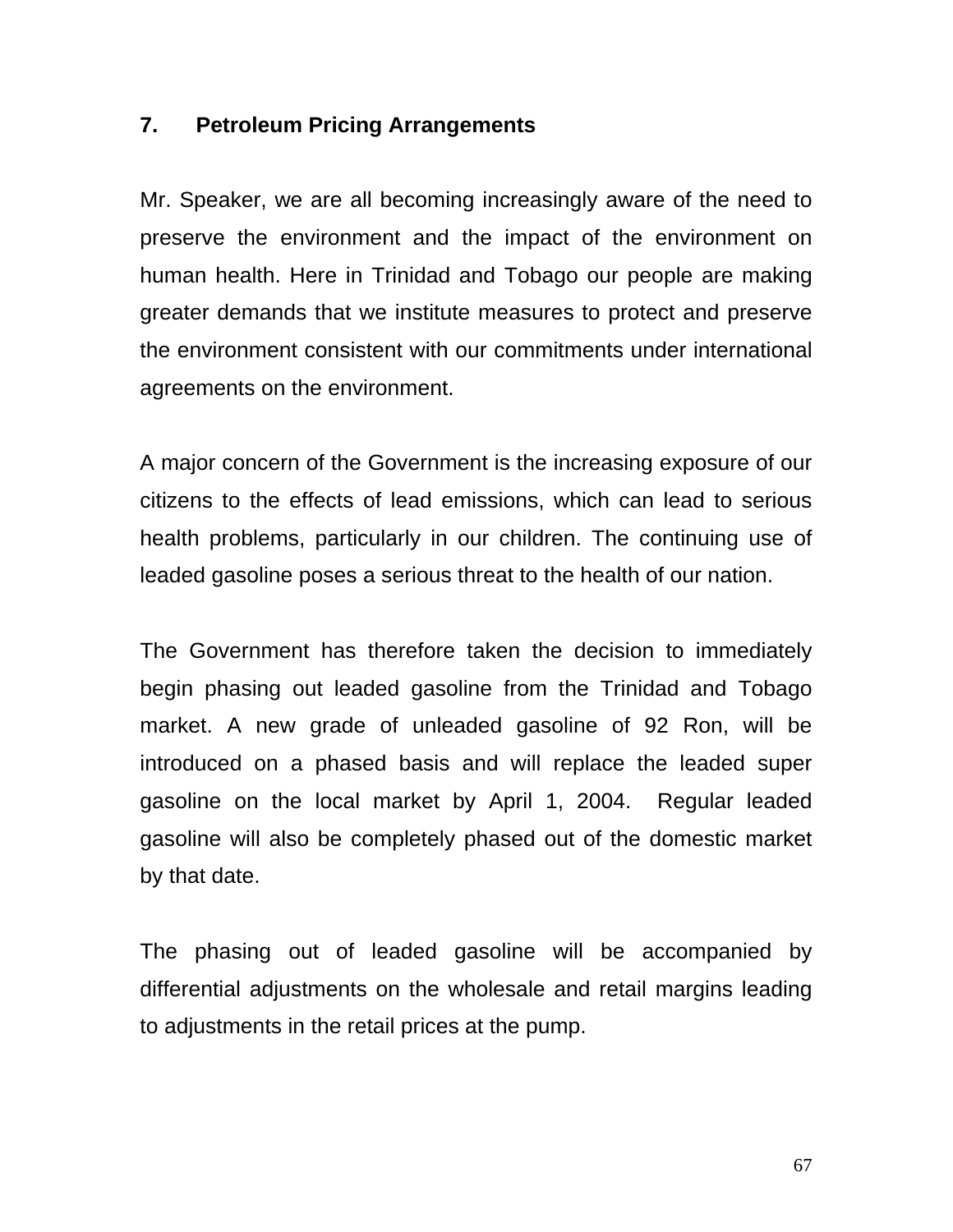## 7. Petroleum Pricing Arrangements

Mr. Speaker, we are all becoming increasingly aware of the need to preserve the environment and the impact of the environment on human health. Here in Trinidad and Tobago our people are making greater demands that we institute measures to protect and preserve the environment consistent with our commitments under international agreements on the environment.

A major concern of the Government is the increasing exposure of our citizens to the effects of lead emissions, which can lead to serious health problems, particularly in our children. The continuing use of leaded gasoline poses a serious threat to the health of our nation.

The Government has therefore taken the decision to immediately begin phasing out leaded gasoline from the Trinidad and Tobago market. A new grade of unleaded gasoline of 92 Ron, will be introduced on a phased basis and will replace the leaded super gasoline on the local market by April 1, 2004. Regular leaded gasoline will also be completely phased out of the domestic market by that date.

The phasing out of leaded gasoline will be accompanied by differential adjustments on the wholesale and retail margins leading to adjustments in the retail prices at the pump.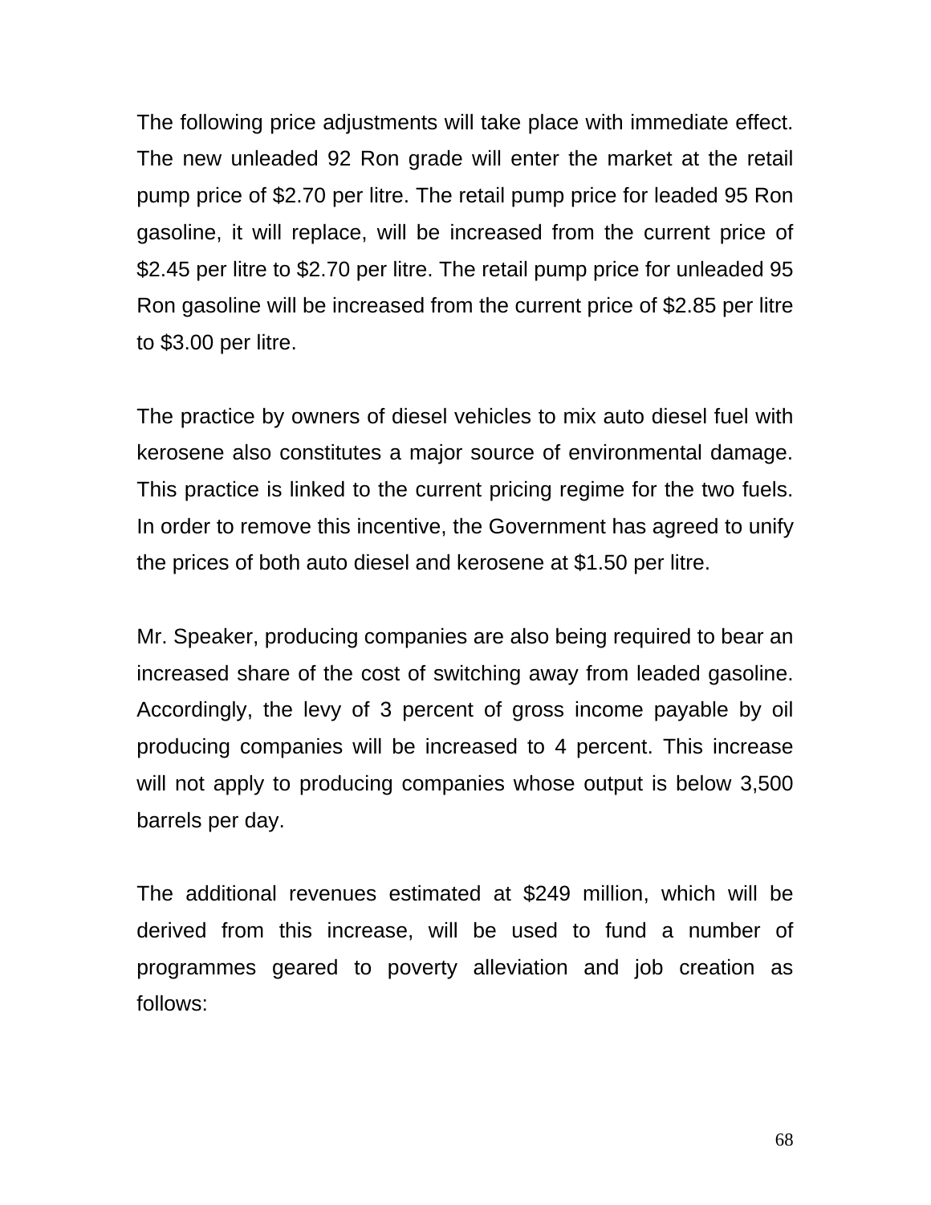The following price adjustments will take place with immediate effect. The new unleaded 92 Ron grade will enter the market at the retail pump price of $2.70 per litre. The retail pump price for leaded 95 Ron gasoline, it will replace, will be increased from the current price of $2.45 per litre to $2.70 per litre. The retail pump price for unleaded 95 Ron gasoline will be increased from the current price of $2.85 per litre to $3.00 per litre.

The practice by owners of diesel vehicles to mix auto diesel fuel with kerosene also constitutes a major source of environmental damage. This practice is linked to the current pricing regime for the two fuels. In order to remove this incentive, the Government has agreed to unify the prices of both auto diesel and kerosene at $1.50 per litre.

Mr. Speaker, producing companies are also being required to bear an increased share of the cost of switching away from leaded gasoline. Accordingly, the levy of 3 percent of gross income payable by oil producing companies will be increased to 4 percent. This increase will not apply to producing companies whose output is below 3,500 barrels per day.

The additional revenues estimated at $249 million, which will be derived from this increase, will be used to fund a number of programmes geared to poverty alleviation and job creation as follows: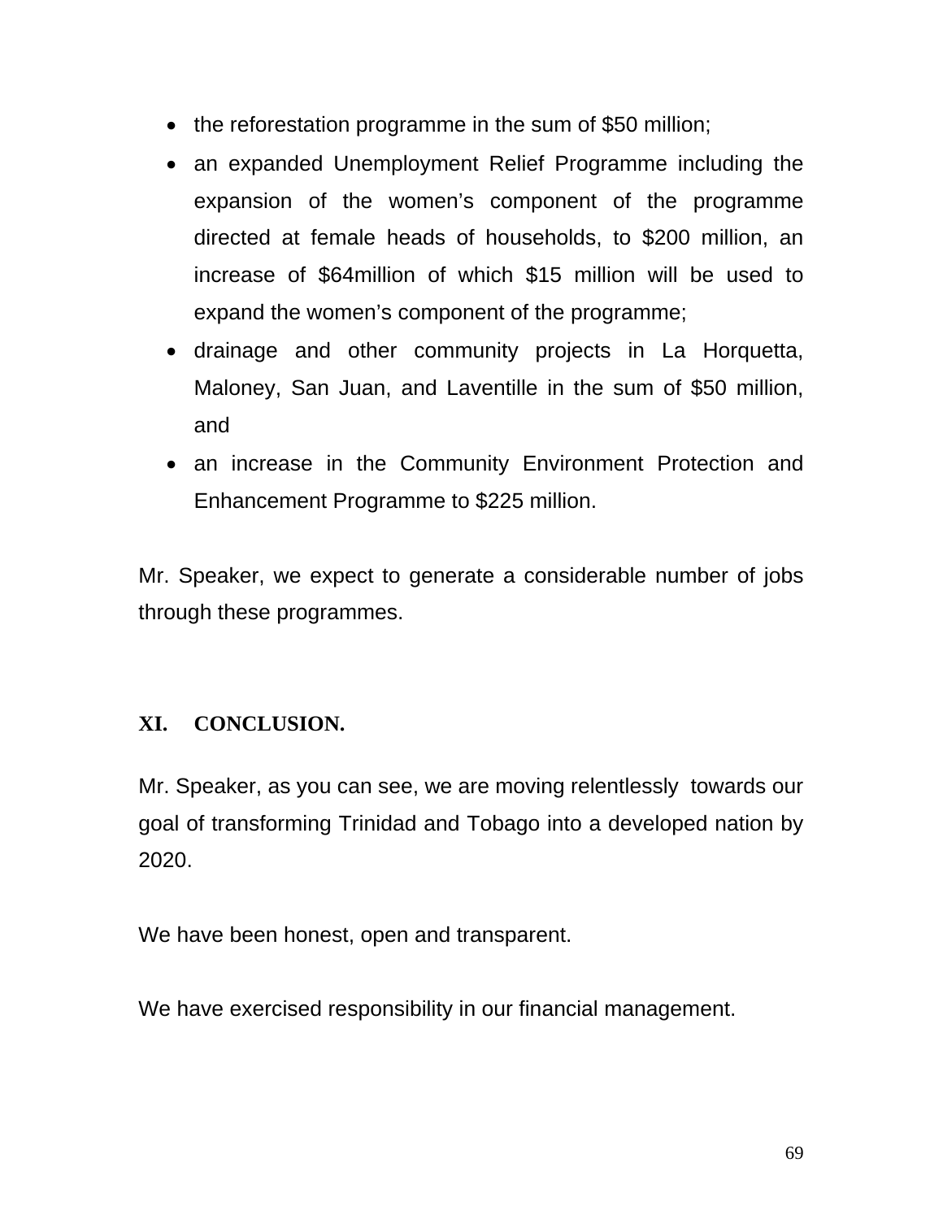- the reforestation programme in the sum of $50 million;
- an expanded Unemployment Relief Programme including the expansion of the women's component of the programme directed at female heads of households, to $200 million, an increase of $64million of which $15 million will be used to expand the women's component of the programme;
- drainage and other community projects in La Horquetta, Maloney, San Juan, and Laventille in the sum of $50 million, and
- an increase in the Community Environment Protection and Enhancement Programme to $225 million.

Mr. Speaker, we expect to generate a considerable number of jobs through these programmes.

## XI. CONCLUSION.

Mr. Speaker, as you can see, we are moving relentlessly towards our goal of transforming Trinidad and Tobago into a developed nation by 2020.

We have been honest, open and transparent.

We have exercised responsibility in our financial management.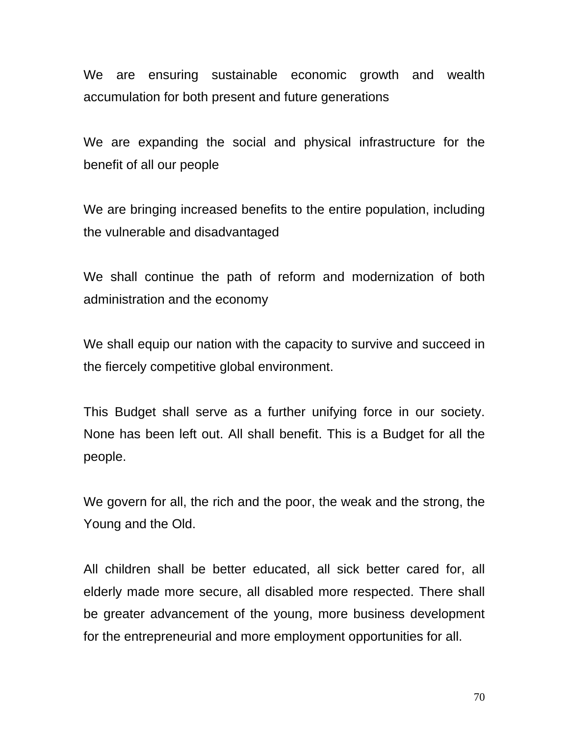We are ensuring sustainable economic growth and wealth accumulation for both present and future generations

We are expanding the social and physical infrastructure for the benefit of all our people

We are bringing increased benefits to the entire population, including the vulnerable and disadvantaged

We shall continue the path of reform and modernization of both administration and the economy

We shall equip our nation with the capacity to survive and succeed in the fiercely competitive global environment.

This Budget shall serve as a further unifying force in our society. None has been left out. All shall benefit. This is a Budget for all the people.

We govern for all, the rich and the poor, the weak and the strong, the Young and the Old.

All children shall be better educated, all sick better cared for, all elderly made more secure, all disabled more respected. There shall be greater advancement of the young, more business development for the entrepreneurial and more employment opportunities for all.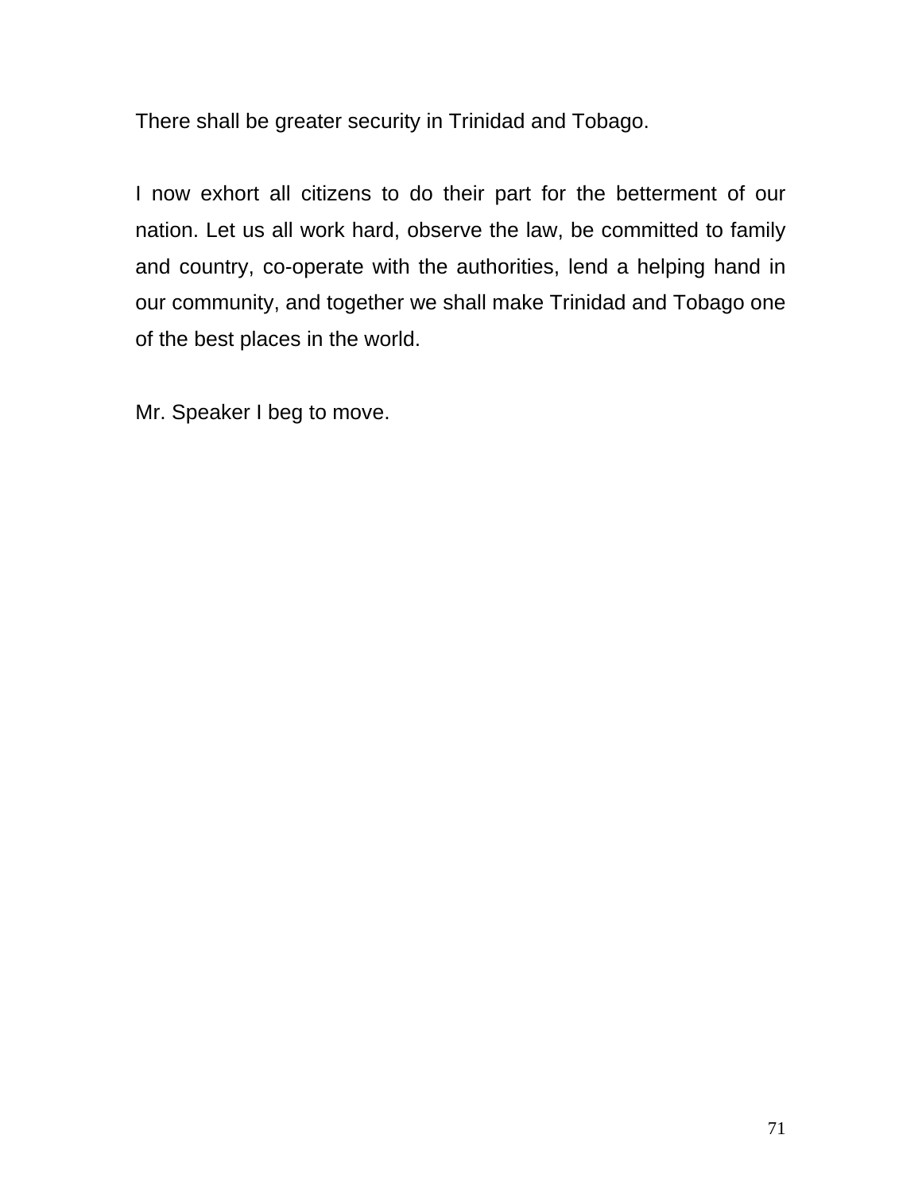There shall be greater security in Trinidad and Tobago.

I now exhort all citizens to do their part for the betterment of our nation. Let us all work hard, observe the law, be committed to family and country, co-operate with the authorities, lend a helping hand in our community, and together we shall make Trinidad and Tobago one of the best places in the world.

Mr. Speaker I beg to move.